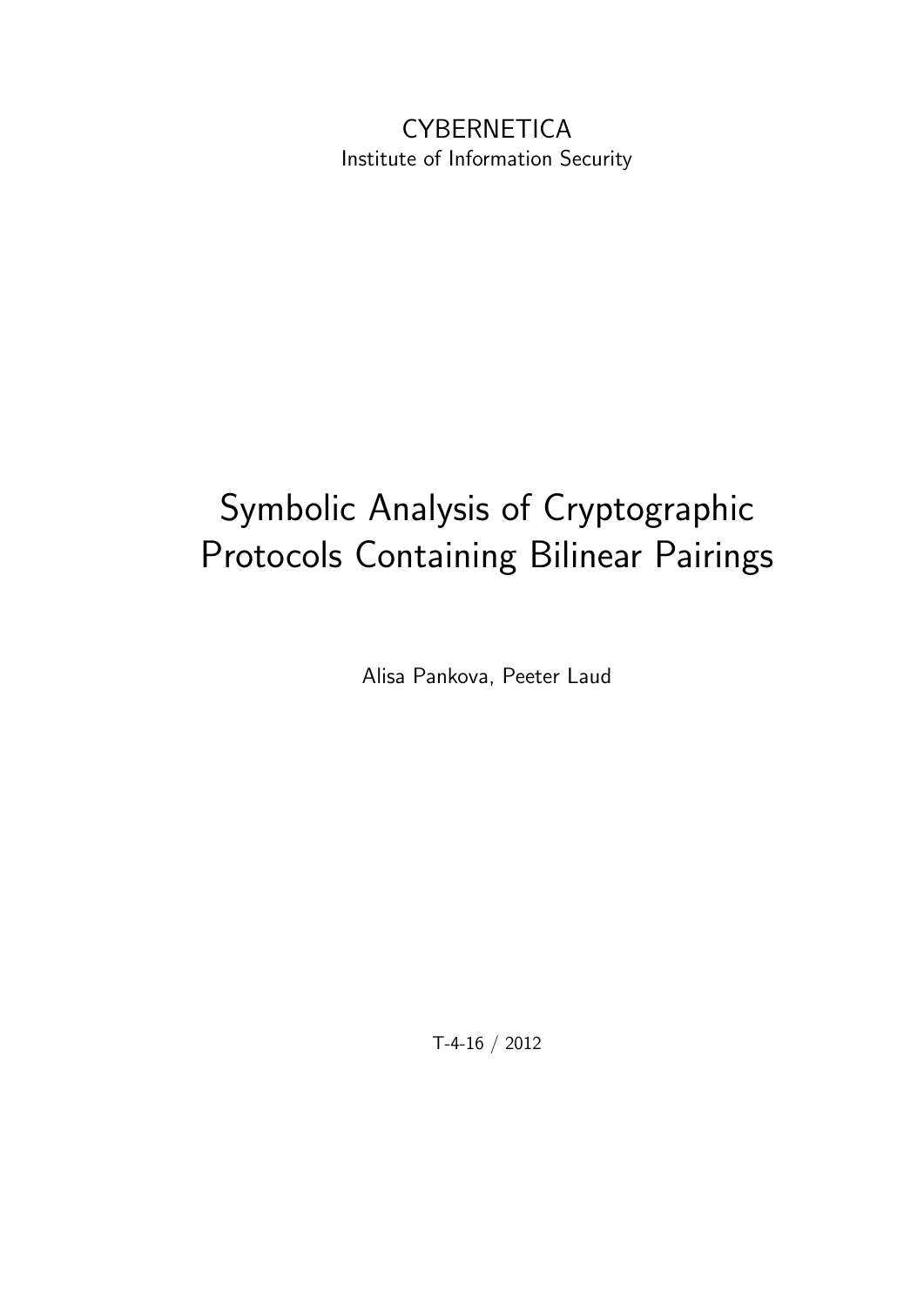CYBERNETICA

Institute of Information Security

# Symbolic Analysis of Cryptographic Protocols Containing Bilinear Pairings

Alisa Pankova, Peeter Laud

T-4-16 / 2012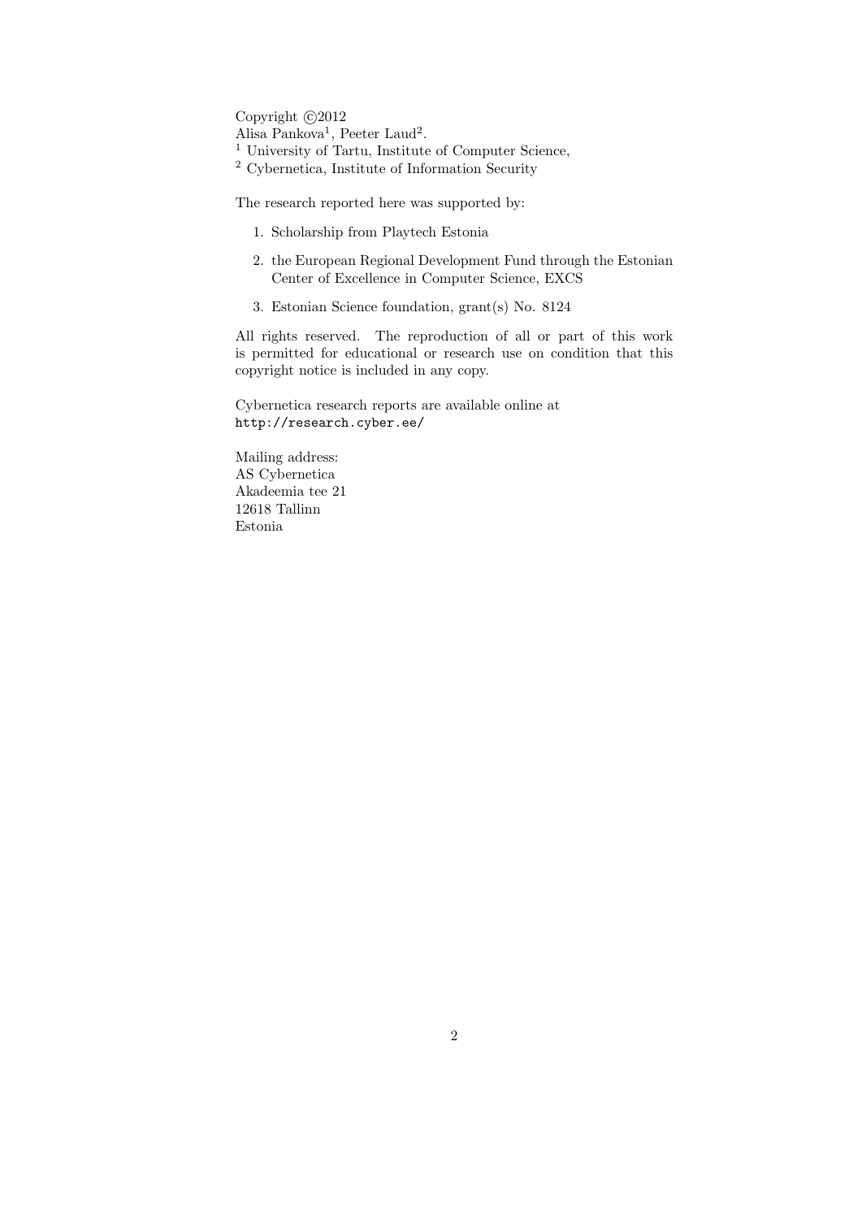Copyright ©2012
Alisa Pankova[1], Peeter Laud[2].
[1] University of Tartu, Institute of Computer Science,
[2] Cybernetica, Institute of Information Security

The research reported here was supported by:

1. Scholarship from Playtech Estonia
2. the European Regional Development Fund through the Estonian Center of Excellence in Computer Science, EXCS
3. Estonian Science foundation, grant(s) No. 8124

All rights reserved. The reproduction of all or part of this work is permitted for educational or research use on condition that this copyright notice is included in any copy.

Cybernetica research reports are available online at
http://research.cyber.ee/

Mailing address:
AS Cybernetica
Akadeemia tee 21
12618 Tallinn
Estonia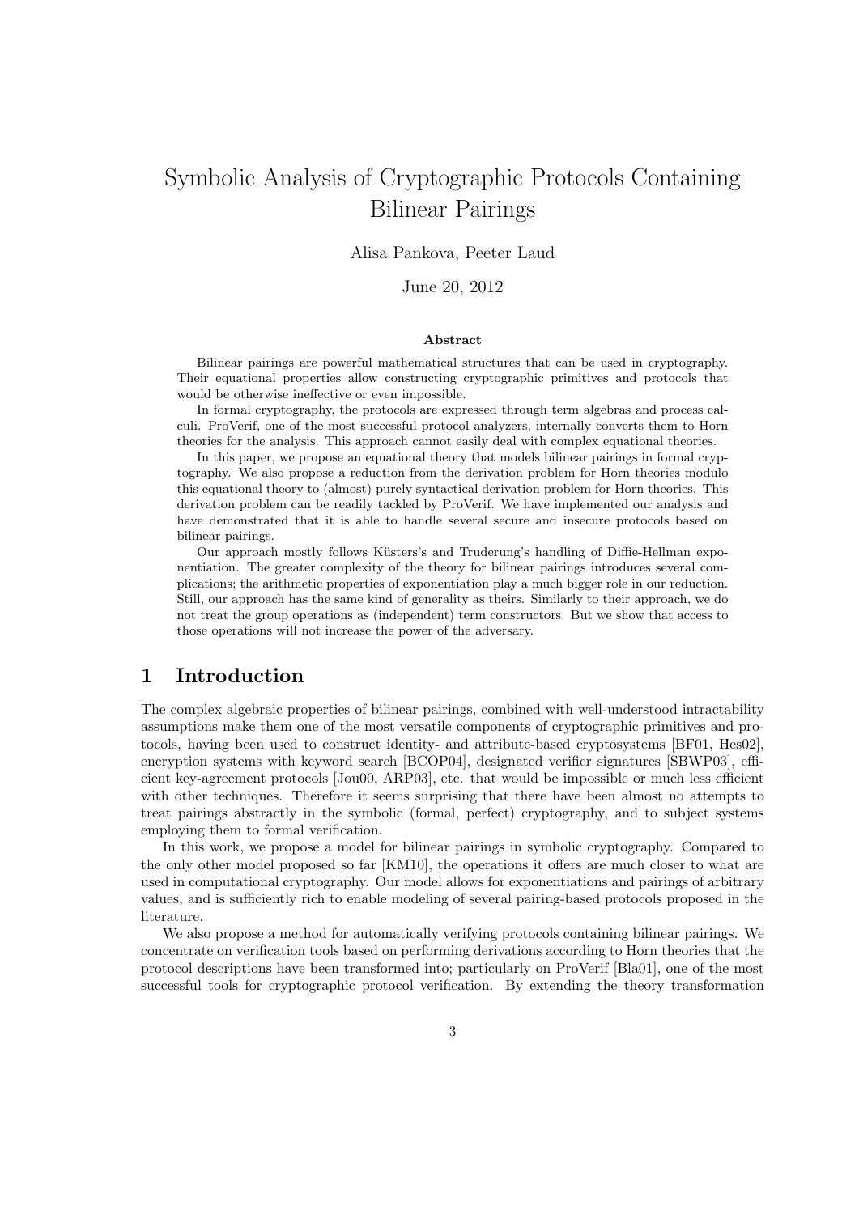# Symbolic Analysis of Cryptographic Protocols Containing Bilinear Pairings

Alisa Pankova, Peeter Laud

June 20, 2012

**Abstract**

Bilinear pairings are powerful mathematical structures that can be used in cryptography. Their equational properties allow constructing cryptographic primitives and protocols that would be otherwise ineffective or even impossible.

In formal cryptography, the protocols are expressed through term algebras and process calculi. ProVerif, one of the most successful protocol analyzers, internally converts them to Horn theories for the analysis. This approach cannot easily deal with complex equational theories.

In this paper, we propose an equational theory that models bilinear pairings in formal cryptography. We also propose a reduction from the derivation problem for Horn theories modulo this equational theory to (almost) purely syntactical derivation problem for Horn theories. This derivation problem can be readily tackled by ProVerif. We have implemented our analysis and have demonstrated that it is able to handle several secure and insecure protocols based on bilinear pairings.

Our approach mostly follows Küsters's and Truderung's handling of Diffie-Hellman exponentiation. The greater complexity of the theory for bilinear pairings introduces several complications; the arithmetic properties of exponentiation play a much bigger role in our reduction. Still, our approach has the same kind of generality as theirs. Similarly to their approach, we do not treat the group operations as (independent) term constructors. But we show that access to those operations will not increase the power of the adversary.

## 1 Introduction

The complex algebraic properties of bilinear pairings, combined with well-understood intractability assumptions make them one of the most versatile components of cryptographic primitives and protocols, having been used to construct identity- and attribute-based cryptosystems [BF01, Hes02], encryption systems with keyword search [BCOP04], designated verifier signatures [SBWP03], efficient key-agreement protocols [Jou00, ARP03], etc. that would be impossible or much less efficient with other techniques. Therefore it seems surprising that there have been almost no attempts to treat pairings abstractly in the symbolic (formal, perfect) cryptography, and to subject systems employing them to formal verification.

In this work, we propose a model for bilinear pairings in symbolic cryptography. Compared to the only other model proposed so far [KM10], the operations it offers are much closer to what are used in computational cryptography. Our model allows for exponentiations and pairings of arbitrary values, and is sufficiently rich to enable modeling of several pairing-based protocols proposed in the literature.

We also propose a method for automatically verifying protocols containing bilinear pairings. We concentrate on verification tools based on performing derivations according to Horn theories that the protocol descriptions have been transformed into; particularly on ProVerif [Bla01], one of the most successful tools for cryptographic protocol verification. By extending the theory transformation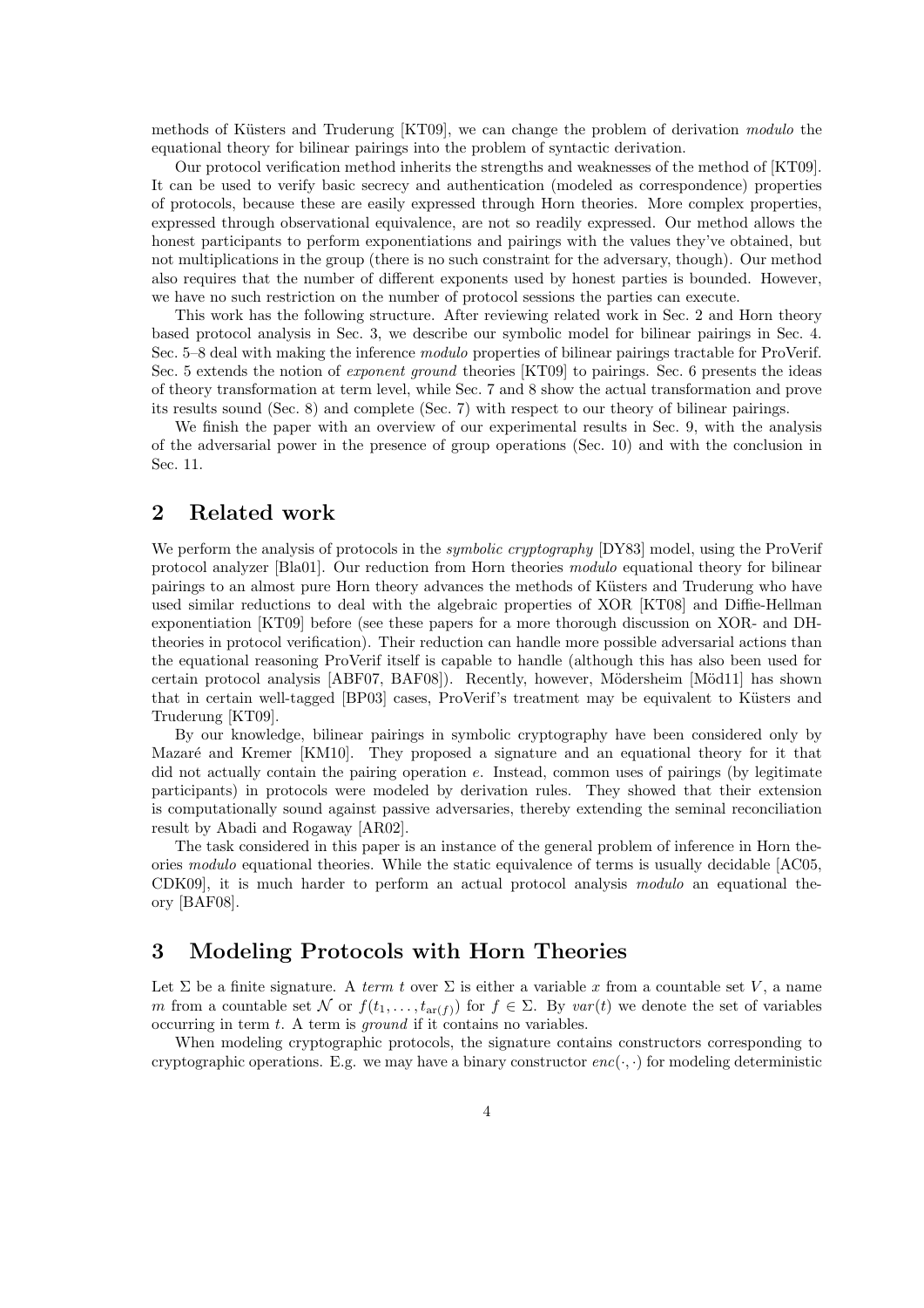methods of Küsters and Truderung [KT09], we can change the problem of derivation *modulo* the equational theory for bilinear pairings into the problem of syntactic derivation.

Our protocol verification method inherits the strengths and weaknesses of the method of [KT09]. It can be used to verify basic secrecy and authentication (modeled as correspondence) properties of protocols, because these are easily expressed through Horn theories. More complex properties, expressed through observational equivalence, are not so readily expressed. Our method allows the honest participants to perform exponentiations and pairings with the values they've obtained, but not multiplications in the group (there is no such constraint for the adversary, though). Our method also requires that the number of different exponents used by honest parties is bounded. However, we have no such restriction on the number of protocol sessions the parties can execute.

This work has the following structure. After reviewing related work in Sec. 2 and Horn theory based protocol analysis in Sec. 3, we describe our symbolic model for bilinear pairings in Sec. 4. Sec. 5–8 deal with making the inference *modulo* properties of bilinear pairings tractable for ProVerif. Sec. 5 extends the notion of *exponent ground* theories [KT09] to pairings. Sec. 6 presents the ideas of theory transformation at term level, while Sec. 7 and 8 show the actual transformation and prove its results sound (Sec. 8) and complete (Sec. 7) with respect to our theory of bilinear pairings.

We finish the paper with an overview of our experimental results in Sec. 9, with the analysis of the adversarial power in the presence of group operations (Sec. 10) and with the conclusion in Sec. 11.

## 2 Related work

We perform the analysis of protocols in the *symbolic cryptography* [DY83] model, using the ProVerif protocol analyzer [Bla01]. Our reduction from Horn theories *modulo* equational theory for bilinear pairings to an almost pure Horn theory advances the methods of Küsters and Truderung who have used similar reductions to deal with the algebraic properties of XOR [KT08] and Diffie-Hellman exponentiation [KT09] before (see these papers for a more thorough discussion on XOR- and DH-theories in protocol verification). Their reduction can handle more possible adversarial actions than the equational reasoning ProVerif itself is capable to handle (although this has also been used for certain protocol analysis [ABF07, BAF08]). Recently, however, Mödersheim [Möd11] has shown that in certain well-tagged [BP03] cases, ProVerif's treatment may be equivalent to Küsters and Truderung [KT09].

By our knowledge, bilinear pairings in symbolic cryptography have been considered only by Mazaré and Kremer [KM10]. They proposed a signature and an equational theory for it that did not actually contain the pairing operation $e$. Instead, common uses of pairings (by legitimate participants) in protocols were modeled by derivation rules. They showed that their extension is computationally sound against passive adversaries, thereby extending the seminal reconciliation result by Abadi and Rogaway [AR02].

The task considered in this paper is an instance of the general problem of inference in Horn theories *modulo* equational theories. While the static equivalence of terms is usually decidable [AC05, CDK09], it is much harder to perform an actual protocol analysis *modulo* an equational theory [BAF08].

## 3 Modeling Protocols with Horn Theories

Let $\Sigma$ be a finite signature. A *term* $t$ over $\Sigma$ is either a variable $x$ from a countable set $V$, a name $m$ from a countable set $\mathcal{N}$ or $f(t_1, \ldots, t_{\mathrm{ar}(f)})$ for $f \in \Sigma$. By $var(t)$ we denote the set of variables occurring in term $t$. A term is *ground* if it contains no variables.

When modeling cryptographic protocols, the signature contains constructors corresponding to cryptographic operations. E.g. we may have a binary constructor $enc(\cdot, \cdot)$ for modeling deterministic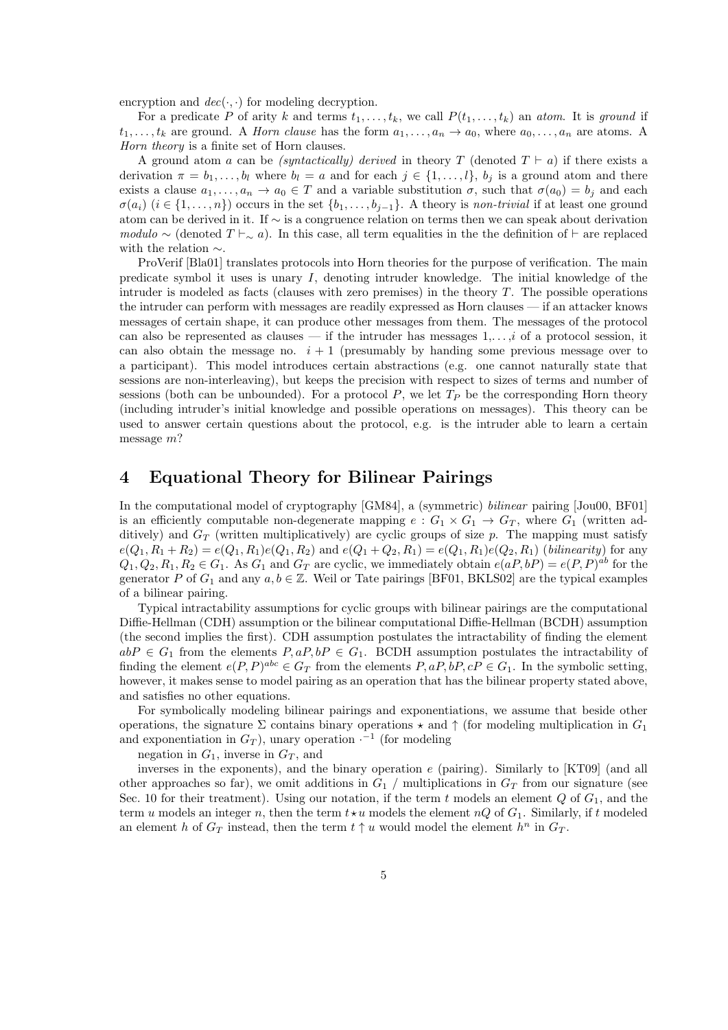encryption and $dec(\cdot,\cdot)$ for modeling decryption.

For a predicate $P$ of arity $k$ and terms $t_1,\ldots,t_k$, we call $P(t_1,\ldots,t_k)$ an *atom*. It is *ground* if $t_1,\ldots,t_k$ are ground. A *Horn clause* has the form $a_1,\ldots,a_n \to a_0$, where $a_0,\ldots,a_n$ are atoms. A *Horn theory* is a finite set of Horn clauses.

A ground atom $a$ can be *(syntactically) derived* in theory $T$ (denoted $T \vdash a$) if there exists a derivation $\pi = b_1,\ldots,b_l$ where $b_l = a$ and for each $j \in \{1,\ldots,l\}$, $b_j$ is a ground atom and there exists a clause $a_1,\ldots,a_n \to a_0 \in T$ and a variable substitution $\sigma$, such that $\sigma(a_0) = b_j$ and each $\sigma(a_i)$ ($i \in \{1,\ldots,n\}$) occurs in the set $\{b_1,\ldots,b_{j-1}\}$. A theory is *non-trivial* if at least one ground atom can be derived in it. If $\sim$ is a congruence relation on terms then we can speak about derivation *modulo* $\sim$ (denoted $T \vdash_\sim a$). In this case, all term equalities in the the definition of $\vdash$ are replaced with the relation $\sim$.

ProVerif [Bla01] translates protocols into Horn theories for the purpose of verification. The main predicate symbol it uses is unary $I$, denoting intruder knowledge. The initial knowledge of the intruder is modeled as facts (clauses with zero premises) in the theory $T$. The possible operations the intruder can perform with messages are readily expressed as Horn clauses — if an attacker knows messages of certain shape, it can produce other messages from them. The messages of the protocol can also be represented as clauses — if the intruder has messages $1,\ldots,i$ of a protocol session, it can also obtain the message no. $i+1$ (presumably by handing some previous message over to a participant). This model introduces certain abstractions (e.g. one cannot naturally state that sessions are non-interleaving), but keeps the precision with respect to sizes of terms and number of sessions (both can be unbounded). For a protocol $P$, we let $T_P$ be the corresponding Horn theory (including intruder's initial knowledge and possible operations on messages). This theory can be used to answer certain questions about the protocol, e.g. is the intruder able to learn a certain message $m$?

# 4 Equational Theory for Bilinear Pairings

In the computational model of cryptography [GM84], a (symmetric) *bilinear* pairing [Jou00, BF01] is an efficiently computable non-degenerate mapping $e : G_1 \times G_1 \to G_T$, where $G_1$ (written additively) and $G_T$ (written multiplicatively) are cyclic groups of size $p$. The mapping must satisfy $e(Q_1, R_1 + R_2) = e(Q_1, R_1)e(Q_1, R_2)$ and $e(Q_1 + Q_2, R_1) = e(Q_1, R_1)e(Q_2, R_1)$ (*bilinearity*) for any $Q_1, Q_2, R_1, R_2 \in G_1$. As $G_1$ and $G_T$ are cyclic, we immediately obtain $e(aP, bP) = e(P,P)^{ab}$ for the generator $P$ of $G_1$ and any $a, b \in \mathbb{Z}$. Weil or Tate pairings [BF01, BKLS02] are the typical examples of a bilinear pairing.

Typical intractability assumptions for cyclic groups with bilinear pairings are the computational Diffie-Hellman (CDH) assumption or the bilinear computational Diffie-Hellman (BCDH) assumption (the second implies the first). CDH assumption postulates the intractability of finding the element $abP \in G_1$ from the elements $P, aP, bP \in G_1$. BCDH assumption postulates the intractability of finding the element $e(P,P)^{abc} \in G_T$ from the elements $P, aP, bP, cP \in G_1$. In the symbolic setting, however, it makes sense to model pairing as an operation that has the bilinear property stated above, and satisfies no other equations.

For symbolically modeling bilinear pairings and exponentiations, we assume that beside other operations, the signature $\Sigma$ contains binary operations $\star$ and $\uparrow$ (for modeling multiplication in $G_1$ and exponentiation in $G_T$), unary operation $\cdot^{-1}$ (for modeling

negation in $G_1$, inverse in $G_T$, and

inverses in the exponents), and the binary operation $e$ (pairing). Similarly to [KT09] (and all other approaches so far), we omit additions in $G_1$ / multiplications in $G_T$ from our signature (see Sec. 10 for their treatment). Using our notation, if the term $t$ models an element $Q$ of $G_1$, and the term $u$ models an integer $n$, then the term $t \star u$ models the element $nQ$ of $G_1$. Similarly, if $t$ modeled an element $h$ of $G_T$ instead, then the term $t \uparrow u$ would model the element $h^n$ in $G_T$.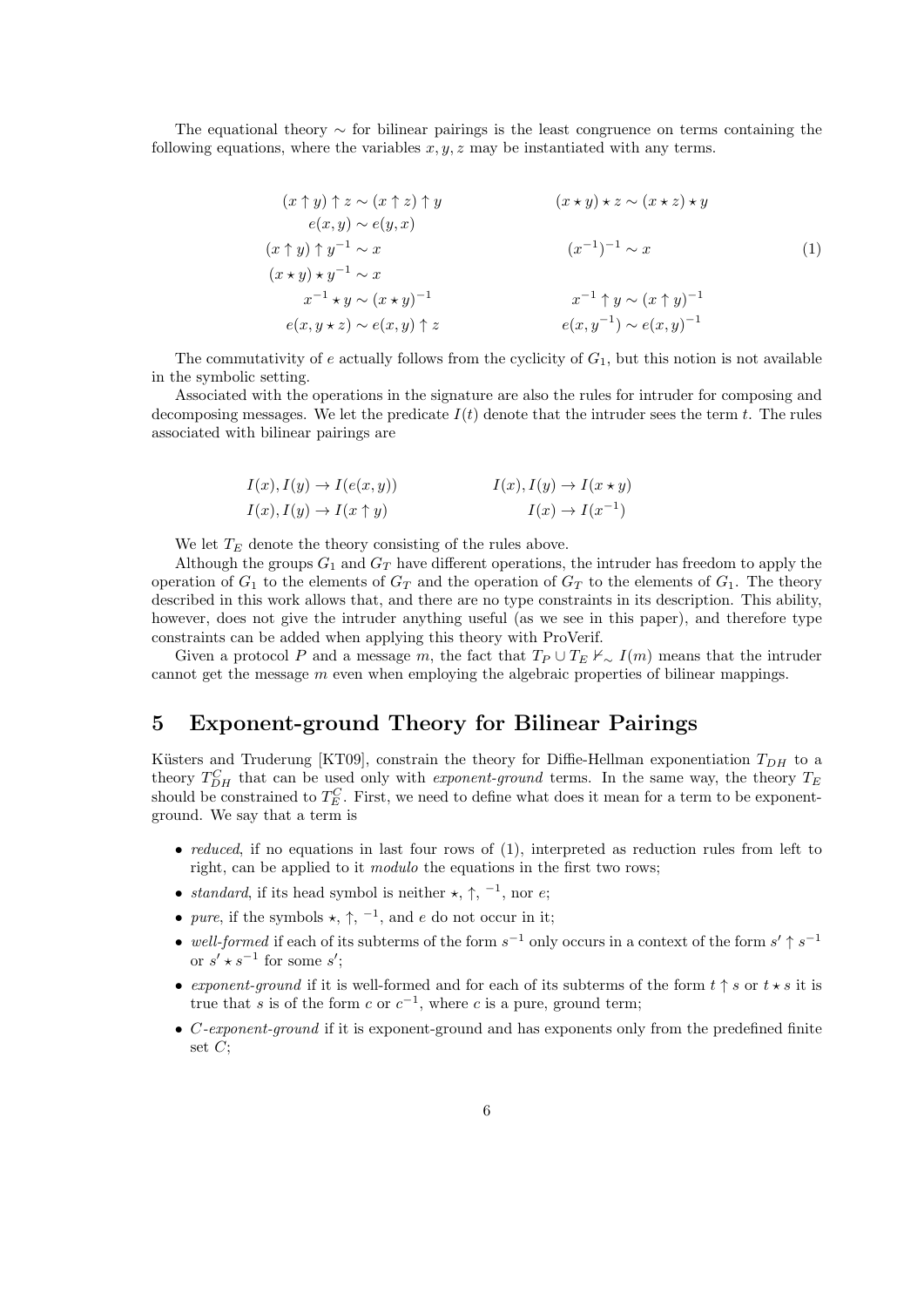The equational theory $\sim$ for bilinear pairings is the least congruence on terms containing the following equations, where the variables $x, y, z$ may be instantiated with any terms.

$$
\begin{array}{ll}
(x \uparrow y) \uparrow z \sim (x \uparrow z) \uparrow y & (x \star y) \star z \sim (x \star z) \star y \\
e(x, y) \sim e(y, x) & \\
(x \uparrow y) \uparrow y^{-1} \sim x & (x^{-1})^{-1} \sim x \\
(x \star y) \star y^{-1} \sim x & \\
x^{-1} \star y \sim (x \star y)^{-1} & x^{-1} \uparrow y \sim (x \uparrow y)^{-1} \\
e(x, y \star z) \sim e(x, y) \uparrow z & e(x, y^{-1}) \sim e(x, y)^{-1}
\end{array}
\tag{1}
$$

The commutativity of $e$ actually follows from the cyclicity of $G_1$, but this notion is not available in the symbolic setting.

Associated with the operations in the signature are also the rules for intruder for composing and decomposing messages. We let the predicate $I(t)$ denote that the intruder sees the term $t$. The rules associated with bilinear pairings are

$$
\begin{array}{ll}
I(x), I(y) \rightarrow I(e(x, y)) & I(x), I(y) \rightarrow I(x \star y) \\
I(x), I(y) \rightarrow I(x \uparrow y) & I(x) \rightarrow I(x^{-1})
\end{array}
$$

We let $T_E$ denote the theory consisting of the rules above.

Although the groups $G_1$ and $G_T$ have different operations, the intruder has freedom to apply the operation of $G_1$ to the elements of $G_T$ and the operation of $G_T$ to the elements of $G_1$. The theory described in this work allows that, and there are no type constraints in its description. This ability, however, does not give the intruder anything useful (as we see in this paper), and therefore type constraints can be added when applying this theory with ProVerif.

Given a protocol $P$ and a message $m$, the fact that $T_P \cup T_E \nvdash_{\sim} I(m)$ means that the intruder cannot get the message $m$ even when employing the algebraic properties of bilinear mappings.

# 5 Exponent-ground Theory for Bilinear Pairings

Küsters and Truderung [KT09], constrain the theory for Diffie-Hellman exponentiation $T_{DH}$ to a theory $T_{DH}^C$ that can be used only with *exponent-ground* terms. In the same way, the theory $T_E$ should be constrained to $T_E^C$. First, we need to define what does it mean for a term to be exponent-ground. We say that a term is

- *reduced*, if no equations in last four rows of (1), interpreted as reduction rules from left to right, can be applied to it *modulo* the equations in the first two rows;
- *standard*, if its head symbol is neither $\star$, $\uparrow$, $^{-1}$, nor $e$;
- *pure*, if the symbols $\star$, $\uparrow$, $^{-1}$, and $e$ do not occur in it;
- *well-formed* if each of its subterms of the form $s^{-1}$ only occurs in a context of the form $s' \uparrow s^{-1}$ or $s' \star s^{-1}$ for some $s'$;
- *exponent-ground* if it is well-formed and for each of its subterms of the form $t \uparrow s$ or $t \star s$ it is true that $s$ is of the form $c$ or $c^{-1}$, where $c$ is a pure, ground term;
- *C-exponent-ground* if it is exponent-ground and has exponents only from the predefined finite set $C$;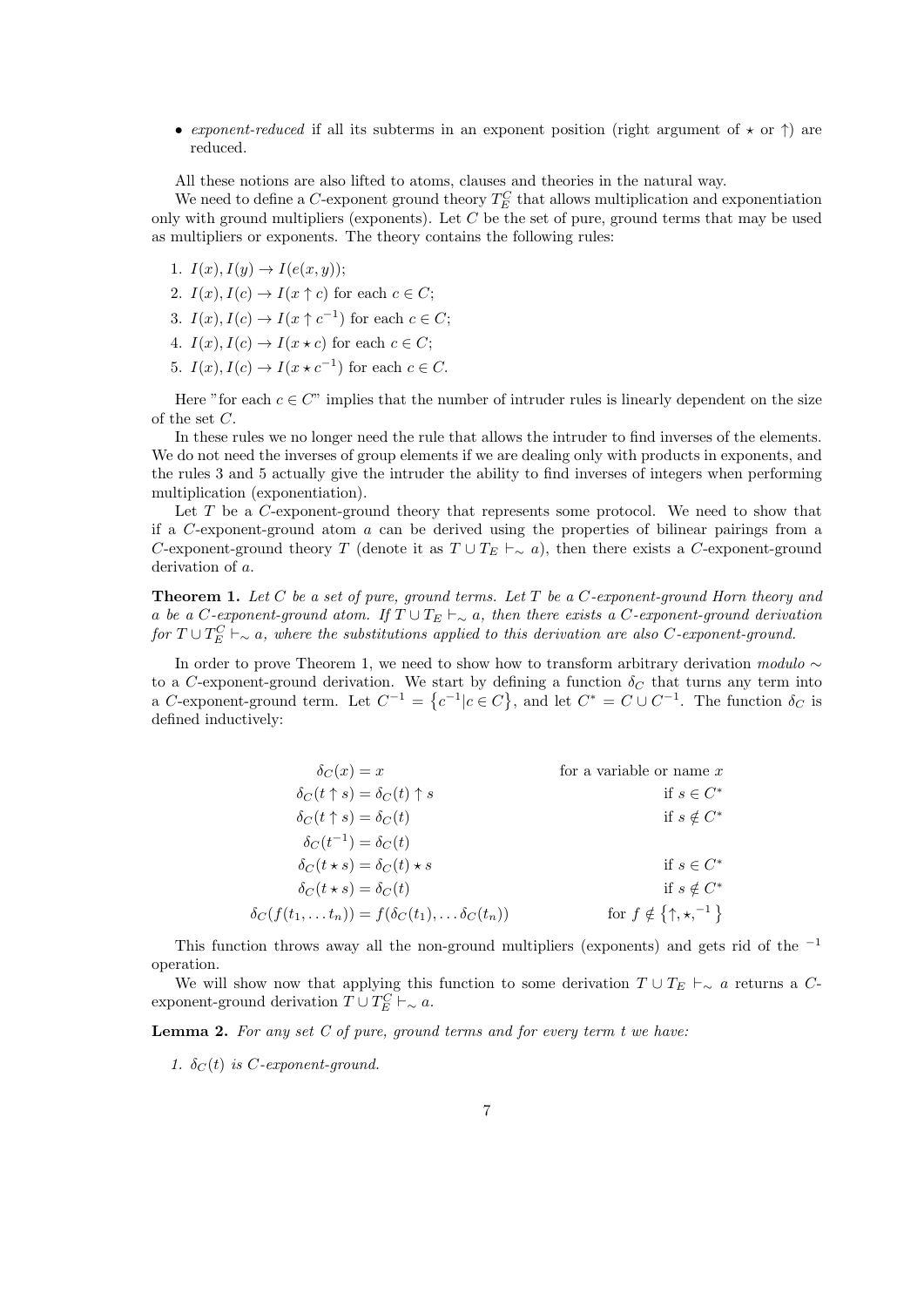- *exponent-reduced* if all its subterms in an exponent position (right argument of $\star$ or $\uparrow$) are reduced.

All these notions are also lifted to atoms, clauses and theories in the natural way.

We need to define a $C$-exponent ground theory $T_E^C$ that allows multiplication and exponentiation only with ground multipliers (exponents). Let $C$ be the set of pure, ground terms that may be used as multipliers or exponents. The theory contains the following rules:

1. $I(x), I(y) \to I(e(x, y))$;
2. $I(x), I(c) \to I(x \uparrow c)$ for each $c \in C$;
3. $I(x), I(c) \to I(x \uparrow c^{-1})$ for each $c \in C$;
4. $I(x), I(c) \to I(x \star c)$ for each $c \in C$;
5. $I(x), I(c) \to I(x \star c^{-1})$ for each $c \in C$.

Here "for each $c \in C$" implies that the number of intruder rules is linearly dependent on the size of the set $C$.

In these rules we no longer need the rule that allows the intruder to find inverses of the elements. We do not need the inverses of group elements if we are dealing only with products in exponents, and the rules 3 and 5 actually give the intruder the ability to find inverses of integers when performing multiplication (exponentiation).

Let $T$ be a $C$-exponent-ground theory that represents some protocol. We need to show that if a $C$-exponent-ground atom $a$ can be derived using the properties of bilinear pairings from a $C$-exponent-ground theory $T$ (denote it as $T \cup T_E \vdash_\sim a$), then there exists a $C$-exponent-ground derivation of $a$.

**Theorem 1.** *Let $C$ be a set of pure, ground terms. Let $T$ be a $C$-exponent-ground Horn theory and $a$ be a $C$-exponent-ground atom. If $T \cup T_E \vdash_\sim a$, then there exists a $C$-exponent-ground derivation for $T \cup T_E^C \vdash_\sim a$, where the substitutions applied to this derivation are also $C$-exponent-ground.*

In order to prove Theorem 1, we need to show how to transform arbitrary derivation *modulo* $\sim$ to a $C$-exponent-ground derivation. We start by defining a function $\delta_C$ that turns any term into a $C$-exponent-ground term. Let $C^{-1} = \{c^{-1} | c \in C\}$, and let $C^* = C \cup C^{-1}$. The function $\delta_C$ is defined inductively:

$$
\begin{aligned}
\delta_C(x) &= x && \text{for a variable or name } x \\
\delta_C(t \uparrow s) &= \delta_C(t) \uparrow s && \text{if } s \in C^* \\
\delta_C(t \uparrow s) &= \delta_C(t) && \text{if } s \notin C^* \\
\delta_C(t^{-1}) &= \delta_C(t) && \\
\delta_C(t \star s) &= \delta_C(t) \star s && \text{if } s \in C^* \\
\delta_C(t \star s) &= \delta_C(t) && \text{if } s \notin C^* \\
\delta_C(f(t_1, \dots t_n)) &= f(\delta_C(t_1), \dots \delta_C(t_n)) && \text{for } f \notin \{\uparrow, \star, ^{-1}\}
\end{aligned}
$$

This function throws away all the non-ground multipliers (exponents) and gets rid of the $^{-1}$ operation.

We will show now that applying this function to some derivation $T \cup T_E \vdash_\sim a$ returns a $C$-exponent-ground derivation $T \cup T_E^C \vdash_\sim a$.

**Lemma 2.** *For any set $C$ of pure, ground terms and for every term $t$ we have:*

1. *$\delta_C(t)$ is $C$-exponent-ground.*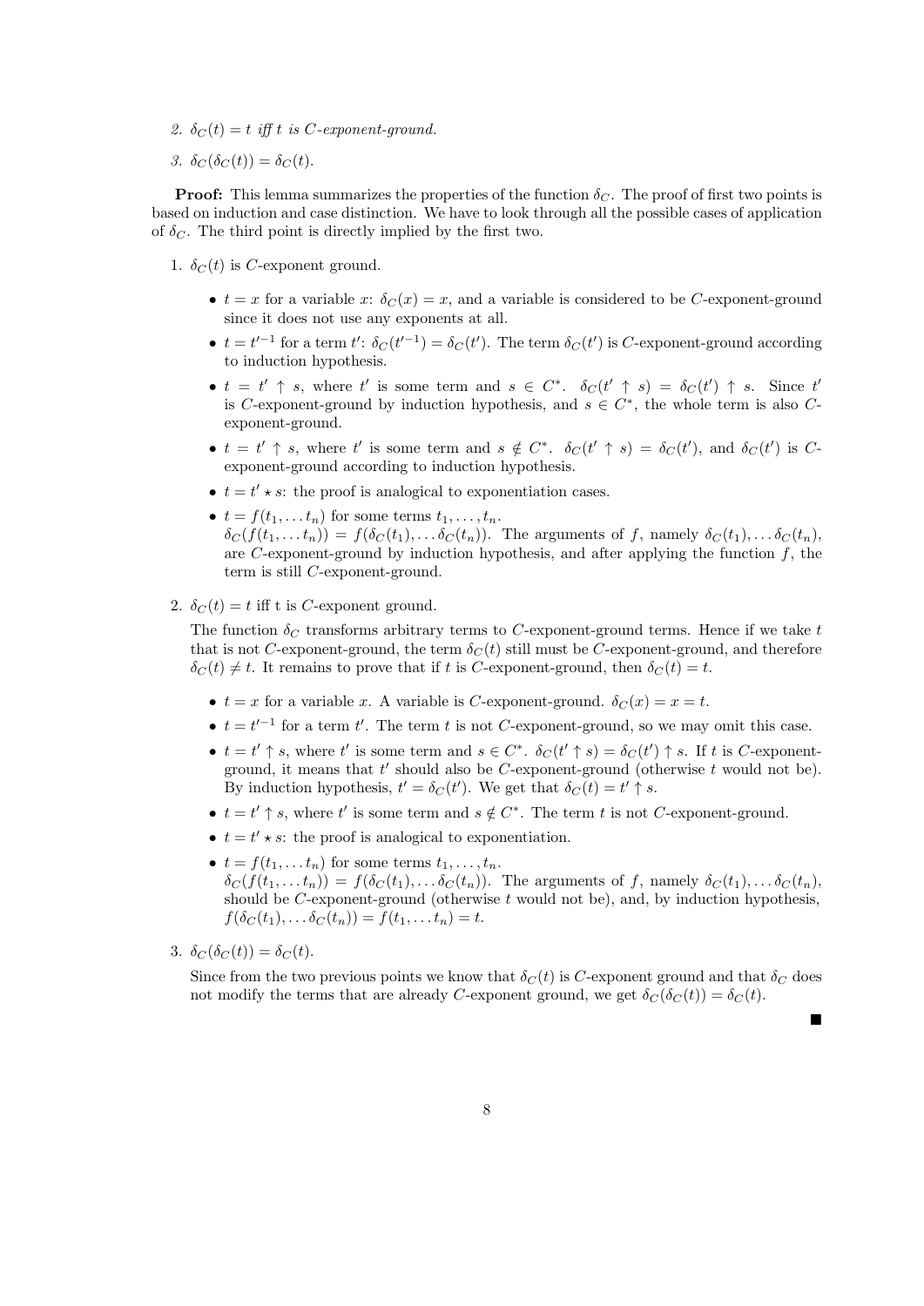2. *$\delta_C(t) = t$ iff $t$ is $C$-exponent-ground.*

3. *$\delta_C(\delta_C(t)) = \delta_C(t)$.*

**Proof:** This lemma summarizes the properties of the function $\delta_C$. The proof of first two points is based on induction and case distinction. We have to look through all the possible cases of application of $\delta_C$. The third point is directly implied by the first two.

1. $\delta_C(t)$ is $C$-exponent ground.

   - $t = x$ for a variable $x$: $\delta_C(x) = x$, and a variable is considered to be $C$-exponent-ground since it does not use any exponents at all.
   - $t = t'^{-1}$ for a term $t'$: $\delta_C(t'^{-1}) = \delta_C(t')$. The term $\delta_C(t')$ is $C$-exponent-ground according to induction hypothesis.
   - $t = t' \uparrow s$, where $t'$ is some term and $s \in C^*$. $\delta_C(t' \uparrow s) = \delta_C(t') \uparrow s$. Since $t'$ is $C$-exponent-ground by induction hypothesis, and $s \in C^*$, the whole term is also $C$-exponent-ground.
   - $t = t' \uparrow s$, where $t'$ is some term and $s \notin C^*$. $\delta_C(t' \uparrow s) = \delta_C(t')$, and $\delta_C(t')$ is $C$-exponent-ground according to induction hypothesis.
   - $t = t' \star s$: the proof is analogical to exponentiation cases.
   - $t = f(t_1, \ldots t_n)$ for some terms $t_1, \ldots, t_n$.
     $\delta_C(f(t_1, \ldots t_n)) = f(\delta_C(t_1), \ldots \delta_C(t_n))$. The arguments of $f$, namely $\delta_C(t_1), \ldots \delta_C(t_n)$, are $C$-exponent-ground by induction hypothesis, and after applying the function $f$, the term is still $C$-exponent-ground.

2. $\delta_C(t) = t$ iff t is $C$-exponent ground.

   The function $\delta_C$ transforms arbitrary terms to $C$-exponent-ground terms. Hence if we take $t$ that is not $C$-exponent-ground, the term $\delta_C(t)$ still must be $C$-exponent-ground, and therefore $\delta_C(t) \neq t$. It remains to prove that if $t$ is $C$-exponent-ground, then $\delta_C(t) = t$.

   - $t = x$ for a variable $x$. A variable is $C$-exponent-ground. $\delta_C(x) = x = t$.
   - $t = t'^{-1}$ for a term $t'$. The term $t$ is not $C$-exponent-ground, so we may omit this case.
   - $t = t' \uparrow s$, where $t'$ is some term and $s \in C^*$. $\delta_C(t' \uparrow s) = \delta_C(t') \uparrow s$. If $t$ is $C$-exponent-ground, it means that $t'$ should also be $C$-exponent-ground (otherwise $t$ would not be). By induction hypothesis, $t' = \delta_C(t')$. We get that $\delta_C(t) = t' \uparrow s$.
   - $t = t' \uparrow s$, where $t'$ is some term and $s \notin C^*$. The term $t$ is not $C$-exponent-ground.
   - $t = t' \star s$: the proof is analogical to exponentiation.
   - $t = f(t_1, \ldots t_n)$ for some terms $t_1, \ldots, t_n$.
     $\delta_C(f(t_1, \ldots t_n)) = f(\delta_C(t_1), \ldots \delta_C(t_n))$. The arguments of $f$, namely $\delta_C(t_1), \ldots \delta_C(t_n)$, should be $C$-exponent-ground (otherwise $t$ would not be), and, by induction hypothesis, $f(\delta_C(t_1), \ldots \delta_C(t_n)) = f(t_1, \ldots t_n) = t$.

3. $\delta_C(\delta_C(t)) = \delta_C(t)$.

   Since from the two previous points we know that $\delta_C(t)$ is $C$-exponent ground and that $\delta_C$ does not modify the terms that are already $C$-exponent ground, we get $\delta_C(\delta_C(t)) = \delta_C(t)$.

■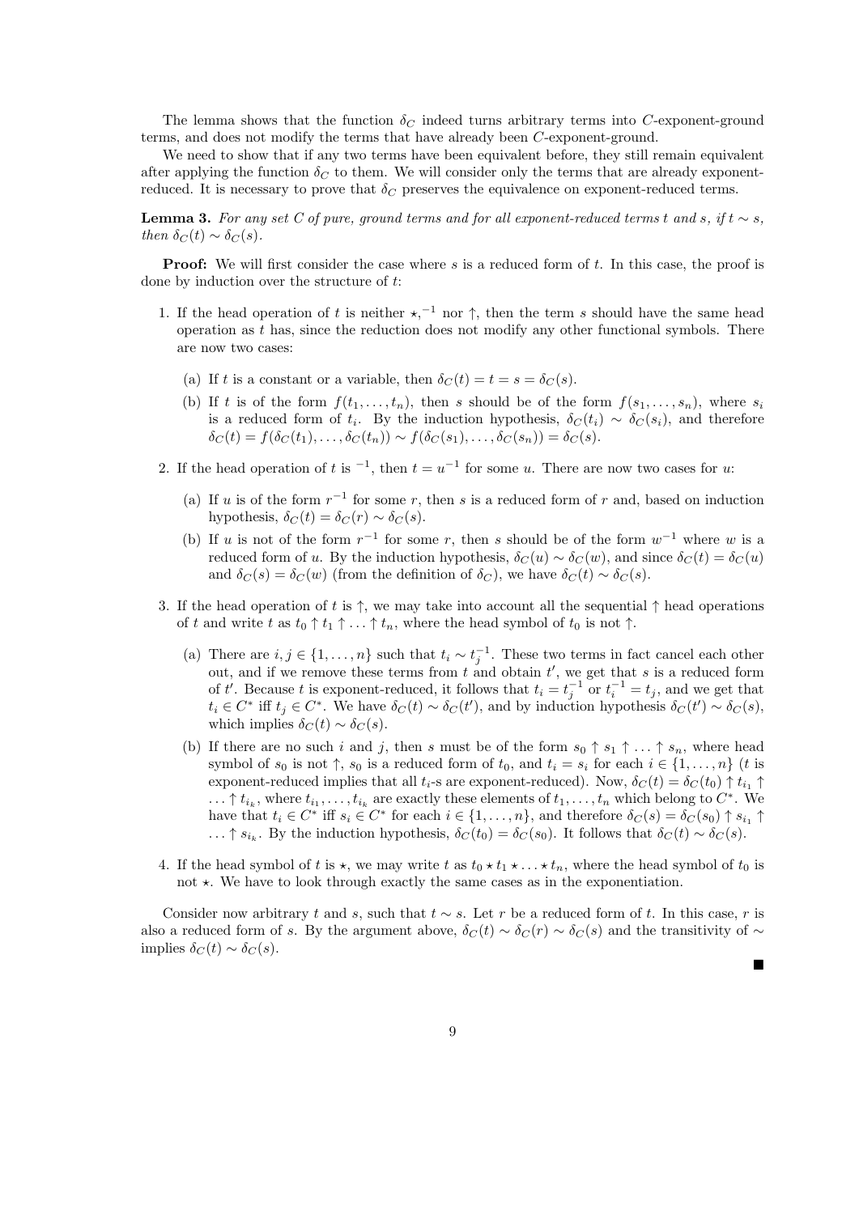The lemma shows that the function $\delta_C$ indeed turns arbitrary terms into $C$-exponent-ground terms, and does not modify the terms that have already been $C$-exponent-ground.

We need to show that if any two terms have been equivalent before, they still remain equivalent after applying the function $\delta_C$ to them. We will consider only the terms that are already exponent-reduced. It is necessary to prove that $\delta_C$ preserves the equivalence on exponent-reduced terms.

**Lemma 3.** *For any set $C$ of pure, ground terms and for all exponent-reduced terms $t$ and $s$, if $t \sim s$, then $\delta_C(t) \sim \delta_C(s)$.*

**Proof:** We will first consider the case where $s$ is a reduced form of $t$. In this case, the proof is done by induction over the structure of $t$:

1. If the head operation of $t$ is neither $\star, ^{-1}$ nor $\uparrow$, then the term $s$ should have the same head operation as $t$ has, since the reduction does not modify any other functional symbols. There are now two cases:
   (a) If $t$ is a constant or a variable, then $\delta_C(t) = t = s = \delta_C(s)$.
   (b) If $t$ is of the form $f(t_1, \ldots, t_n)$, then $s$ should be of the form $f(s_1, \ldots, s_n)$, where $s_i$ is a reduced form of $t_i$. By the induction hypothesis, $\delta_C(t_i) \sim \delta_C(s_i)$, and therefore $\delta_C(t) = f(\delta_C(t_1), \ldots, \delta_C(t_n)) \sim f(\delta_C(s_1), \ldots, \delta_C(s_n)) = \delta_C(s)$.
2. If the head operation of $t$ is $^{-1}$, then $t = u^{-1}$ for some $u$. There are now two cases for $u$:
   (a) If $u$ is of the form $r^{-1}$ for some $r$, then $s$ is a reduced form of $r$ and, based on induction hypothesis, $\delta_C(t) = \delta_C(r) \sim \delta_C(s)$.
   (b) If $u$ is not of the form $r^{-1}$ for some $r$, then $s$ should be of the form $w^{-1}$ where $w$ is a reduced form of $u$. By the induction hypothesis, $\delta_C(u) \sim \delta_C(w)$, and since $\delta_C(t) = \delta_C(u)$ and $\delta_C(s) = \delta_C(w)$ (from the definition of $\delta_C$), we have $\delta_C(t) \sim \delta_C(s)$.
3. If the head operation of $t$ is $\uparrow$, we may take into account all the sequential $\uparrow$ head operations of $t$ and write $t$ as $t_0 \uparrow t_1 \uparrow \ldots \uparrow t_n$, where the head symbol of $t_0$ is not $\uparrow$.
   (a) There are $i, j \in \{1, \ldots, n\}$ such that $t_i \sim t_j^{-1}$. These two terms in fact cancel each other out, and if we remove these terms from $t$ and obtain $t'$, we get that $s$ is a reduced form of $t'$. Because $t$ is exponent-reduced, it follows that $t_i = t_j^{-1}$ or $t_i^{-1} = t_j$, and we get that $t_i \in C^*$ iff $t_j \in C^*$. We have $\delta_C(t) \sim \delta_C(t')$, and by induction hypothesis $\delta_C(t') \sim \delta_C(s)$, which implies $\delta_C(t) \sim \delta_C(s)$.
   (b) If there are no such $i$ and $j$, then $s$ must be of the form $s_0 \uparrow s_1 \uparrow \ldots \uparrow s_n$, where head symbol of $s_0$ is not $\uparrow$, $s_0$ is a reduced form of $t_0$, and $t_i = s_i$ for each $i \in \{1, \ldots, n\}$ ($t$ is exponent-reduced implies that all $t_i$-s are exponent-reduced). Now, $\delta_C(t) = \delta_C(t_0) \uparrow t_{i_1} \uparrow \ldots \uparrow t_{i_k}$, where $t_{i_1}, \ldots, t_{i_k}$ are exactly these elements of $t_1, \ldots, t_n$ which belong to $C^*$. We have that $t_i \in C^*$ iff $s_i \in C^*$ for each $i \in \{1, \ldots, n\}$, and therefore $\delta_C(s) = \delta_C(s_0) \uparrow s_{i_1} \uparrow \ldots \uparrow s_{i_k}$. By the induction hypothesis, $\delta_C(t_0) = \delta_C(s_0)$. It follows that $\delta_C(t) \sim \delta_C(s)$.
4. If the head symbol of $t$ is $\star$, we may write $t$ as $t_0 \star t_1 \star \ldots \star t_n$, where the head symbol of $t_0$ is not $\star$. We have to look through exactly the same cases as in the exponentiation.

Consider now arbitrary $t$ and $s$, such that $t \sim s$. Let $r$ be a reduced form of $t$. In this case, $r$ is also a reduced form of $s$. By the argument above, $\delta_C(t) \sim \delta_C(r) \sim \delta_C(s)$ and the transitivity of $\sim$ implies $\delta_C(t) \sim \delta_C(s)$.

■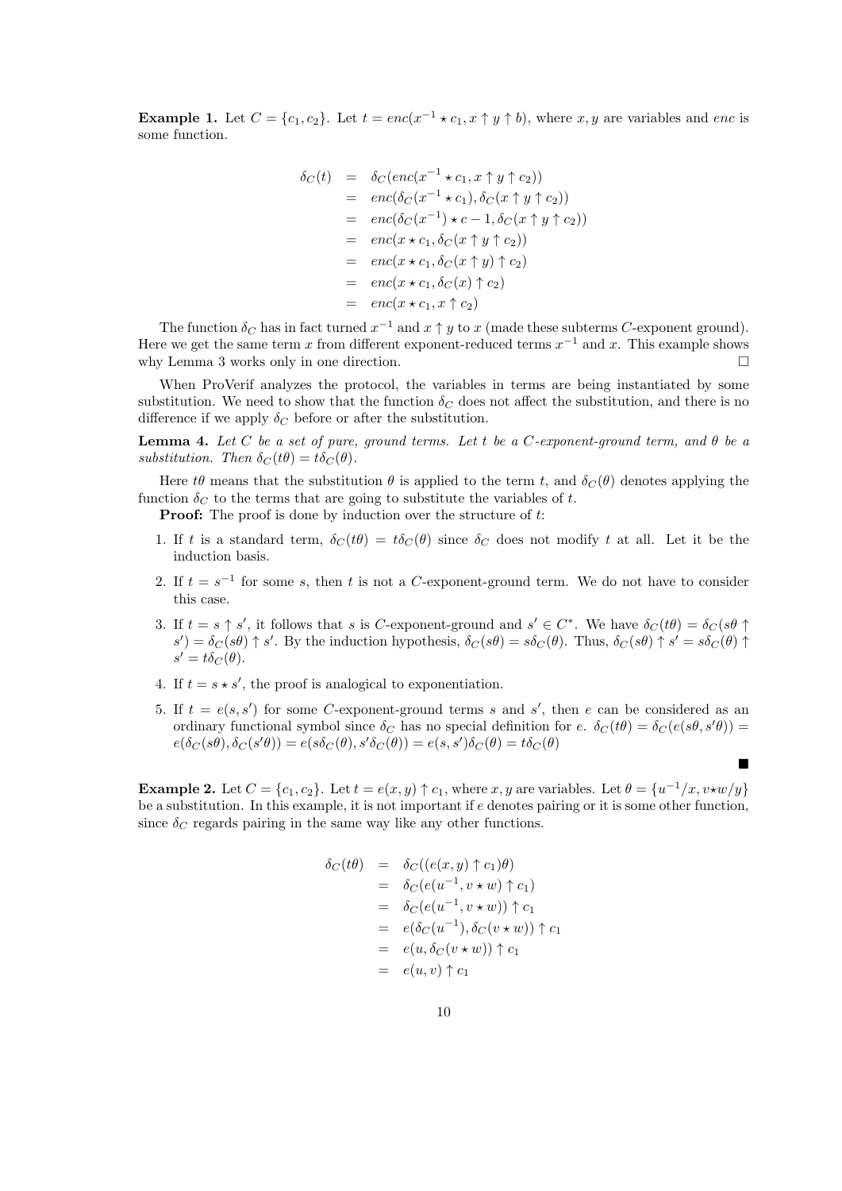**Example 1.** Let $C = \{c_1, c_2\}$. Let $t = enc(x^{-1} \star c_1, x \uparrow y \uparrow b)$, where $x, y$ are variables and $enc$ is some function.

$$
\begin{aligned}
\delta_C(t) &= \delta_C(enc(x^{-1} \star c_1, x \uparrow y \uparrow c_2)) \\
&= enc(\delta_C(x^{-1} \star c_1), \delta_C(x \uparrow y \uparrow c_2)) \\
&= enc(\delta_C(x^{-1}) \star c - 1, \delta_C(x \uparrow y \uparrow c_2)) \\
&= enc(x \star c_1, \delta_C(x \uparrow y \uparrow c_2)) \\
&= enc(x \star c_1, \delta_C(x \uparrow y) \uparrow c_2) \\
&= enc(x \star c_1, \delta_C(x) \uparrow c_2) \\
&= enc(x \star c_1, x \uparrow c_2)
\end{aligned}
$$

The function $\delta_C$ has in fact turned $x^{-1}$ and $x \uparrow y$ to $x$ (made these subterms $C$-exponent ground). Here we get the same term $x$ from different exponent-reduced terms $x^{-1}$ and $x$. This example shows why Lemma 3 works only in one direction. □

When ProVerif analyzes the protocol, the variables in terms are being instantiated by some substitution. We need to show that the function $\delta_C$ does not affect the substitution, and there is no difference if we apply $\delta_C$ before or after the substitution.

**Lemma 4.** *Let $C$ be a set of pure, ground terms. Let $t$ be a $C$-exponent-ground term, and $\theta$ be a substitution. Then $\delta_C(t\theta) = t\delta_C(\theta)$.*

Here $t\theta$ means that the substitution $\theta$ is applied to the term $t$, and $\delta_C(\theta)$ denotes applying the function $\delta_C$ to the terms that are going to substitute the variables of $t$.

**Proof:** The proof is done by induction over the structure of $t$:

1. If $t$ is a standard term, $\delta_C(t\theta) = t\delta_C(\theta)$ since $\delta_C$ does not modify $t$ at all. Let it be the induction basis.
2. If $t = s^{-1}$ for some $s$, then $t$ is not a $C$-exponent-ground term. We do not have to consider this case.
3. If $t = s \uparrow s'$, it follows that $s$ is $C$-exponent-ground and $s' \in C^*$. We have $\delta_C(t\theta) = \delta_C(s\theta \uparrow s') = \delta_C(s\theta) \uparrow s'$. By the induction hypothesis, $\delta_C(s\theta) = s\delta_C(\theta)$. Thus, $\delta_C(s\theta) \uparrow s' = s\delta_C(\theta) \uparrow s' = t\delta_C(\theta)$.
4. If $t = s \star s'$, the proof is analogical to exponentiation.
5. If $t = e(s, s')$ for some $C$-exponent-ground terms $s$ and $s'$, then $e$ can be considered as an ordinary functional symbol since $\delta_C$ has no special definition for $e$. $\delta_C(t\theta) = \delta_C(e(s\theta, s'\theta)) = e(\delta_C(s\theta), \delta_C(s'\theta)) = e(s\delta_C(\theta), s'\delta_C(\theta)) = e(s, s')\delta_C(\theta) = t\delta_C(\theta)$

■

**Example 2.** Let $C = \{c_1, c_2\}$. Let $t = e(x, y) \uparrow c_1$, where $x, y$ are variables. Let $\theta = \{u^{-1}/x, v \star w/y\}$ be a substitution. In this example, it is not important if $e$ denotes pairing or it is some other function, since $\delta_C$ regards pairing in the same way like any other functions.

$$
\begin{aligned}
\delta_C(t\theta) &= \delta_C((e(x, y) \uparrow c_1)\theta) \\
&= \delta_C(e(u^{-1}, v \star w) \uparrow c_1) \\
&= \delta_C(e(u^{-1}, v \star w)) \uparrow c_1 \\
&= e(\delta_C(u^{-1}), \delta_C(v \star w)) \uparrow c_1 \\
&= e(u, \delta_C(v \star w)) \uparrow c_1 \\
&= e(u, v) \uparrow c_1
\end{aligned}
$$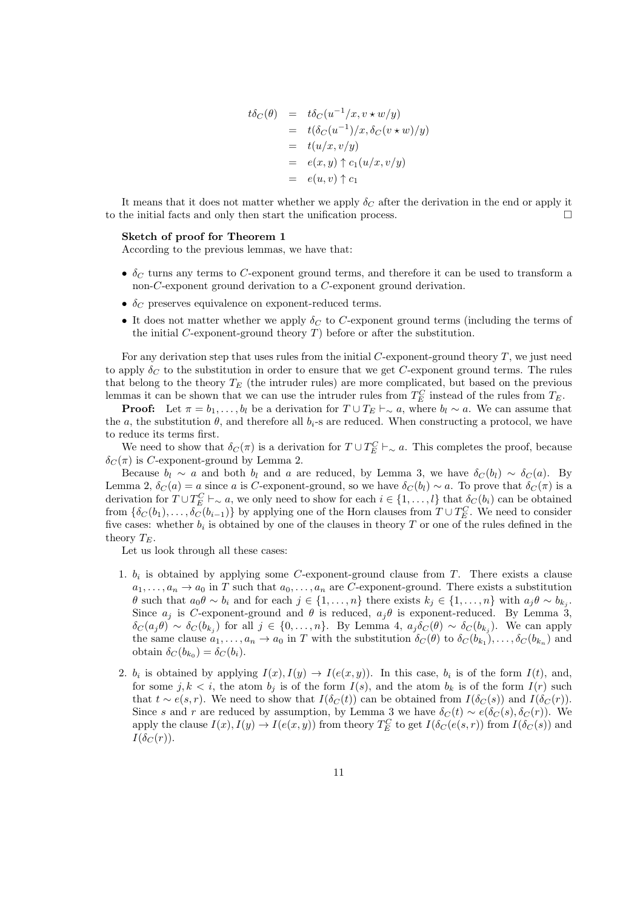$$
\begin{aligned}
t\delta_C(\theta) &= t\delta_C(u^{-1}/x, v \star w/y) \\
&= t(\delta_C(u^{-1})/x, \delta_C(v \star w)/y) \\
&= t(u/x, v/y) \\
&= e(x,y) \uparrow c_1(u/x, v/y) \\
&= e(u,v) \uparrow c_1
\end{aligned}
$$

It means that it does not matter whether we apply $\delta_C$ after the derivation in the end or apply it to the initial facts and only then start the unification process. $\square$

**Sketch of proof for Theorem 1**
According to the previous lemmas, we have that:

- $\delta_C$ turns any terms to $C$-exponent ground terms, and therefore it can be used to transform a non-$C$-exponent ground derivation to a $C$-exponent ground derivation.
- $\delta_C$ preserves equivalence on exponent-reduced terms.
- It does not matter whether we apply $\delta_C$ to $C$-exponent ground terms (including the terms of the initial $C$-exponent-ground theory $T$) before or after the substitution.

For any derivation step that uses rules from the initial $C$-exponent-ground theory $T$, we just need to apply $\delta_C$ to the substitution in order to ensure that we get $C$-exponent ground terms. The rules that belong to the theory $T_E$ (the intruder rules) are more complicated, but based on the previous lemmas it can be shown that we can use the intruder rules from $T_E^C$ instead of the rules from $T_E$.

**Proof:** Let $\pi = b_1, \ldots, b_l$ be a derivation for $T \cup T_E \vdash_\sim a$, where $b_l \sim a$. We can assume that the $a$, the substitution $\theta$, and therefore all $b_i$-s are reduced. When constructing a protocol, we have to reduce its terms first.

We need to show that $\delta_C(\pi)$ is a derivation for $T \cup T_E^C \vdash_\sim a$. This completes the proof, because $\delta_C(\pi)$ is $C$-exponent-ground by Lemma 2.

Because $b_l \sim a$ and both $b_l$ and $a$ are reduced, by Lemma 3, we have $\delta_C(b_l) \sim \delta_C(a)$. By Lemma 2, $\delta_C(a) = a$ since $a$ is $C$-exponent-ground, so we have $\delta_C(b_l) \sim a$. To prove that $\delta_C(\pi)$ is a derivation for $T \cup T_E^C \vdash_\sim a$, we only need to show for each $i \in \{1, \ldots, l\}$ that $\delta_C(b_i)$ can be obtained from $\{\delta_C(b_1), \ldots, \delta_C(b_{i-1})\}$ by applying one of the Horn clauses from $T \cup T_E^C$. We need to consider five cases: whether $b_i$ is obtained by one of the clauses in theory $T$ or one of the rules defined in the theory $T_E$.

Let us look through all these cases:

1. $b_i$ is obtained by applying some $C$-exponent-ground clause from $T$. There exists a clause $a_1, \ldots, a_n \to a_0$ in $T$ such that $a_0, \ldots, a_n$ are $C$-exponent-ground. There exists a substitution $\theta$ such that $a_0\theta \sim b_i$ and for each $j \in \{1, \ldots, n\}$ there exists $k_j \in \{1, \ldots, n\}$ with $a_j\theta \sim b_{k_j}$. Since $a_j$ is $C$-exponent-ground and $\theta$ is reduced, $a_j\theta$ is exponent-reduced. By Lemma 3, $\delta_C(a_j\theta) \sim \delta_C(b_{k_j})$ for all $j \in \{0, \ldots, n\}$. By Lemma 4, $a_j\delta_C(\theta) \sim \delta_C(b_{k_j})$. We can apply the same clause $a_1, \ldots, a_n \to a_0$ in $T$ with the substitution $\delta_C(\theta)$ to $\delta_C(b_{k_1}), \ldots, \delta_C(b_{k_n})$ and obtain $\delta_C(b_{k_0}) = \delta_C(b_i)$.

2. $b_i$ is obtained by applying $I(x), I(y) \to I(e(x,y))$. In this case, $b_i$ is of the form $I(t)$, and, for some $j, k < i$, the atom $b_j$ is of the form $I(s)$, and the atom $b_k$ is of the form $I(r)$ such that $t \sim e(s,r)$. We need to show that $I(\delta_C(t))$ can be obtained from $I(\delta_C(s))$ and $I(\delta_C(r))$. Since $s$ and $r$ are reduced by assumption, by Lemma 3 we have $\delta_C(t) \sim e(\delta_C(s), \delta_C(r))$. We apply the clause $I(x), I(y) \to I(e(x,y))$ from theory $T_E^C$ to get $I(\delta_C(e(s,r))$ from $I(\delta_C(s))$ and $I(\delta_C(r))$.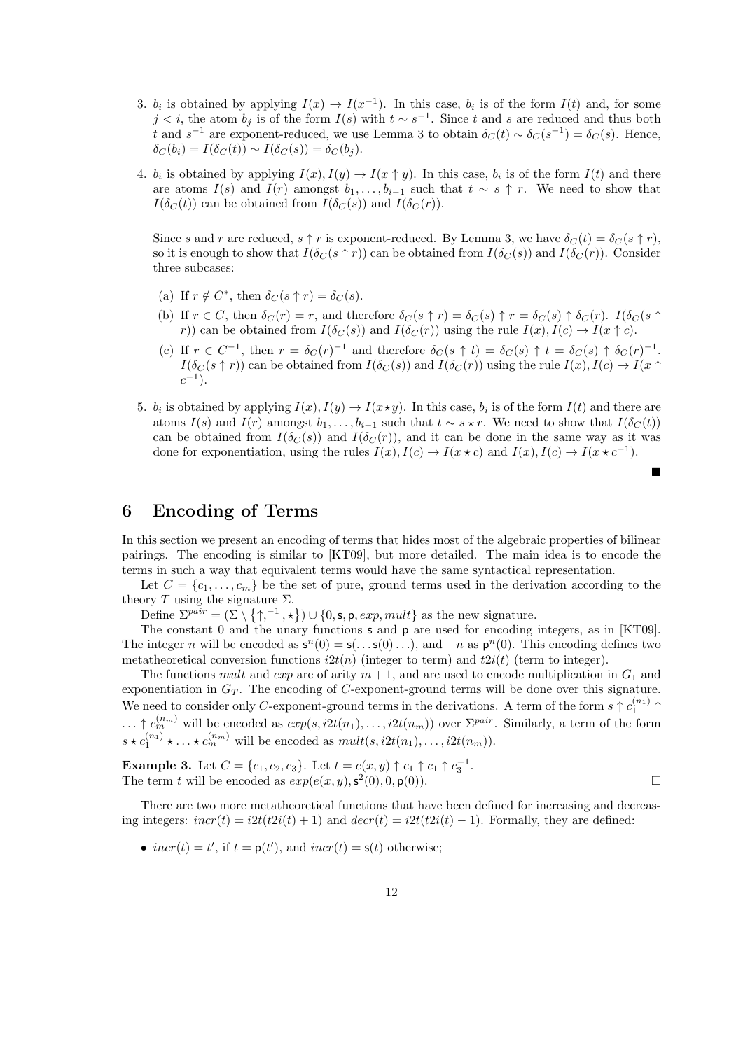3. $b_i$ is obtained by applying $I(x) \to I(x^{-1})$. In this case, $b_i$ is of the form $I(t)$ and, for some $j < i$, the atom $b_j$ is of the form $I(s)$ with $t \sim s^{-1}$. Since $t$ and $s$ are reduced and thus both $t$ and $s^{-1}$ are exponent-reduced, we use Lemma 3 to obtain $\delta_C(t) \sim \delta_C(s^{-1}) = \delta_C(s)$. Hence, $\delta_C(b_i) = I(\delta_C(t)) \sim I(\delta_C(s)) = \delta_C(b_j)$.

4. $b_i$ is obtained by applying $I(x), I(y) \to I(x \uparrow y)$. In this case, $b_i$ is of the form $I(t)$ and there are atoms $I(s)$ and $I(r)$ amongst $b_1, \ldots, b_{i-1}$ such that $t \sim s \uparrow r$. We need to show that $I(\delta_C(t))$ can be obtained from $I(\delta_C(s))$ and $I(\delta_C(r))$.

   Since $s$ and $r$ are reduced, $s \uparrow r$ is exponent-reduced. By Lemma 3, we have $\delta_C(t) = \delta_C(s \uparrow r)$, so it is enough to show that $I(\delta_C(s \uparrow r))$ can be obtained from $I(\delta_C(s))$ and $I(\delta_C(r))$. Consider three subcases:

   (a) If $r \notin C^*$, then $\delta_C(s \uparrow r) = \delta_C(s)$.

   (b) If $r \in C$, then $\delta_C(r) = r$, and therefore $\delta_C(s \uparrow r) = \delta_C(s) \uparrow r = \delta_C(s) \uparrow \delta_C(r)$. $I(\delta_C(s \uparrow r))$ can be obtained from $I(\delta_C(s))$ and $I(\delta_C(r))$ using the rule $I(x), I(c) \to I(x \uparrow c)$.

   (c) If $r \in C^{-1}$, then $r = \delta_C(r)^{-1}$ and therefore $\delta_C(s \uparrow t) = \delta_C(s) \uparrow t = \delta_C(s) \uparrow \delta_C(r)^{-1}$. $I(\delta_C(s \uparrow r))$ can be obtained from $I(\delta_C(s))$ and $I(\delta_C(r))$ using the rule $I(x), I(c) \to I(x \uparrow c^{-1})$.

5. $b_i$ is obtained by applying $I(x), I(y) \to I(x \star y)$. In this case, $b_i$ is of the form $I(t)$ and there are atoms $I(s)$ and $I(r)$ amongst $b_1, \ldots, b_{i-1}$ such that $t \sim s \star r$. We need to show that $I(\delta_C(t))$ can be obtained from $I(\delta_C(s))$ and $I(\delta_C(r))$, and it can be done in the same way as it was done for exponentiation, using the rules $I(x), I(c) \to I(x \star c)$ and $I(x), I(c) \to I(x \star c^{-1})$.

■

# 6 Encoding of Terms

In this section we present an encoding of terms that hides most of the algebraic properties of bilinear pairings. The encoding is similar to [KT09], but more detailed. The main idea is to encode the terms in such a way that equivalent terms would have the same syntactical representation.

Let $C = \{c_1, \ldots, c_m\}$ be the set of pure, ground terms used in the derivation according to the theory $T$ using the signature $\Sigma$.

Define $\Sigma^{pair} = (\Sigma \setminus \{\uparrow, ^{-1}, \star\}) \cup \{0, \mathsf{s}, \mathsf{p}, exp, mult\}$ as the new signature.

The constant 0 and the unary functions $\mathsf{s}$ and $\mathsf{p}$ are used for encoding integers, as in [KT09]. The integer $n$ will be encoded as $\mathsf{s}^n(0) = \mathsf{s}(\ldots \mathsf{s}(0) \ldots)$, and $-n$ as $\mathsf{p}^n(0)$. This encoding defines two metatheoretical conversion functions $i2t(n)$ (integer to term) and $t2i(t)$ (term to integer).

The functions $mult$ and $exp$ are of arity $m+1$, and are used to encode multiplication in $G_1$ and exponentiation in $G_T$. The encoding of $C$-exponent-ground terms will be done over this signature. We need to consider only $C$-exponent-ground terms in the derivations. A term of the form $s \uparrow c_1^{(n_1)} \uparrow \ldots \uparrow c_m^{(n_m)}$ will be encoded as $exp(s, i2t(n_1), \ldots, i2t(n_m))$ over $\Sigma^{pair}$. Similarly, a term of the form $s \star c_1^{(n_1)} \star \ldots \star c_m^{(n_m)}$ will be encoded as $mult(s, i2t(n_1), \ldots, i2t(n_m))$.

**Example 3.** Let $C = \{c_1, c_2, c_3\}$. Let $t = e(x, y) \uparrow c_1 \uparrow c_1 \uparrow c_3^{-1}$.
The term $t$ will be encoded as $exp(e(x, y), \mathsf{s}^2(0), 0, \mathsf{p}(0))$. □

There are two more metatheoretical functions that have been defined for increasing and decreasing integers: $incr(t) = i2t(t2i(t) + 1)$ and $decr(t) = i2t(t2i(t) - 1)$. Formally, they are defined:

- $incr(t) = t'$, if $t = \mathsf{p}(t')$, and $incr(t) = \mathsf{s}(t)$ otherwise;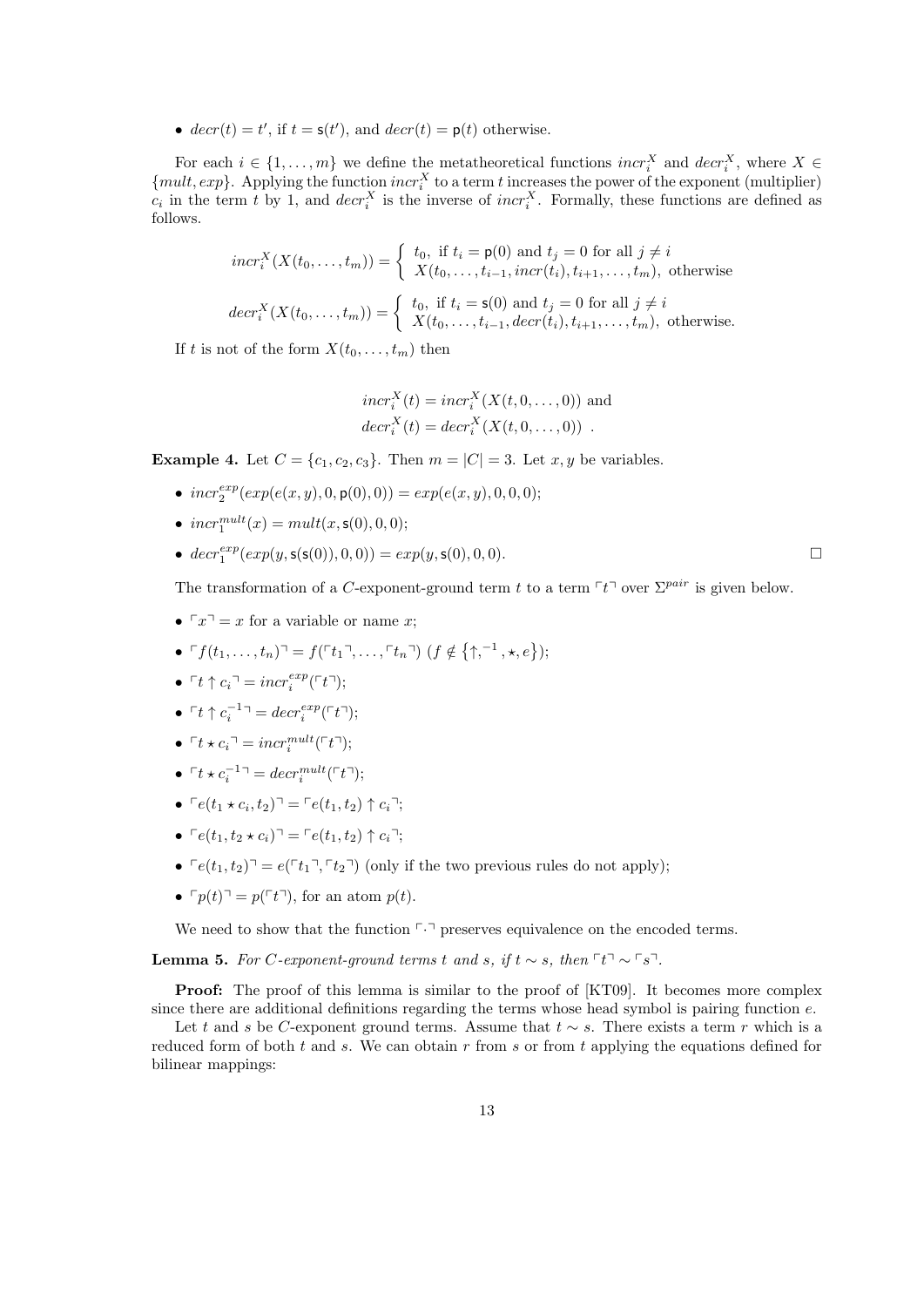- $decr(t) = t'$, if $t = \mathsf{s}(t')$, and $decr(t) = \mathsf{p}(t)$ otherwise.

For each $i \in \{1, \ldots, m\}$ we define the metatheoretical functions $incr_i^X$ and $decr_i^X$, where $X \in \{mult, exp\}$. Applying the function $incr_i^X$ to a term $t$ increases the power of the exponent (multiplier) $c_i$ in the term $t$ by 1, and $decr_i^X$ is the inverse of $incr_i^X$. Formally, these functions are defined as follows.

$$incr_i^X(X(t_0, \ldots, t_m)) = \begin{cases} t_0, \text{ if } t_i = \mathsf{p}(0) \text{ and } t_j = 0 \text{ for all } j \neq i \\ X(t_0, \ldots, t_{i-1}, incr(t_i), t_{i+1}, \ldots, t_m), \text{ otherwise} \end{cases}$$

$$decr_i^X(X(t_0, \ldots, t_m)) = \begin{cases} t_0, \text{ if } t_i = \mathsf{s}(0) \text{ and } t_j = 0 \text{ for all } j \neq i \\ X(t_0, \ldots, t_{i-1}, decr(t_i), t_{i+1}, \ldots, t_m), \text{ otherwise.} \end{cases}$$

If $t$ is not of the form $X(t_0, \ldots, t_m)$ then

$$incr_i^X(t) = incr_i^X(X(t, 0, \ldots, 0)) \text{ and}$$
$$decr_i^X(t) = decr_i^X(X(t, 0, \ldots, 0)) \ .$$

**Example 4.** Let $C = \{c_1, c_2, c_3\}$. Then $m = |C| = 3$. Let $x, y$ be variables.

- $incr_2^{exp}(exp(e(x, y), 0, \mathsf{p}(0), 0)) = exp(e(x, y), 0, 0, 0)$;
- $incr_1^{mult}(x) = mult(x, \mathsf{s}(0), 0, 0)$;
- $decr_1^{exp}(exp(y, \mathsf{s}(\mathsf{s}(0)), 0, 0)) = exp(y, \mathsf{s}(0), 0, 0)$. □

The transformation of a $C$-exponent-ground term $t$ to a term $\ulcorner t \urcorner$ over $\Sigma^{pair}$ is given below.

- $\ulcorner x \urcorner = x$ for a variable or name $x$;
- $\ulcorner f(t_1, \ldots, t_n) \urcorner = f(\ulcorner t_1 \urcorner, \ldots, \ulcorner t_n \urcorner)$ $(f \notin \{\uparrow, ^{-1}, \star, e\})$;
- $\ulcorner t \uparrow c_i \urcorner = incr_i^{exp}(\ulcorner t \urcorner)$;
- $\ulcorner t \uparrow c_i^{-1} \urcorner = decr_i^{exp}(\ulcorner t \urcorner)$;
- $\ulcorner t \star c_i \urcorner = incr_i^{mult}(\ulcorner t \urcorner)$;
- $\ulcorner t \star c_i^{-1} \urcorner = decr_i^{mult}(\ulcorner t \urcorner)$;
- $\ulcorner e(t_1 \star c_i, t_2) \urcorner = \ulcorner e(t_1, t_2) \uparrow c_i \urcorner$;
- $\ulcorner e(t_1, t_2 \star c_i) \urcorner = \ulcorner e(t_1, t_2) \uparrow c_i \urcorner$;
- $\ulcorner e(t_1, t_2) \urcorner = e(\ulcorner t_1 \urcorner, \ulcorner t_2 \urcorner)$ (only if the two previous rules do not apply);
- $\ulcorner p(t) \urcorner = p(\ulcorner t \urcorner)$, for an atom $p(t)$.

We need to show that the function $\ulcorner \cdot \urcorner$ preserves equivalence on the encoded terms.

**Lemma 5.** *For $C$-exponent-ground terms $t$ and $s$, if $t \sim s$, then $\ulcorner t \urcorner \sim \ulcorner s \urcorner$.*

**Proof:** The proof of this lemma is similar to the proof of [KT09]. It becomes more complex since there are additional definitions regarding the terms whose head symbol is pairing function $e$.

Let $t$ and $s$ be $C$-exponent ground terms. Assume that $t \sim s$. There exists a term $r$ which is a reduced form of both $t$ and $s$. We can obtain $r$ from $s$ or from $t$ applying the equations defined for bilinear mappings: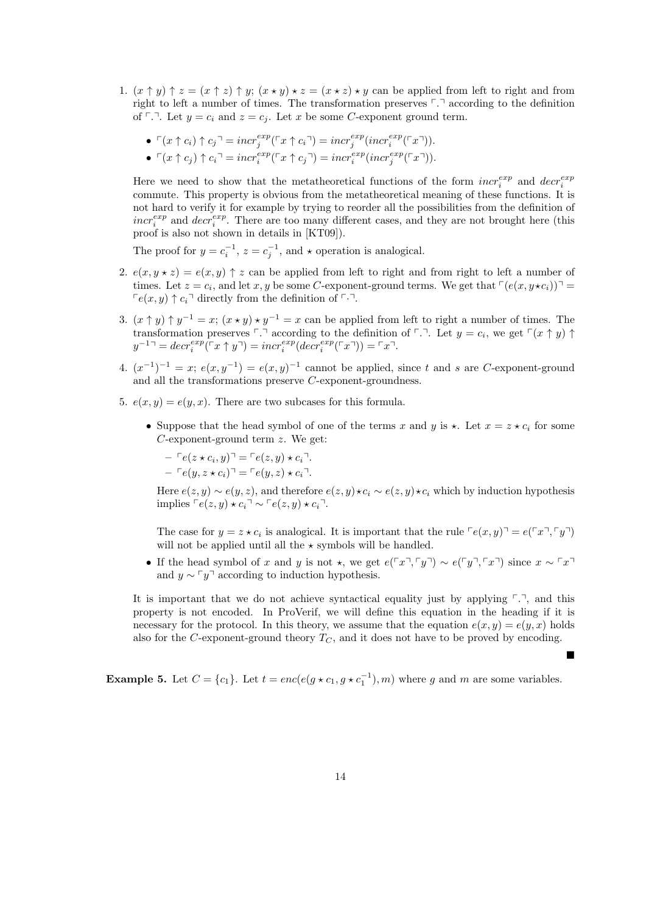1. $(x \uparrow y) \uparrow z = (x \uparrow z) \uparrow y$; $(x \star y) \star z = (x \star z) \star y$ can be applied from left to right and from right to left a number of times. The transformation preserves $\ulcorner . \urcorner$ according to the definition of $\ulcorner . \urcorner$. Let $y = c_i$ and $z = c_j$. Let $x$ be some $C$-exponent ground term.

   - $\ulcorner (x \uparrow c_i) \uparrow c_j \urcorner = incr_j^{exp}(\ulcorner x \uparrow c_i \urcorner) = incr_j^{exp}(incr_i^{exp}(\ulcorner x \urcorner))$.
   - $\ulcorner (x \uparrow c_j) \uparrow c_i \urcorner = incr_i^{exp}(\ulcorner x \uparrow c_j \urcorner) = incr_i^{exp}(incr_j^{exp}(\ulcorner x \urcorner))$.

   Here we need to show that the metatheoretical functions of the form $incr_i^{exp}$ and $decr_i^{exp}$ commute. This property is obvious from the metatheoretical meaning of these functions. It is not hard to verify it for example by trying to reorder all the possibilities from the definition of $incr_i^{exp}$ and $decr_i^{exp}$. There are too many different cases, and they are not brought here (this proof is also not shown in details in [KT09]).

   The proof for $y = c_i^{-1}$, $z = c_j^{-1}$, and $\star$ operation is analogical.

2. $e(x, y \star z) = e(x, y) \uparrow z$ can be applied from left to right and from right to left a number of times. Let $z = c_i$, and let $x, y$ be some $C$-exponent-ground terms. We get that $\ulcorner (e(x, y \star c_i)) \urcorner = \ulcorner e(x, y) \uparrow c_i \urcorner$ directly from the definition of $\ulcorner \cdot \urcorner$.

3. $(x \uparrow y) \uparrow y^{-1} = x$; $(x \star y) \star y^{-1} = x$ can be applied from left to right a number of times. The transformation preserves $\ulcorner . \urcorner$ according to the definition of $\ulcorner . \urcorner$. Let $y = c_i$, we get $\ulcorner (x \uparrow y) \uparrow y^{-1} \urcorner = decr_i^{exp}(\ulcorner x \uparrow y \urcorner) = incr_i^{exp}(decr_i^{exp}(\ulcorner x \urcorner)) = \ulcorner x \urcorner$.

4. $(x^{-1})^{-1} = x$; $e(x, y^{-1}) = e(x, y)^{-1}$ cannot be applied, since $t$ and $s$ are $C$-exponent-ground and all the transformations preserve $C$-exponent-groundness.

5. $e(x, y) = e(y, x)$. There are two subcases for this formula.

   - Suppose that the head symbol of one of the terms $x$ and $y$ is $\star$. Let $x = z \star c_i$ for some $C$-exponent-ground term $z$. We get:

     - $\ulcorner e(z \star c_i, y) \urcorner = \ulcorner e(z, y) \star c_i \urcorner$.
     - $\ulcorner e(y, z \star c_i) \urcorner = \ulcorner e(y, z) \star c_i \urcorner$.

     Here $e(z, y) \sim e(y, z)$, and therefore $e(z, y) \star c_i \sim e(z, y) \star c_i$ which by induction hypothesis implies $\ulcorner e(z, y) \star c_i \urcorner \sim \ulcorner e(z, y) \star c_i \urcorner$.

     The case for $y = z \star c_i$ is analogical. It is important that the rule $\ulcorner e(x, y) \urcorner = e(\ulcorner x \urcorner, \ulcorner y \urcorner)$ will not be applied until all the $\star$ symbols will be handled.

   - If the head symbol of $x$ and $y$ is not $\star$, we get $e(\ulcorner x \urcorner, \ulcorner y \urcorner) \sim e(\ulcorner y \urcorner, \ulcorner x \urcorner)$ since $x \sim \ulcorner x \urcorner$ and $y \sim \ulcorner y \urcorner$ according to induction hypothesis.

It is important that we do not achieve syntactical equality just by applying $\ulcorner . \urcorner$, and this property is not encoded. In ProVerif, we will define this equation in the heading if it is necessary for the protocol. In this theory, we assume that the equation $e(x, y) = e(y, x)$ holds also for the $C$-exponent-ground theory $T_C$, and it does not have to be proved by encoding.

■

**Example 5.** Let $C = \{c_1\}$. Let $t = enc(e(g \star c_1, g \star c_1^{-1}), m)$ where $g$ and $m$ are some variables.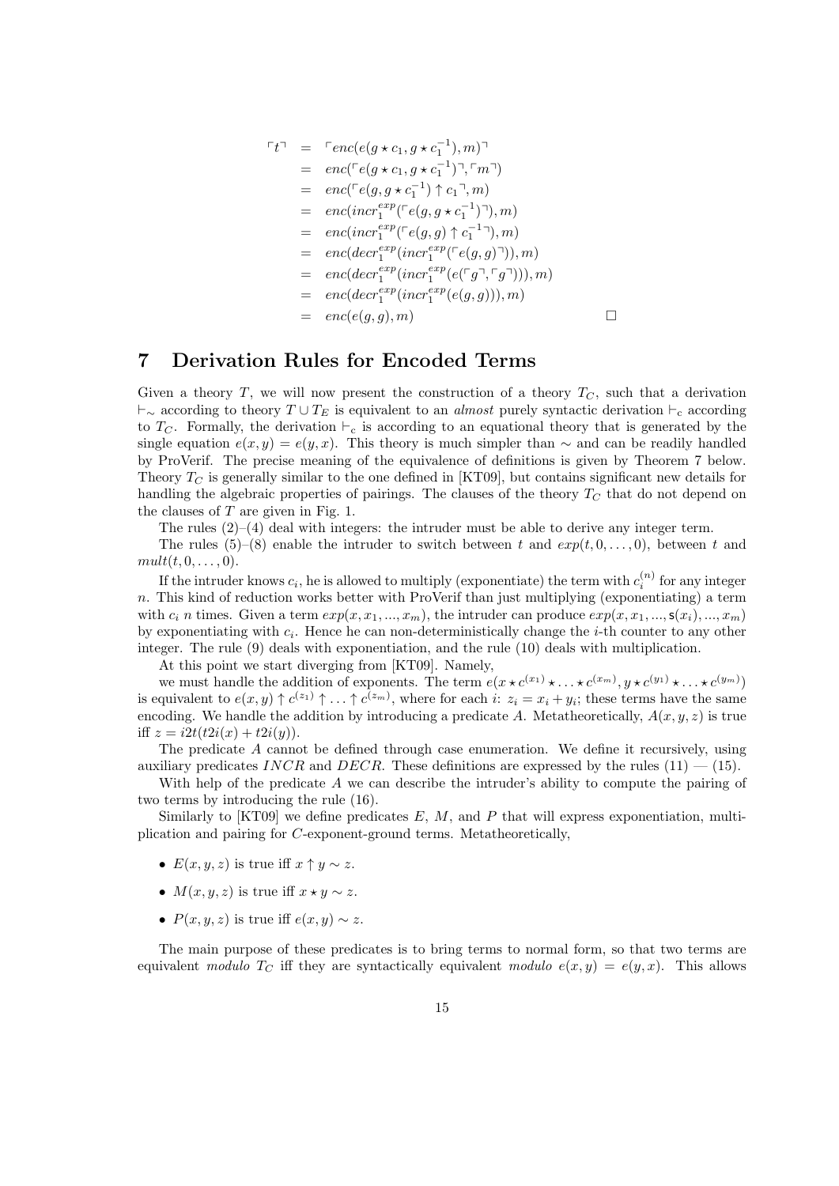$$
\begin{aligned}
\ulcorner t \urcorner &= \ulcorner enc(e(g \star c_1, g \star c_1^{-1}), m) \urcorner \\
&= enc(\ulcorner e(g \star c_1, g \star c_1^{-1}) \urcorner, \ulcorner m \urcorner) \\
&= enc(\ulcorner e(g, g \star c_1^{-1}) \uparrow c_1 \urcorner, m) \\
&= enc(incr_1^{exp}(\ulcorner e(g, g \star c_1^{-1}) \urcorner), m) \\
&= enc(incr_1^{exp}(\ulcorner e(g, g) \uparrow c_1^{-1} \urcorner), m) \\
&= enc(decr_1^{exp}(incr_1^{exp}(\ulcorner e(g, g) \urcorner)), m) \\
&= enc(decr_1^{exp}(incr_1^{exp}(e(\ulcorner g \urcorner, \ulcorner g \urcorner))), m) \\
&= enc(decr_1^{exp}(incr_1^{exp}(e(g, g))), m) \\
&= enc(e(g, g), m) \qquad \square
\end{aligned}
$$

## 7 Derivation Rules for Encoded Terms

Given a theory $T$, we will now present the construction of a theory $T_C$, such that a derivation $\vdash_\sim$ according to theory $T \cup T_E$ is equivalent to an *almost* purely syntactic derivation $\vdash_c$ according to $T_C$. Formally, the derivation $\vdash_c$ is according to an equational theory that is generated by the single equation $e(x, y) = e(y, x)$. This theory is much simpler than $\sim$ and can be readily handled by ProVerif. The precise meaning of the equivalence of definitions is given by Theorem 7 below. Theory $T_C$ is generally similar to the one defined in [KT09], but contains significant new details for handling the algebraic properties of pairings. The clauses of the theory $T_C$ that do not depend on the clauses of $T$ are given in Fig. 1.

The rules (2)–(4) deal with integers: the intruder must be able to derive any integer term.

The rules (5)–(8) enable the intruder to switch between $t$ and $exp(t, 0, \ldots, 0)$, between $t$ and $mult(t, 0, \ldots, 0)$.

If the intruder knows $c_i$, he is allowed to multiply (exponentiate) the term with $c_i^{(n)}$ for any integer $n$. This kind of reduction works better with ProVerif than just multiplying (exponentiating) a term with $c_i$ $n$ times. Given a term $exp(x, x_1, ..., x_m)$, the intruder can produce $exp(x, x_1, ..., \mathsf{s}(x_i), ..., x_m)$ by exponentiating with $c_i$. Hence he can non-deterministically change the $i$-th counter to any other integer. The rule (9) deals with exponentiation, and the rule (10) deals with multiplication.

At this point we start diverging from [KT09]. Namely,

we must handle the addition of exponents. The term $e(x \star c^{(x_1)} \star \ldots \star c^{(x_m)}, y \star c^{(y_1)} \star \ldots \star c^{(y_m)})$ is equivalent to $e(x, y) \uparrow c^{(z_1)} \uparrow \ldots \uparrow c^{(z_m)}$, where for each $i$: $z_i = x_i + y_i$; these terms have the same encoding. We handle the addition by introducing a predicate $A$. Metatheoretically, $A(x, y, z)$ is true iff $z = i2t(t2i(x) + t2i(y))$.

The predicate $A$ cannot be defined through case enumeration. We define it recursively, using auxiliary predicates $INCR$ and $DECR$. These definitions are expressed by the rules (11) — (15).

With help of the predicate $A$ we can describe the intruder's ability to compute the pairing of two terms by introducing the rule (16).

Similarly to [KT09] we define predicates $E$, $M$, and $P$ that will express exponentiation, multiplication and pairing for $C$-exponent-ground terms. Metatheoretically,

- $E(x, y, z)$ is true iff $x \uparrow y \sim z$.
- $M(x, y, z)$ is true iff $x \star y \sim z$.
- $P(x, y, z)$ is true iff $e(x, y) \sim z$.

The main purpose of these predicates is to bring terms to normal form, so that two terms are equivalent *modulo* $T_C$ iff they are syntactically equivalent *modulo* $e(x, y) = e(y, x)$. This allows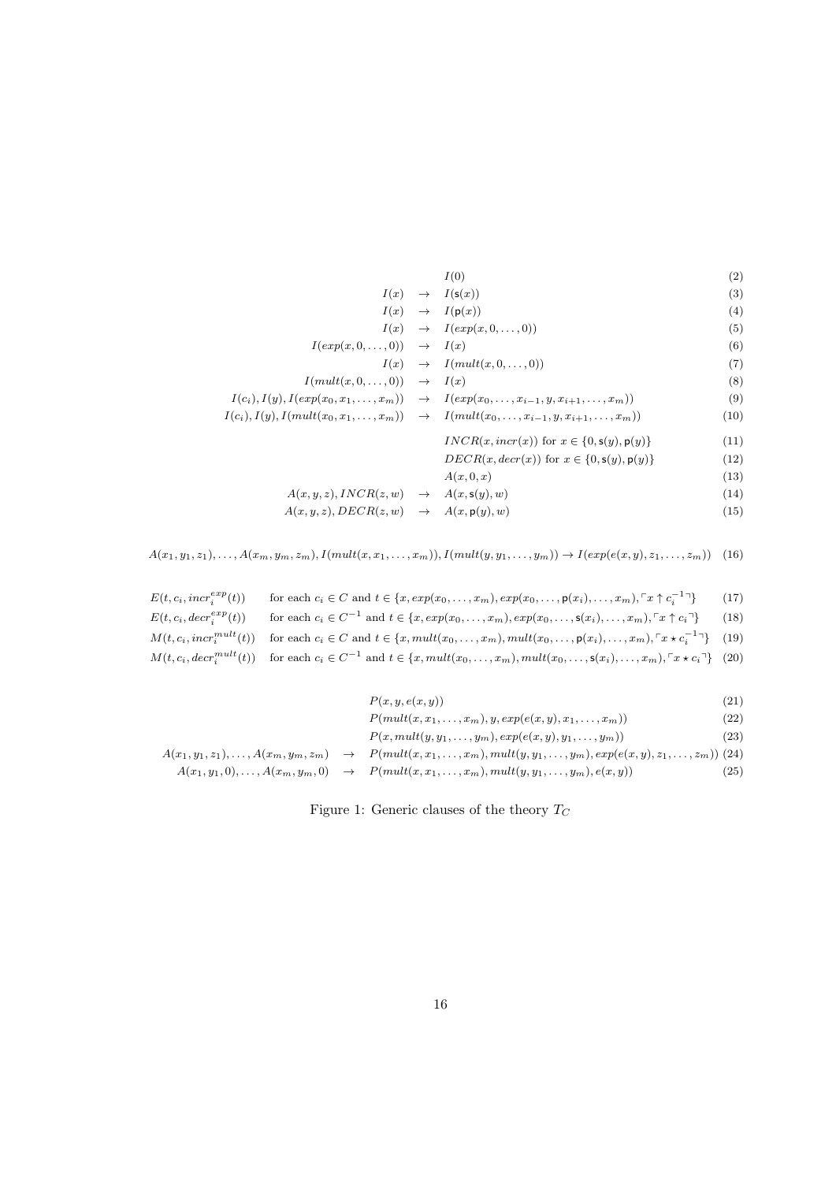$$I(0) \tag{2}$$

$$I(x) \rightarrow I(\mathsf{s}(x)) \tag{3}$$

$$I(x) \rightarrow I(\mathsf{p}(x)) \tag{4}$$

$$I(x) \rightarrow I(exp(x, 0, \ldots, 0)) \tag{5}$$

$$I(exp(x, 0, \ldots, 0)) \rightarrow I(x) \tag{6}$$

$$I(x) \rightarrow I(mult(x, 0, \ldots, 0)) \tag{7}$$

$$I(mult(x, 0, \ldots, 0)) \rightarrow I(x) \tag{8}$$

$$I(c_i), I(y), I(exp(x_0, x_1, \ldots, x_m)) \rightarrow I(exp(x_0, \ldots, x_{i-1}, y, x_{i+1}, \ldots, x_m)) \tag{9}$$

$$I(c_i), I(y), I(mult(x_0, x_1, \ldots, x_m)) \rightarrow I(mult(x_0, \ldots, x_{i-1}, y, x_{i+1}, \ldots, x_m)) \tag{10}$$

$$INCR(x, incr(x)) \text{ for } x \in \{0, \mathsf{s}(y), \mathsf{p}(y)\} \tag{11}$$

$$DECR(x, decr(x)) \text{ for } x \in \{0, \mathsf{s}(y), \mathsf{p}(y)\} \tag{12}$$

$$A(x, 0, x) \tag{13}$$

$$A(x, y, z), INCR(z, w) \rightarrow A(x, \mathsf{s}(y), w) \tag{14}$$

$$A(x, y, z), DECR(z, w) \rightarrow A(x, \mathsf{p}(y), w) \tag{15}$$

$$A(x_1, y_1, z_1), \ldots, A(x_m, y_m, z_m), I(mult(x, x_1, \ldots, x_m)), I(mult(y, y_1, \ldots, y_m)) \rightarrow I(exp(e(x, y), z_1, \ldots, z_m)) \tag{16}$$

$$E(t, c_i, incr_i^{exp}(t)) \quad \text{for each } c_i \in C \text{ and } t \in \{x, exp(x_0, \ldots, x_m), exp(x_0, \ldots, \mathsf{p}(x_i), \ldots, x_m), \ulcorner x \uparrow c_i^{-1} \urcorner\} \tag{17}$$

$$E(t, c_i, decr_i^{exp}(t)) \quad \text{for each } c_i \in C^{-1} \text{ and } t \in \{x, exp(x_0, \ldots, x_m), exp(x_0, \ldots, \mathsf{s}(x_i), \ldots, x_m), \ulcorner x \uparrow c_i \urcorner\} \tag{18}$$

$$M(t, c_i, incr_i^{mult}(t)) \quad \text{for each } c_i \in C \text{ and } t \in \{x, mult(x_0, \ldots, x_m), mult(x_0, \ldots, \mathsf{p}(x_i), \ldots, x_m), \ulcorner x \star c_i^{-1} \urcorner\} \tag{19}$$

$$M(t, c_i, decr_i^{mult}(t)) \quad \text{for each } c_i \in C^{-1} \text{ and } t \in \{x, mult(x_0, \ldots, x_m), mult(x_0, \ldots, \mathsf{s}(x_i), \ldots, x_m), \ulcorner x \star c_i \urcorner\} \tag{20}$$

$$P(x, y, e(x, y)) \tag{21}$$

$$P(mult(x, x_1, \ldots, x_m), y, exp(e(x, y), x_1, \ldots, x_m)) \tag{22}$$

$$P(x, mult(y, y_1, \ldots, y_m), exp(e(x, y), y_1, \ldots, y_m)) \tag{23}$$

$$A(x_1, y_1, z_1), \ldots, A(x_m, y_m, z_m) \rightarrow P(mult(x, x_1, \ldots, x_m), mult(y, y_1, \ldots, y_m), exp(e(x, y), z_1, \ldots, z_m)) \tag{24}$$

$$A(x_1, y_1, 0), \ldots, A(x_m, y_m, 0) \rightarrow P(mult(x, x_1, \ldots, x_m), mult(y, y_1, \ldots, y_m), e(x, y)) \tag{25}$$

Figure 1: Generic clauses of the theory $T_C$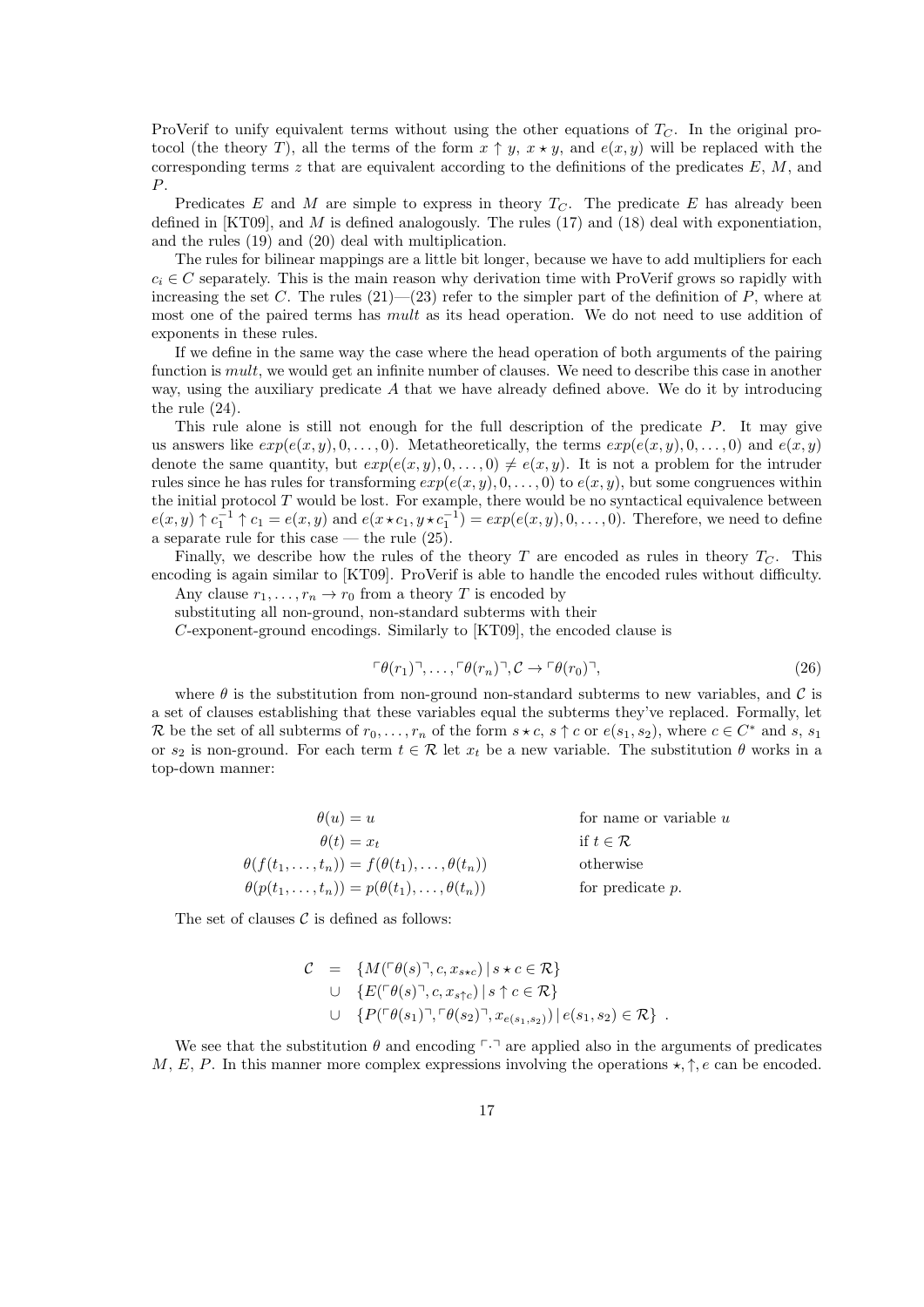ProVerif to unify equivalent terms without using the other equations of $T_C$. In the original protocol (the theory $T$), all the terms of the form $x \uparrow y$, $x \star y$, and $e(x, y)$ will be replaced with the corresponding terms $z$ that are equivalent according to the definitions of the predicates $E$, $M$, and $P$.

Predicates $E$ and $M$ are simple to express in theory $T_C$. The predicate $E$ has already been defined in [KT09], and $M$ is defined analogously. The rules (17) and (18) deal with exponentiation, and the rules (19) and (20) deal with multiplication.

The rules for bilinear mappings are a little bit longer, because we have to add multipliers for each $c_i \in C$ separately. This is the main reason why derivation time with ProVerif grows so rapidly with increasing the set $C$. The rules (21)—(23) refer to the simpler part of the definition of $P$, where at most one of the paired terms has *mult* as its head operation. We do not need to use addition of exponents in these rules.

If we define in the same way the case where the head operation of both arguments of the pairing function is *mult*, we would get an infinite number of clauses. We need to describe this case in another way, using the auxiliary predicate $A$ that we have already defined above. We do it by introducing the rule (24).

This rule alone is still not enough for the full description of the predicate $P$. It may give us answers like $exp(e(x, y), 0, \ldots, 0)$. Metatheoretically, the terms $exp(e(x, y), 0, \ldots, 0)$ and $e(x, y)$ denote the same quantity, but $exp(e(x, y), 0, \ldots, 0) \neq e(x, y)$. It is not a problem for the intruder rules since he has rules for transforming $exp(e(x, y), 0, \ldots, 0)$ to $e(x, y)$, but some congruences within the initial protocol $T$ would be lost. For example, there would be no syntactical equivalence between $e(x, y) \uparrow c_1^{-1} \uparrow c_1 = e(x, y)$ and $e(x \star c_1, y \star c_1^{-1}) = exp(e(x, y), 0, \ldots, 0)$. Therefore, we need to define a separate rule for this case — the rule (25).

Finally, we describe how the rules of the theory $T$ are encoded as rules in theory $T_C$. This encoding is again similar to [KT09]. ProVerif is able to handle the encoded rules without difficulty.

Any clause $r_1, \ldots, r_n \to r_0$ from a theory $T$ is encoded by
substituting all non-ground, non-standard subterms with their
$C$-exponent-ground encodings. Similarly to [KT09], the encoded clause is

$$\ulcorner \theta(r_1) \urcorner, \ldots, \ulcorner \theta(r_n) \urcorner, \mathcal{C} \to \ulcorner \theta(r_0) \urcorner, \tag{26}$$

where $\theta$ is the substitution from non-ground non-standard subterms to new variables, and $\mathcal{C}$ is a set of clauses establishing that these variables equal the subterms they've replaced. Formally, let $\mathcal{R}$ be the set of all subterms of $r_0, \ldots, r_n$ of the form $s \star c$, $s \uparrow c$ or $e(s_1, s_2)$, where $c \in C^*$ and $s$, $s_1$ or $s_2$ is non-ground. For each term $t \in \mathcal{R}$ let $x_t$ be a new variable. The substitution $\theta$ works in a top-down manner:

$$\begin{aligned}
\theta(u) &= u && \text{for name or variable } u \\
\theta(t) &= x_t && \text{if } t \in \mathcal{R} \\
\theta(f(t_1, \ldots, t_n)) &= f(\theta(t_1), \ldots, \theta(t_n)) && \text{otherwise} \\
\theta(p(t_1, \ldots, t_n)) &= p(\theta(t_1), \ldots, \theta(t_n)) && \text{for predicate } p.
\end{aligned}$$

The set of clauses $\mathcal{C}$ is defined as follows:

$$\begin{aligned}
\mathcal{C} \;=\; & \{M(\ulcorner \theta(s) \urcorner, c, x_{s \star c}) \,|\, s \star c \in \mathcal{R}\} \\
\cup \; & \{E(\ulcorner \theta(s) \urcorner, c, x_{s \uparrow c}) \,|\, s \uparrow c \in \mathcal{R}\} \\
\cup \; & \{P(\ulcorner \theta(s_1) \urcorner, \ulcorner \theta(s_2) \urcorner, x_{e(s_1, s_2)}) \,|\, e(s_1, s_2) \in \mathcal{R}\} \ .
\end{aligned}$$

We see that the substitution $\theta$ and encoding $\ulcorner \cdot \urcorner$ are applied also in the arguments of predicates $M$, $E$, $P$. In this manner more complex expressions involving the operations $\star, \uparrow, e$ can be encoded.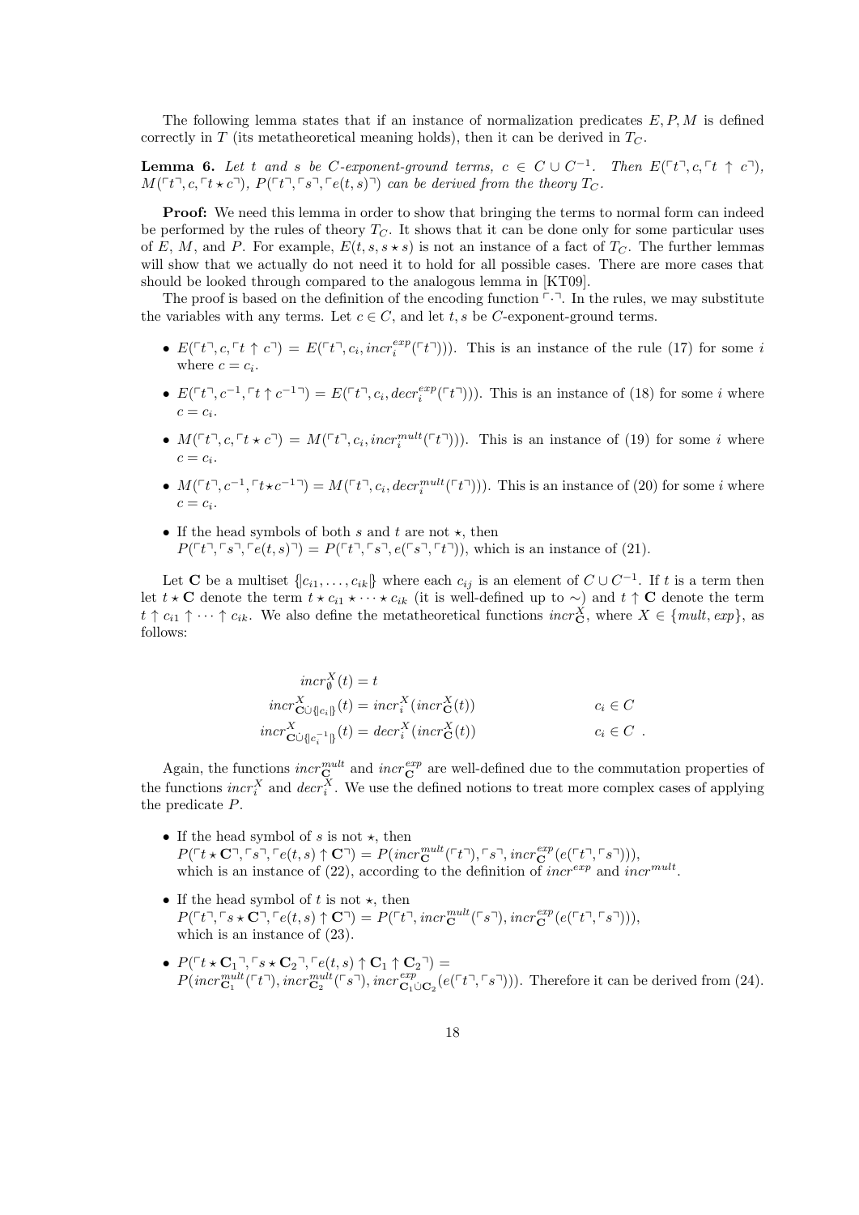The following lemma states that if an instance of normalization predicates $E, P, M$ is defined correctly in $T$ (its metatheoretical meaning holds), then it can be derived in $T_C$.

**Lemma 6.** *Let $t$ and $s$ be $C$-exponent-ground terms, $c \in C \cup C^{-1}$. Then $E(\ulcorner t \urcorner, c, \ulcorner t \uparrow c \urcorner)$, $M(\ulcorner t \urcorner, c, \ulcorner t \star c \urcorner)$, $P(\ulcorner t \urcorner, \ulcorner s \urcorner, \ulcorner e(t,s) \urcorner)$ can be derived from the theory $T_C$.*

**Proof:** We need this lemma in order to show that bringing the terms to normal form can indeed be performed by the rules of theory $T_C$. It shows that it can be done only for some particular uses of $E$, $M$, and $P$. For example, $E(t, s, s \star s)$ is not an instance of a fact of $T_C$. The further lemmas will show that we actually do not need it to hold for all possible cases. There are more cases that should be looked through compared to the analogous lemma in [KT09].

The proof is based on the definition of the encoding function $\ulcorner \cdot \urcorner$. In the rules, we may substitute the variables with any terms. Let $c \in C$, and let $t, s$ be $C$-exponent-ground terms.

- $E(\ulcorner t \urcorner, c, \ulcorner t \uparrow c \urcorner) = E(\ulcorner t \urcorner, c_i, incr_i^{exp}(\ulcorner t \urcorner)))$. This is an instance of the rule (17) for some $i$ where $c = c_i$.
- $E(\ulcorner t \urcorner, c^{-1}, \ulcorner t \uparrow c^{-1} \urcorner) = E(\ulcorner t \urcorner, c_i, decr_i^{exp}(\ulcorner t \urcorner)))$. This is an instance of (18) for some $i$ where $c = c_i$.
- $M(\ulcorner t \urcorner, c, \ulcorner t \star c \urcorner) = M(\ulcorner t \urcorner, c_i, incr_i^{mult}(\ulcorner t \urcorner)))$. This is an instance of (19) for some $i$ where $c = c_i$.
- $M(\ulcorner t \urcorner, c^{-1}, \ulcorner t \star c^{-1} \urcorner) = M(\ulcorner t \urcorner, c_i, decr_i^{mult}(\ulcorner t \urcorner)))$. This is an instance of (20) for some $i$ where $c = c_i$.
- If the head symbols of both $s$ and $t$ are not $\star$, then $P(\ulcorner t \urcorner, \ulcorner s \urcorner, \ulcorner e(t,s) \urcorner) = P(\ulcorner t \urcorner, \ulcorner s \urcorner, e(\ulcorner s \urcorner, \ulcorner t \urcorner))$, which is an instance of (21).

Let $\mathbf{C}$ be a multiset $\{\!|c_{i1}, \ldots, c_{ik}|\!\}$ where each $c_{ij}$ is an element of $C \cup C^{-1}$. If $t$ is a term then let $t \star \mathbf{C}$ denote the term $t \star c_{i1} \star \cdots \star c_{ik}$ (it is well-defined up to $\sim$) and $t \uparrow \mathbf{C}$ denote the term $t \uparrow c_{i1} \uparrow \cdots \uparrow c_{ik}$. We also define the metatheoretical functions $incr_{\mathbf{C}}^X$, where $X \in \{mult, exp\}$, as follows:

$$
\begin{aligned}
incr_{\emptyset}^X(t) &= t & \\
incr_{\mathbf{C} \dot\cup \{\!|c_i|\!\}}^X(t) &= incr_i^X(incr_{\mathbf{C}}^X(t)) & c_i \in C \\
incr_{\mathbf{C} \dot\cup \{\!|c_i^{-1}|\!\}}^X(t) &= decr_i^X(incr_{\mathbf{C}}^X(t)) & c_i \in C\ .
\end{aligned}
$$

Again, the functions $incr_{\mathbf{C}}^{mult}$ and $incr_{\mathbf{C}}^{exp}$ are well-defined due to the commutation properties of the functions $incr_i^X$ and $decr_i^X$. We use the defined notions to treat more complex cases of applying the predicate $P$.

- If the head symbol of $s$ is not $\star$, then $P(\ulcorner t \star \mathbf{C} \urcorner, \ulcorner s \urcorner, \ulcorner e(t,s) \uparrow \mathbf{C} \urcorner) = P(incr_{\mathbf{C}}^{mult}(\ulcorner t \urcorner), \ulcorner s \urcorner, incr_{\mathbf{C}}^{exp}(e(\ulcorner t \urcorner, \ulcorner s \urcorner)))$, which is an instance of (22), according to the definition of $incr^{exp}$ and $incr^{mult}$.
- If the head symbol of $t$ is not $\star$, then $P(\ulcorner t \urcorner, \ulcorner s \star \mathbf{C} \urcorner, \ulcorner e(t,s) \uparrow \mathbf{C} \urcorner) = P(\ulcorner t \urcorner, incr_{\mathbf{C}}^{mult}(\ulcorner s \urcorner), incr_{\mathbf{C}}^{exp}(e(\ulcorner t \urcorner, \ulcorner s \urcorner)))$, which is an instance of (23).
- $P(\ulcorner t \star \mathbf{C}_1 \urcorner, \ulcorner s \star \mathbf{C}_2 \urcorner, \ulcorner e(t,s) \uparrow \mathbf{C}_1 \uparrow \mathbf{C}_2 \urcorner) = P(incr_{\mathbf{C}_1}^{mult}(\ulcorner t \urcorner), incr_{\mathbf{C}_2}^{mult}(\ulcorner s \urcorner), incr_{\mathbf{C}_1 \dot\cup \mathbf{C}_2}^{exp}(e(\ulcorner t \urcorner, \ulcorner s \urcorner)))$. Therefore it can be derived from (24).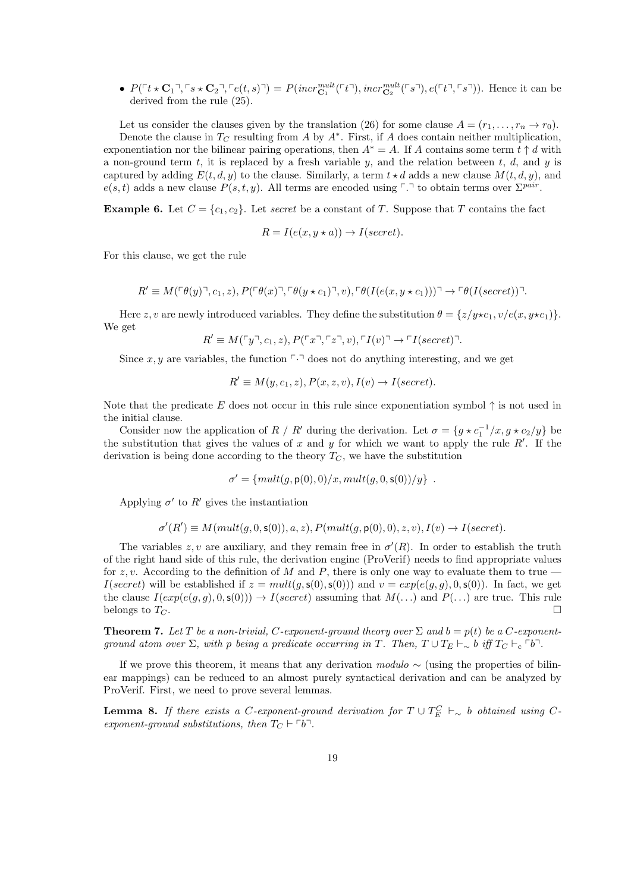- $P(\ulcorner t \star \mathbf{C}_1 \urcorner, \ulcorner s \star \mathbf{C}_2 \urcorner, \ulcorner e(t,s) \urcorner) = P(incr^{mult}_{\mathbf{C}_1}(\ulcorner t \urcorner), incr^{mult}_{\mathbf{C}_2}(\ulcorner s \urcorner), e(\ulcorner t \urcorner, \ulcorner s \urcorner))$. Hence it can be derived from the rule (25).

Let us consider the clauses given by the translation (26) for some clause $A = (r_1, \ldots, r_n \to r_0)$. Denote the clause in $T_C$ resulting from $A$ by $A^*$. First, if $A$ does contain neither multiplication, exponentiation nor the bilinear pairing operations, then $A^* = A$. If $A$ contains some term $t \uparrow d$ with a non-ground term $t$, it is replaced by a fresh variable $y$, and the relation between $t$, $d$, and $y$ is captured by adding $E(t, d, y)$ to the clause. Similarly, a term $t \star d$ adds a new clause $M(t, d, y)$, and $e(s,t)$ adds a new clause $P(s, t, y)$. All terms are encoded using $\ulcorner . \urcorner$ to obtain terms over $\Sigma^{pair}$.

**Example 6.** Let $C = \{c_1, c_2\}$. Let *secret* be a constant of $T$. Suppose that $T$ contains the fact

$$R = I(e(x, y \star a)) \to I(secret).$$

For this clause, we get the rule

$$R' \equiv M(\ulcorner \theta(y) \urcorner, c_1, z), P(\ulcorner \theta(x) \urcorner, \ulcorner \theta(y \star c_1) \urcorner, v), \ulcorner \theta(I(e(x, y \star c_1))) \urcorner \to \ulcorner \theta(I(secret)) \urcorner.$$

Here $z, v$ are newly introduced variables. They define the substitution $\theta = \{z/y \star c_1, v/e(x, y \star c_1)\}$. We get

$$R' \equiv M(\ulcorner y \urcorner, c_1, z), P(\ulcorner x \urcorner, \ulcorner z \urcorner, v), \ulcorner I(v) \urcorner \to \ulcorner I(secret) \urcorner.$$

Since $x, y$ are variables, the function $\ulcorner \cdot \urcorner$ does not do anything interesting, and we get

$$R' \equiv M(y, c_1, z), P(x, z, v), I(v) \to I(secret).$$

Note that the predicate $E$ does not occur in this rule since exponentiation symbol $\uparrow$ is not used in the initial clause.

Consider now the application of $R$ / $R'$ during the derivation. Let $\sigma = \{g \star c_1^{-1}/x, g \star c_2/y\}$ be the substitution that gives the values of $x$ and $y$ for which we want to apply the rule $R'$. If the derivation is being done according to the theory $T_C$, we have the substitution

$$\sigma' = \{mult(g, \mathsf{p}(0), 0)/x, mult(g, 0, \mathsf{s}(0))/y\} \ .$$

Applying $\sigma'$ to $R'$ gives the instantiation

$$\sigma'(R') \equiv M(mult(g, 0, \mathsf{s}(0)), a, z), P(mult(g, \mathsf{p}(0), 0), z, v), I(v) \to I(secret).$$

The variables $z, v$ are auxiliary, and they remain free in $\sigma'(R)$. In order to establish the truth of the right hand side of this rule, the derivation engine (ProVerif) needs to find appropriate values for $z, v$. According to the definition of $M$ and $P$, there is only one way to evaluate them to true — $I(secret)$ will be established if $z = mult(g, \mathsf{s}(0), \mathsf{s}(0)))$ and $v = exp(e(g, g), 0, \mathsf{s}(0))$. In fact, we get the clause $I(exp(e(g, g), 0, \mathsf{s}(0))) \to I(secret)$ assuming that $M(\ldots)$ and $P(\ldots)$ are true. This rule belongs to $T_C$. $\square$

**Theorem 7.** *Let $T$ be a non-trivial, $C$-exponent-ground theory over $\Sigma$ and $b = p(t)$ be a $C$-exponent-ground atom over $\Sigma$, with $p$ being a predicate occurring in $T$. Then, $T \cup T_E \vdash_\sim b$ iff $T_C \vdash_c \ulcorner b \urcorner$.*

If we prove this theorem, it means that any derivation *modulo* $\sim$ (using the properties of bilinear mappings) can be reduced to an almost purely syntactical derivation and can be analyzed by ProVerif. First, we need to prove several lemmas.

**Lemma 8.** *If there exists a $C$-exponent-ground derivation for $T \cup T_E^C \vdash_\sim b$ obtained using $C$-exponent-ground substitutions, then $T_C \vdash \ulcorner b \urcorner$.*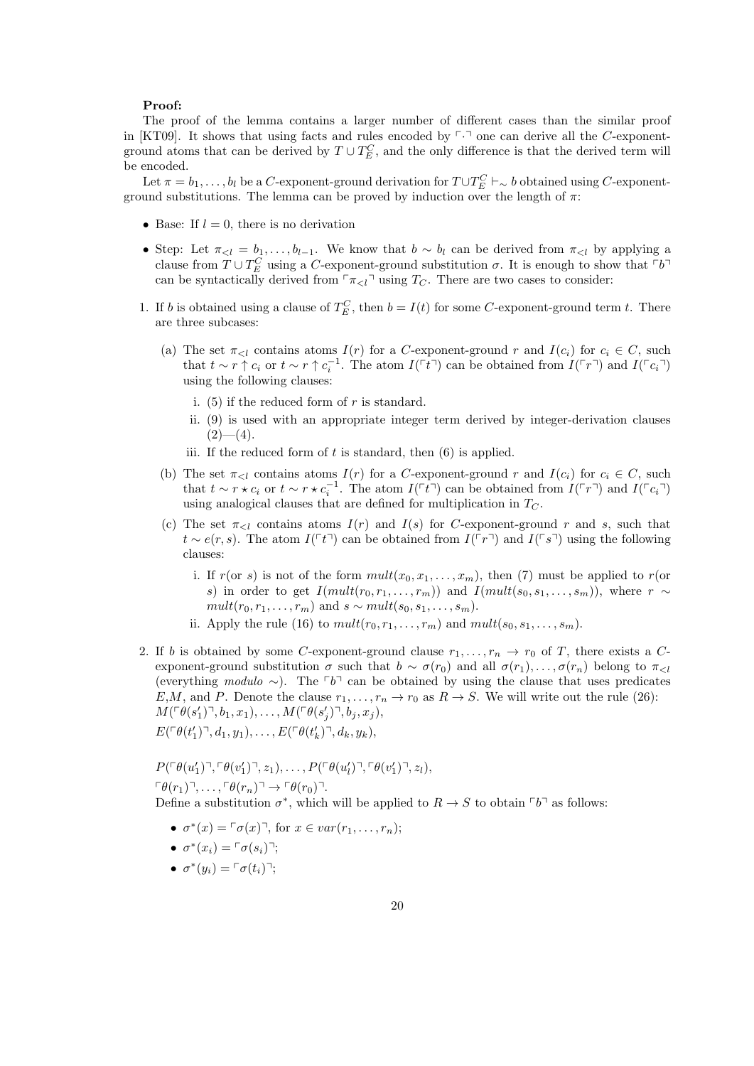**Proof:**

The proof of the lemma contains a larger number of different cases than the similar proof in [KT09]. It shows that using facts and rules encoded by $\ulcorner\cdot\urcorner$ one can derive all the $C$-exponent-ground atoms that can be derived by $T \cup T_E^C$, and the only difference is that the derived term will be encoded.

Let $\pi = b_1, \ldots, b_l$ be a $C$-exponent-ground derivation for $T \cup T_E^C \vdash_\sim b$ obtained using $C$-exponent-ground substitutions. The lemma can be proved by induction over the length of $\pi$:

- Base: If $l = 0$, there is no derivation
- Step: Let $\pi_{<l} = b_1, \ldots, b_{l-1}$. We know that $b \sim b_l$ can be derived from $\pi_{<l}$ by applying a clause from $T \cup T_E^C$ using a $C$-exponent-ground substitution $\sigma$. It is enough to show that $\ulcorner b \urcorner$ can be syntactically derived from $\ulcorner \pi_{<l} \urcorner$ using $T_C$. There are two cases to consider:

1. If $b$ is obtained using a clause of $T_E^C$, then $b = I(t)$ for some $C$-exponent-ground term $t$. There are three subcases:

   (a) The set $\pi_{<l}$ contains atoms $I(r)$ for a $C$-exponent-ground $r$ and $I(c_i)$ for $c_i \in C$, such that $t \sim r \uparrow c_i$ or $t \sim r \uparrow c_i^{-1}$. The atom $I(\ulcorner t \urcorner)$ can be obtained from $I(\ulcorner r \urcorner)$ and $I(\ulcorner c_i \urcorner)$ using the following clauses:

      i. (5) if the reduced form of $r$ is standard.

      ii. (9) is used with an appropriate integer term derived by integer-derivation clauses (2)—(4).

      iii. If the reduced form of $t$ is standard, then (6) is applied.

   (b) The set $\pi_{<l}$ contains atoms $I(r)$ for a $C$-exponent-ground $r$ and $I(c_i)$ for $c_i \in C$, such that $t \sim r \star c_i$ or $t \sim r \star c_i^{-1}$. The atom $I(\ulcorner t \urcorner)$ can be obtained from $I(\ulcorner r \urcorner)$ and $I(\ulcorner c_i \urcorner)$ using analogical clauses that are defined for multiplication in $T_C$.

   (c) The set $\pi_{<l}$ contains atoms $I(r)$ and $I(s)$ for $C$-exponent-ground $r$ and $s$, such that $t \sim e(r, s)$. The atom $I(\ulcorner t \urcorner)$ can be obtained from $I(\ulcorner r \urcorner)$ and $I(\ulcorner s \urcorner)$ using the following clauses:

      i. If $r$(or $s$) is not of the form $mult(x_0, x_1, \ldots, x_m)$, then (7) must be applied to $r$(or $s$) in order to get $I(mult(r_0, r_1, \ldots, r_m))$ and $I(mult(s_0, s_1, \ldots, s_m))$, where $r \sim mult(r_0, r_1, \ldots, r_m)$ and $s \sim mult(s_0, s_1, \ldots, s_m)$.

      ii. Apply the rule (16) to $mult(r_0, r_1, \ldots, r_m)$ and $mult(s_0, s_1, \ldots, s_m)$.

2. If $b$ is obtained by some $C$-exponent-ground clause $r_1, \ldots, r_n \to r_0$ of $T$, there exists a $C$-exponent-ground substitution $\sigma$ such that $b \sim \sigma(r_0)$ and all $\sigma(r_1), \ldots, \sigma(r_n)$ belong to $\pi_{<l}$ (everything *modulo* $\sim$). The $\ulcorner b \urcorner$ can be obtained by using the clause that uses predicates $E$,$M$, and $P$. Denote the clause $r_1, \ldots, r_n \to r_0$ as $R \to S$. We will write out the rule (26):
   $M(\ulcorner \theta(s'_1) \urcorner, b_1, x_1), \ldots, M(\ulcorner \theta(s'_j) \urcorner, b_j, x_j)$,
   $E(\ulcorner \theta(t'_1) \urcorner, d_1, y_1), \ldots, E(\ulcorner \theta(t'_k) \urcorner, d_k, y_k)$,

   $P(\ulcorner \theta(u'_1) \urcorner, \ulcorner \theta(v'_1) \urcorner, z_1), \ldots, P(\ulcorner \theta(u'_l) \urcorner, \ulcorner \theta(v'_1) \urcorner, z_l)$,
   $\ulcorner \theta(r_1) \urcorner, \ldots, \ulcorner \theta(r_n) \urcorner \to \ulcorner \theta(r_0) \urcorner$.
   Define a substitution $\sigma^*$, which will be applied to $R \to S$ to obtain $\ulcorner b \urcorner$ as follows:

   - $\sigma^*(x) = \ulcorner \sigma(x) \urcorner$, for $x \in var(r_1, \ldots, r_n)$;
   - $\sigma^*(x_i) = \ulcorner \sigma(s_i) \urcorner$;
   - $\sigma^*(y_i) = \ulcorner \sigma(t_i) \urcorner$;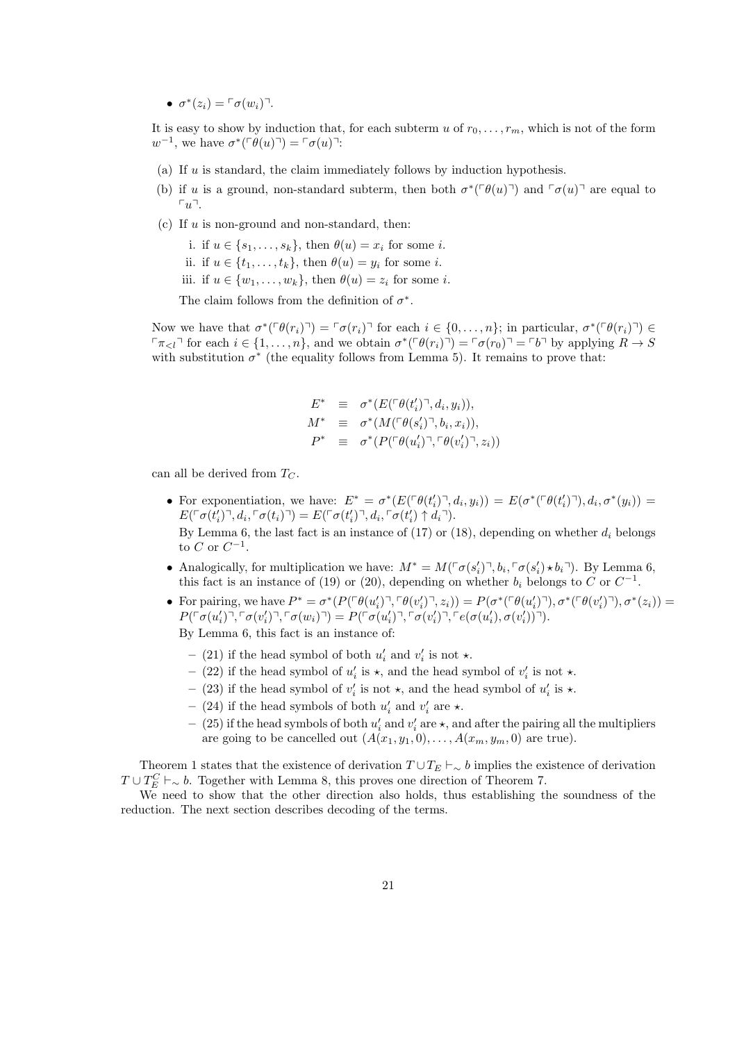- $\sigma^*(z_i) = \ulcorner \sigma(w_i) \urcorner$.

It is easy to show by induction that, for each subterm $u$ of $r_0, \ldots, r_m$, which is not of the form $w^{-1}$, we have $\sigma^*(\ulcorner \theta(u) \urcorner) = \ulcorner \sigma(u) \urcorner$:

(a) If $u$ is standard, the claim immediately follows by induction hypothesis.

(b) if $u$ is a ground, non-standard subterm, then both $\sigma^*(\ulcorner \theta(u) \urcorner)$ and $\ulcorner \sigma(u) \urcorner$ are equal to $\ulcorner u \urcorner$.

(c) If $u$ is non-ground and non-standard, then:

   i. if $u \in \{s_1, \ldots, s_k\}$, then $\theta(u) = x_i$ for some $i$.

   ii. if $u \in \{t_1, \ldots, t_k\}$, then $\theta(u) = y_i$ for some $i$.

   iii. if $u \in \{w_1, \ldots, w_k\}$, then $\theta(u) = z_i$ for some $i$.

   The claim follows from the definition of $\sigma^*$.

Now we have that $\sigma^*(\ulcorner \theta(r_i) \urcorner) = \ulcorner \sigma(r_i) \urcorner$ for each $i \in \{0, \ldots, n\}$; in particular, $\sigma^*(\ulcorner \theta(r_i) \urcorner) \in \ulcorner \pi_{<l} \urcorner$ for each $i \in \{1, \ldots, n\}$, and we obtain $\sigma^*(\ulcorner \theta(r_i) \urcorner) = \ulcorner \sigma(r_0) \urcorner = \ulcorner b \urcorner$ by applying $R \to S$ with substitution $\sigma^*$ (the equality follows from Lemma 5). It remains to prove that:

$$
\begin{aligned}
E^* &\equiv \sigma^*(E(\ulcorner \theta(t'_i) \urcorner, d_i, y_i)), \\
M^* &\equiv \sigma^*(M(\ulcorner \theta(s'_i) \urcorner, b_i, x_i)), \\
P^* &\equiv \sigma^*(P(\ulcorner \theta(u'_i) \urcorner, \ulcorner \theta(v'_i) \urcorner, z_i))
\end{aligned}
$$

can all be derived from $T_C$.

- For exponentiation, we have: $E^* = \sigma^*(E(\ulcorner \theta(t'_i) \urcorner, d_i, y_i)) = E(\sigma^*(\ulcorner \theta(t'_i) \urcorner), d_i, \sigma^*(y_i)) = E(\ulcorner \sigma(t'_i) \urcorner, d_i, \ulcorner \sigma(t_i) \urcorner) = E(\ulcorner \sigma(t'_i) \urcorner, d_i, \ulcorner \sigma(t'_i) \uparrow d_i \urcorner)$.
  By Lemma 6, the last fact is an instance of (17) or (18), depending on whether $d_i$ belongs to $C$ or $C^{-1}$.
- Analogically, for multiplication we have: $M^* = M(\ulcorner \sigma(s'_i) \urcorner, b_i, \ulcorner \sigma(s'_i) \star b_i \urcorner)$. By Lemma 6, this fact is an instance of (19) or (20), depending on whether $b_i$ belongs to $C$ or $C^{-1}$.
- For pairing, we have $P^* = \sigma^*(P(\ulcorner \theta(u'_i) \urcorner, \ulcorner \theta(v'_i) \urcorner, z_i)) = P(\sigma^*(\ulcorner \theta(u'_i) \urcorner), \sigma^*(\ulcorner \theta(v'_i) \urcorner), \sigma^*(z_i)) = P(\ulcorner \sigma(u'_i) \urcorner, \ulcorner \sigma(v'_i) \urcorner, \ulcorner \sigma(w_i) \urcorner) = P(\ulcorner \sigma(u'_i) \urcorner, \ulcorner \sigma(v'_i) \urcorner, \ulcorner e(\sigma(u'_i), \sigma(v'_i)) \urcorner)$.
  By Lemma 6, this fact is an instance of:
  - (21) if the head symbol of both $u'_i$ and $v'_i$ is not $\star$.
  - (22) if the head symbol of $u'_i$ is $\star$, and the head symbol of $v'_i$ is not $\star$.
  - (23) if the head symbol of $v'_i$ is not $\star$, and the head symbol of $u'_i$ is $\star$.
  - (24) if the head symbols of both $u'_i$ and $v'_i$ are $\star$.
  - (25) if the head symbols of both $u'_i$ and $v'_i$ are $\star$, and after the pairing all the multipliers are going to be cancelled out ($A(x_1, y_1, 0), \ldots, A(x_m, y_m, 0)$ are true).

Theorem 1 states that the existence of derivation $T \cup T_E \vdash_\sim b$ implies the existence of derivation $T \cup T_E^C \vdash_\sim b$. Together with Lemma 8, this proves one direction of Theorem 7.

We need to show that the other direction also holds, thus establishing the soundness of the reduction. The next section describes decoding of the terms.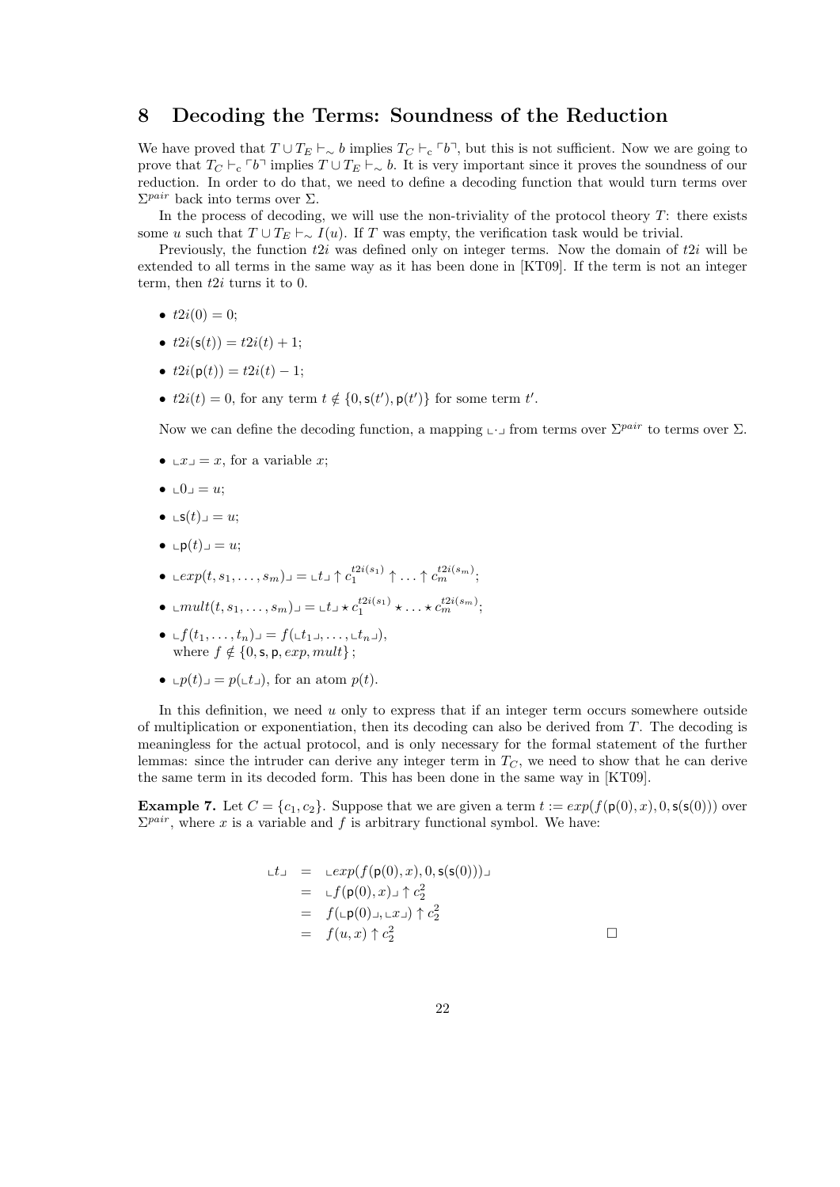## 8 Decoding the Terms: Soundness of the Reduction

We have proved that $T \cup T_E \vdash_{\sim} b$ implies $T_C \vdash_{\mathrm{c}} \ulcorner b \urcorner$, but this is not sufficient. Now we are going to prove that $T_C \vdash_{\mathrm{c}} \ulcorner b \urcorner$ implies $T \cup T_E \vdash_{\sim} b$. It is very important since it proves the soundness of our reduction. In order to do that, we need to define a decoding function that would turn terms over $\Sigma^{pair}$ back into terms over $\Sigma$.

In the process of decoding, we will use the non-triviality of the protocol theory $T$: there exists some $u$ such that $T \cup T_E \vdash_{\sim} I(u)$. If $T$ was empty, the verification task would be trivial.

Previously, the function $t2i$ was defined only on integer terms. Now the domain of $t2i$ will be extended to all terms in the same way as it has been done in [KT09]. If the term is not an integer term, then $t2i$ turns it to 0.

- $t2i(0) = 0$;
- $t2i(\mathsf{s}(t)) = t2i(t) + 1$;
- $t2i(\mathsf{p}(t)) = t2i(t) - 1$;
- $t2i(t) = 0$, for any term $t \notin \{0, \mathsf{s}(t'), \mathsf{p}(t')\}$ for some term $t'$.

Now we can define the decoding function, a mapping $\llcorner \cdot \lrcorner$ from terms over $\Sigma^{pair}$ to terms over $\Sigma$.

- $\llcorner x \lrcorner = x$, for a variable $x$;
- $\llcorner 0 \lrcorner = u$;
- $\llcorner \mathsf{s}(t) \lrcorner = u$;
- $\llcorner \mathsf{p}(t) \lrcorner = u$;
- $\llcorner exp(t, s_1, \dots, s_m) \lrcorner = \llcorner t \lrcorner \uparrow c_1^{t2i(s_1)} \uparrow \dots \uparrow c_m^{t2i(s_m)}$;
- $\llcorner mult(t, s_1, \dots, s_m) \lrcorner = \llcorner t \lrcorner \star c_1^{t2i(s_1)} \star \dots \star c_m^{t2i(s_m)}$;
- $\llcorner f(t_1, \dots, t_n) \lrcorner = f(\llcorner t_1 \lrcorner, \dots, \llcorner t_n \lrcorner)$,
  where $f \notin \{0, \mathsf{s}, \mathsf{p}, exp, mult\}$;
- $\llcorner p(t) \lrcorner = p(\llcorner t \lrcorner)$, for an atom $p(t)$.

In this definition, we need $u$ only to express that if an integer term occurs somewhere outside of multiplication or exponentiation, then its decoding can also be derived from $T$. The decoding is meaningless for the actual protocol, and is only necessary for the formal statement of the further lemmas: since the intruder can derive any integer term in $T_C$, we need to show that he can derive the same term in its decoded form. This has been done in the same way in [KT09].

**Example 7.** Let $C = \{c_1, c_2\}$. Suppose that we are given a term $t := exp(f(\mathsf{p}(0), x), 0, \mathsf{s}(\mathsf{s}(0)))$ over $\Sigma^{pair}$, where $x$ is a variable and $f$ is arbitrary functional symbol. We have:

$$\begin{aligned}
\llcorner t \lrcorner &= \llcorner exp(f(\mathsf{p}(0), x), 0, \mathsf{s}(\mathsf{s}(0))) \lrcorner \\
&= \llcorner f(\mathsf{p}(0), x) \lrcorner \uparrow c_2^2 \\
&= f(\llcorner \mathsf{p}(0) \lrcorner, \llcorner x \lrcorner) \uparrow c_2^2 \\
&= f(u, x) \uparrow c_2^2
\end{aligned}$$

$\square$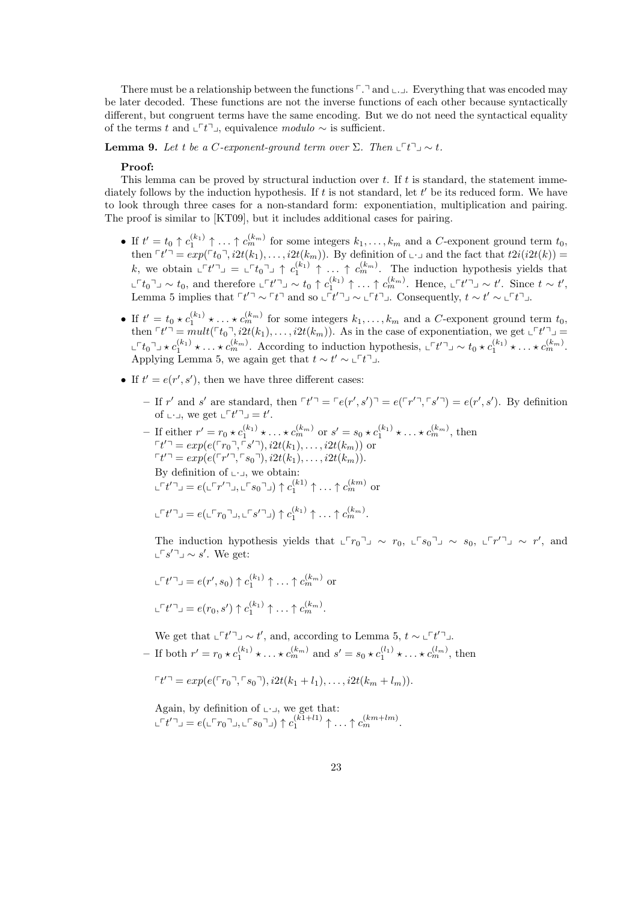There must be a relationship between the functions $\ulcorner . \urcorner$ and $\llcorner . \lrcorner$. Everything that was encoded may be later decoded. These functions are not the inverse functions of each other because syntactically different, but congruent terms have the same encoding. But we do not need the syntactical equality of the terms $t$ and $\llcorner \ulcorner t \urcorner \lrcorner$, equivalence *modulo* $\sim$ is sufficient.

**Lemma 9.** *Let $t$ be a $C$-exponent-ground term over $\Sigma$. Then $\llcorner \ulcorner t \urcorner \lrcorner \sim t$.*

**Proof:**

This lemma can be proved by structural induction over $t$. If $t$ is standard, the statement immediately follows by the induction hypothesis. If $t$ is not standard, let $t'$ be its reduced form. We have to look through three cases for a non-standard form: exponentiation, multiplication and pairing. The proof is similar to [KT09], but it includes additional cases for pairing.

- If $t' = t_0 \uparrow c_1^{(k_1)} \uparrow \ldots \uparrow c_m^{(k_m)}$ for some integers $k_1, \ldots, k_m$ and a $C$-exponent ground term $t_0$, then $\ulcorner t' \urcorner = exp(\ulcorner t_0 \urcorner, i2t(k_1), \ldots, i2t(k_m))$. By definition of $\llcorner \cdot \lrcorner$ and the fact that $t2i(i2t(k)) = k$, we obtain $\llcorner \ulcorner t' \urcorner \lrcorner = \llcorner \ulcorner t_0 \urcorner \lrcorner \uparrow c_1^{(k_1)} \uparrow \ldots \uparrow c_m^{(k_m)}$. The induction hypothesis yields that $\llcorner \ulcorner t_0 \urcorner \lrcorner \sim t_0$, and therefore $\llcorner \ulcorner t' \urcorner \lrcorner \sim t_0 \uparrow c_1^{(k_1)} \uparrow \ldots \uparrow c_m^{(k_m)}$. Hence, $\llcorner \ulcorner t' \urcorner \lrcorner \sim t'$. Since $t \sim t'$, Lemma 5 implies that $\ulcorner t' \urcorner \sim \ulcorner t \urcorner$ and so $\llcorner \ulcorner t' \urcorner \lrcorner \sim \llcorner \ulcorner t \urcorner \lrcorner$. Consequently, $t \sim t' \sim \llcorner \ulcorner t \urcorner \lrcorner$.

- If $t' = t_0 \star c_1^{(k_1)} \star \ldots \star c_m^{(k_m)}$ for some integers $k_1, \ldots, k_m$ and a $C$-exponent ground term $t_0$, then $\ulcorner t' \urcorner = mult(\ulcorner t_0 \urcorner, i2t(k_1), \ldots, i2t(k_m))$. As in the case of exponentiation, we get $\llcorner \ulcorner t' \urcorner \lrcorner = \llcorner \ulcorner t_0 \urcorner \lrcorner \star c_1^{(k_1)} \star \ldots \star c_m^{(k_m)}$. According to induction hypothesis, $\llcorner \ulcorner t' \urcorner \lrcorner \sim t_0 \star c_1^{(k_1)} \star \ldots \star c_m^{(k_m)}$. Applying Lemma 5, we again get that $t \sim t' \sim \llcorner \ulcorner t \urcorner \lrcorner$.

- If $t' = e(r', s')$, then we have three different cases:

  - If $r'$ and $s'$ are standard, then $\ulcorner t' \urcorner = \ulcorner e(r', s') \urcorner = e(\ulcorner r' \urcorner, \ulcorner s' \urcorner) = e(r', s')$. By definition of $\llcorner \cdot \lrcorner$, we get $\llcorner \ulcorner t' \urcorner \lrcorner = t'$.

  - If either $r' = r_0 \star c_1^{(k_1)} \star \ldots \star c_m^{(k_m)}$ or $s' = s_0 \star c_1^{(k_1)} \star \ldots \star c_m^{(k_m)}$, then
    $\ulcorner t' \urcorner = exp(e(\ulcorner r_0 \urcorner, \ulcorner s' \urcorner), i2t(k_1), \ldots, i2t(k_m))$ or
    $\ulcorner t' \urcorner = exp(e(\ulcorner r' \urcorner, \ulcorner s_0 \urcorner), i2t(k_1), \ldots, i2t(k_m))$.
    By definition of $\llcorner \cdot \lrcorner$, we obtain:
    $\llcorner \ulcorner t' \urcorner \lrcorner = e(\llcorner \ulcorner r' \urcorner \lrcorner, \llcorner \ulcorner s_0 \urcorner \lrcorner) \uparrow c_1^{(k1)} \uparrow \ldots \uparrow c_m^{(km)}$ or

    $\llcorner \ulcorner t' \urcorner \lrcorner = e(\llcorner \ulcorner r_0 \urcorner \lrcorner, \llcorner \ulcorner s' \urcorner \lrcorner) \uparrow c_1^{(k_1)} \uparrow \ldots \uparrow c_m^{(k_m)}$.

    The induction hypothesis yields that $\llcorner \ulcorner r_0 \urcorner \lrcorner \sim r_0$, $\llcorner \ulcorner s_0 \urcorner \lrcorner \sim s_0$, $\llcorner \ulcorner r' \urcorner \lrcorner \sim r'$, and $\llcorner \ulcorner s' \urcorner \lrcorner \sim s'$. We get:

    $\llcorner \ulcorner t' \urcorner \lrcorner = e(r', s_0) \uparrow c_1^{(k_1)} \uparrow \ldots \uparrow c_m^{(k_m)}$ or

    $\llcorner \ulcorner t' \urcorner \lrcorner = e(r_0, s') \uparrow c_1^{(k_1)} \uparrow \ldots \uparrow c_m^{(k_m)}$.

    We get that $\llcorner \ulcorner t' \urcorner \lrcorner \sim t'$, and, according to Lemma 5, $t \sim \llcorner \ulcorner t' \urcorner \lrcorner$.

  - If both $r' = r_0 \star c_1^{(k_1)} \star \ldots \star c_m^{(k_m)}$ and $s' = s_0 \star c_1^{(l_1)} \star \ldots \star c_m^{(l_m)}$, then

    $$\ulcorner t' \urcorner = exp(e(\ulcorner r_0 \urcorner, \ulcorner s_0 \urcorner), i2t(k_1 + l_1), \ldots, i2t(k_m + l_m)).$$

    Again, by definition of $\llcorner \cdot \lrcorner$, we get that:
    $\llcorner \ulcorner t' \urcorner \lrcorner = e(\llcorner \ulcorner r_0 \urcorner \lrcorner, \llcorner \ulcorner s_0 \urcorner \lrcorner) \uparrow c_1^{(k1+l1)} \uparrow \ldots \uparrow c_m^{(km+lm)}$.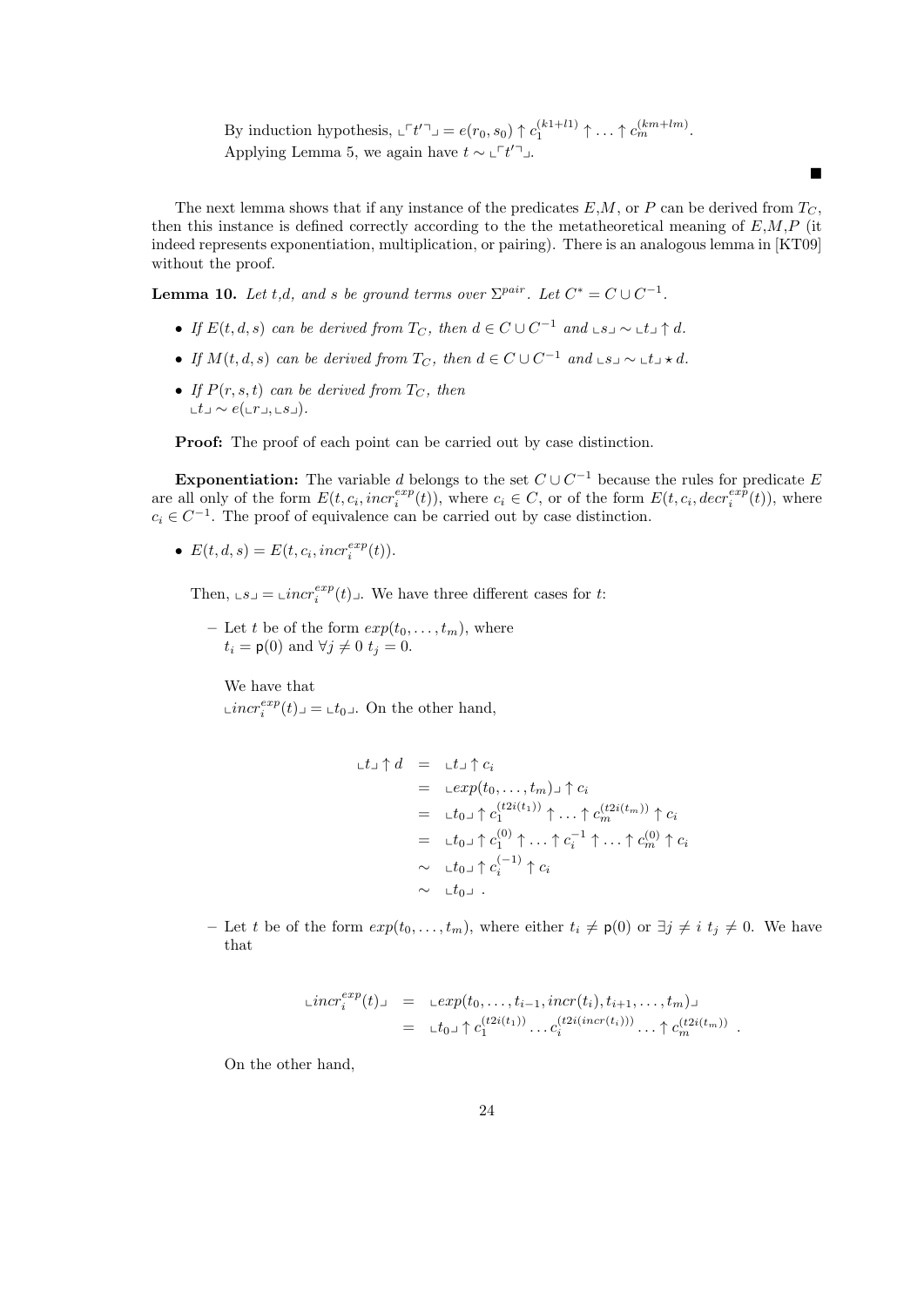By induction hypothesis, $\llcorner\ulcorner t' \urcorner\lrcorner = e(r_0, s_0) \uparrow c_1^{(k1+l1)} \uparrow \ldots \uparrow c_m^{(km+lm)}$.
Applying Lemma 5, we again have $t \sim \llcorner\ulcorner t' \urcorner\lrcorner$.

∎

The next lemma shows that if any instance of the predicates $E$,$M$, or $P$ can be derived from $T_C$, then this instance is defined correctly according to the the metatheoretical meaning of $E$,$M$,$P$ (it indeed represents exponentiation, multiplication, or pairing). There is an analogous lemma in [KT09] without the proof.

**Lemma 10.** *Let $t$,$d$, and $s$ be ground terms over $\Sigma^{pair}$. Let $C^* = C \cup C^{-1}$.*

- *If $E(t, d, s)$ can be derived from $T_C$, then $d \in C \cup C^{-1}$ and $\llcorner s \lrcorner \sim \llcorner t \lrcorner \uparrow d$.*
- *If $M(t, d, s)$ can be derived from $T_C$, then $d \in C \cup C^{-1}$ and $\llcorner s \lrcorner \sim \llcorner t \lrcorner \star d$.*
- *If $P(r, s, t)$ can be derived from $T_C$, then $\llcorner t \lrcorner \sim e(\llcorner r \lrcorner, \llcorner s \lrcorner)$.*

**Proof:** The proof of each point can be carried out by case distinction.

**Exponentiation:** The variable $d$ belongs to the set $C \cup C^{-1}$ because the rules for predicate $E$ are all only of the form $E(t, c_i, incr_i^{exp}(t))$, where $c_i \in C$, or of the form $E(t, c_i, decr_i^{exp}(t))$, where $c_i \in C^{-1}$. The proof of equivalence can be carried out by case distinction.

- $E(t, d, s) = E(t, c_i, incr_i^{exp}(t))$.

  Then, $\llcorner s \lrcorner = \llcorner incr_i^{exp}(t) \lrcorner$. We have three different cases for $t$:

  - Let $t$ be of the form $exp(t_0, \ldots, t_m)$, where $t_i = \mathsf{p}(0)$ and $\forall j \neq 0\ t_j = 0$.

    We have that $\llcorner incr_i^{exp}(t) \lrcorner = \llcorner t_0 \lrcorner$. On the other hand,

$$
\begin{aligned}
\llcorner t \lrcorner \uparrow d &= \llcorner t \lrcorner \uparrow c_i \\
&= \llcorner exp(t_0, \ldots, t_m) \lrcorner \uparrow c_i \\
&= \llcorner t_0 \lrcorner \uparrow c_1^{(t2i(t_1))} \uparrow \ldots \uparrow c_m^{(t2i(t_m))} \uparrow c_i \\
&= \llcorner t_0 \lrcorner \uparrow c_1^{(0)} \uparrow \ldots \uparrow c_i^{-1} \uparrow \ldots \uparrow c_m^{(0)} \uparrow c_i \\
&\sim \llcorner t_0 \lrcorner \uparrow c_i^{(-1)} \uparrow c_i \\
&\sim \llcorner t_0 \lrcorner\ .
\end{aligned}
$$

  - Let $t$ be of the form $exp(t_0, \ldots, t_m)$, where either $t_i \neq \mathsf{p}(0)$ or $\exists j \neq i\ t_j \neq 0$. We have that

$$
\begin{aligned}
\llcorner incr_i^{exp}(t) \lrcorner &= \llcorner exp(t_0, \ldots, t_{i-1}, incr(t_i), t_{i+1}, \ldots, t_m) \lrcorner \\
&= \llcorner t_0 \lrcorner \uparrow c_1^{(t2i(t_1))} \ldots c_i^{(t2i(incr(t_i)))} \ldots \uparrow c_m^{(t2i(t_m))}\ .
\end{aligned}
$$

    On the other hand,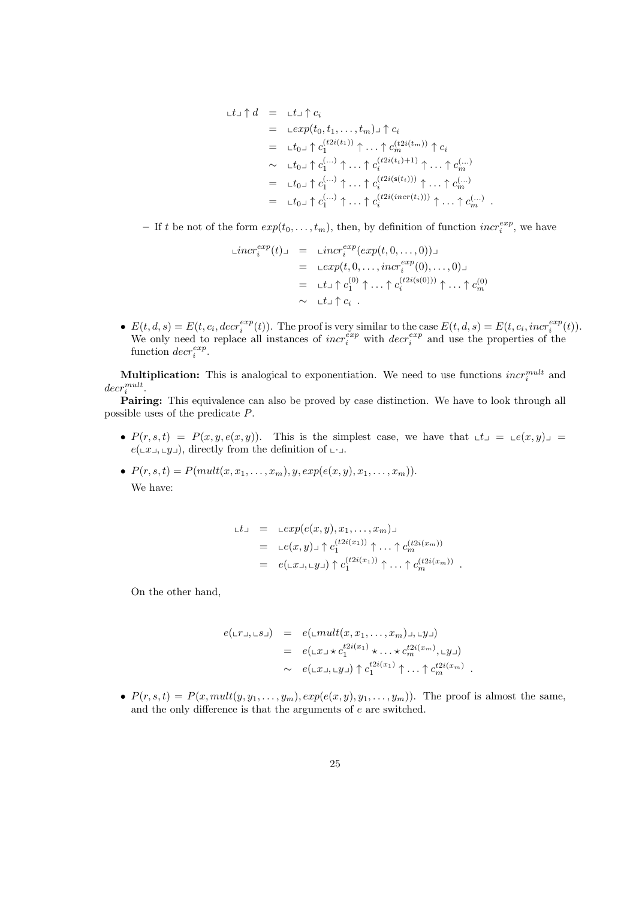$$
\begin{aligned}
\llcorner t \lrcorner \uparrow d &= \llcorner t \lrcorner \uparrow c_i \\
&= \llcorner exp(t_0, t_1, \ldots, t_m) \lrcorner \uparrow c_i \\
&= \llcorner t_0 \lrcorner \uparrow c_1^{(t2i(t_1))} \uparrow \ldots \uparrow c_m^{(t2i(t_m))} \uparrow c_i \\
&\sim \llcorner t_0 \lrcorner \uparrow c_1^{(\ldots)} \uparrow \ldots \uparrow c_i^{(t2i(t_i)+1)} \uparrow \ldots \uparrow c_m^{(\ldots)} \\
&= \llcorner t_0 \lrcorner \uparrow c_1^{(\ldots)} \uparrow \ldots \uparrow c_i^{(t2i(\mathsf{s}(t_i)))} \uparrow \ldots \uparrow c_m^{(\ldots)} \\
&= \llcorner t_0 \lrcorner \uparrow c_1^{(\ldots)} \uparrow \ldots \uparrow c_i^{(t2i(incr(t_i)))} \uparrow \ldots \uparrow c_m^{(\ldots)} \ .
\end{aligned}
$$

– If $t$ be not of the form $exp(t_0, \ldots, t_m)$, then, by definition of function $incr_i^{exp}$, we have

$$
\begin{aligned}
\llcorner incr_i^{exp}(t) \lrcorner &= \llcorner incr_i^{exp}(exp(t, 0, \ldots, 0)) \lrcorner \\
&= \llcorner exp(t, 0, \ldots, incr_i^{exp}(0), \ldots, 0) \lrcorner \\
&= \llcorner t \lrcorner \uparrow c_1^{(0)} \uparrow \ldots \uparrow c_i^{(t2i(\mathsf{s}(0)))} \uparrow \ldots \uparrow c_m^{(0)} \\
&\sim \llcorner t \lrcorner \uparrow c_i \ .
\end{aligned}
$$

- $E(t, d, s) = E(t, c_i, decr_i^{exp}(t))$. The proof is very similar to the case $E(t, d, s) = E(t, c_i, incr_i^{exp}(t))$. We only need to replace all instances of $incr_i^{exp}$ with $decr_i^{exp}$ and use the properties of the function $decr_i^{exp}$.

**Multiplication:** This is analogical to exponentiation. We need to use functions $incr_i^{mult}$ and $decr_i^{mult}$.

**Pairing:** This equivalence can also be proved by case distinction. We have to look through all possible uses of the predicate $P$.

- $P(r, s, t) = P(x, y, e(x, y))$. This is the simplest case, we have that $\llcorner t \lrcorner = \llcorner e(x, y) \lrcorner = e(\llcorner x \lrcorner, \llcorner y \lrcorner)$, directly from the definition of $\llcorner \cdot \lrcorner$.
- $P(r, s, t) = P(mult(x, x_1, \ldots, x_m), y, exp(e(x, y), x_1, \ldots, x_m))$.

  We have:

$$
\begin{aligned}
\llcorner t \lrcorner &= \llcorner exp(e(x, y), x_1, \ldots, x_m) \lrcorner \\
&= \llcorner e(x, y) \lrcorner \uparrow c_1^{(t2i(x_1))} \uparrow \ldots \uparrow c_m^{(t2i(x_m))} \\
&= e(\llcorner x \lrcorner, \llcorner y \lrcorner) \uparrow c_1^{(t2i(x_1))} \uparrow \ldots \uparrow c_m^{(t2i(x_m))} \ .
\end{aligned}
$$

  On the other hand,

$$
\begin{aligned}
e(\llcorner r \lrcorner, \llcorner s \lrcorner) &= e(\llcorner mult(x, x_1, \ldots, x_m) \lrcorner, \llcorner y \lrcorner) \\
&= e(\llcorner x \lrcorner \star c_1^{t2i(x_1)} \star \ldots \star c_m^{t2i(x_m)}, \llcorner y \lrcorner) \\
&\sim e(\llcorner x \lrcorner, \llcorner y \lrcorner) \uparrow c_1^{t2i(x_1)} \uparrow \ldots \uparrow c_m^{t2i(x_m)} \ .
\end{aligned}
$$

- $P(r, s, t) = P(x, mult(y, y_1, \ldots, y_m), exp(e(x, y), y_1, \ldots, y_m))$. The proof is almost the same, and the only difference is that the arguments of $e$ are switched.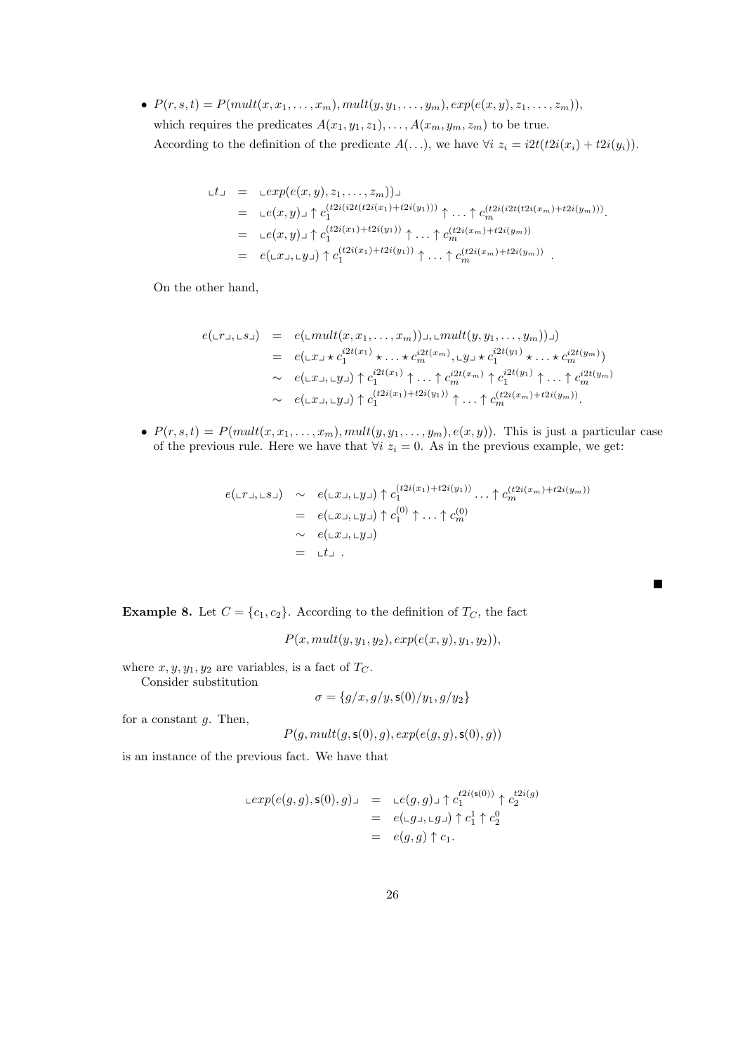- $P(r,s,t) = P(mult(x, x_1, \ldots, x_m), mult(y, y_1, \ldots, y_m), exp(e(x,y), z_1, \ldots, z_m))$, which requires the predicates $A(x_1, y_1, z_1), \ldots, A(x_m, y_m, z_m)$ to be true. According to the definition of the predicate $A(\ldots)$, we have $\forall i\ z_i = i2t(t2i(x_i) + t2i(y_i))$.

$$
\begin{aligned}
\llcorner t \lrcorner &= \llcorner exp(e(x,y), z_1, \ldots, z_m)) \lrcorner \\
&= \llcorner e(x,y) \lrcorner \uparrow c_1^{(t2i(i2t(t2i(x_1)+t2i(y_1))))} \uparrow \ldots \uparrow c_m^{(t2i(i2t(t2i(x_m)+t2i(y_m))))}. \\
&= \llcorner e(x,y) \lrcorner \uparrow c_1^{(t2i(x_1)+t2i(y_1))} \uparrow \ldots \uparrow c_m^{(t2i(x_m)+t2i(y_m))} \\
&= e(\llcorner x \lrcorner, \llcorner y \lrcorner) \uparrow c_1^{(t2i(x_1)+t2i(y_1))} \uparrow \ldots \uparrow c_m^{(t2i(x_m)+t2i(y_m))}\ .
\end{aligned}
$$

On the other hand,

$$
\begin{aligned}
e(\llcorner r \lrcorner, \llcorner s \lrcorner) &= e(\llcorner mult(x, x_1, \ldots, x_m)) \lrcorner, \llcorner mult(y, y_1, \ldots, y_m)) \lrcorner) \\
&= e(\llcorner x \lrcorner \star c_1^{i2t(x_1)} \star \ldots \star c_m^{i2t(x_m)}, \llcorner y \lrcorner \star c_1^{i2t(y_1)} \star \ldots \star c_m^{i2t(y_m)}) \\
&\sim e(\llcorner x \lrcorner, \llcorner y \lrcorner) \uparrow c_1^{i2t(x_1)} \uparrow \ldots \uparrow c_m^{i2t(x_m)} \uparrow c_1^{i2t(y_1)} \uparrow \ldots \uparrow c_m^{i2t(y_m)} \\
&\sim e(\llcorner x \lrcorner, \llcorner y \lrcorner) \uparrow c_1^{(t2i(x_1)+t2i(y_1))} \uparrow \ldots \uparrow c_m^{(t2i(x_m)+t2i(y_m))}.
\end{aligned}
$$

- $P(r,s,t) = P(mult(x, x_1, \ldots, x_m), mult(y, y_1, \ldots, y_m), e(x,y))$. This is just a particular case of the previous rule. Here we have that $\forall i\ z_i = 0$. As in the previous example, we get:

$$
\begin{aligned}
e(\llcorner r \lrcorner, \llcorner s \lrcorner) &\sim e(\llcorner x \lrcorner, \llcorner y \lrcorner) \uparrow c_1^{(t2i(x_1)+t2i(y_1))} \ldots \uparrow c_m^{(t2i(x_m)+t2i(y_m))} \\
&= e(\llcorner x \lrcorner, \llcorner y \lrcorner) \uparrow c_1^{(0)} \uparrow \ldots \uparrow c_m^{(0)} \\
&\sim e(\llcorner x \lrcorner, \llcorner y \lrcorner) \\
&= \llcorner t \lrcorner\ .
\end{aligned}
$$

■

**Example 8.** Let $C = \{c_1, c_2\}$. According to the definition of $T_C$, the fact

$$P(x, mult(y, y_1, y_2), exp(e(x,y), y_1, y_2)),$$

where $x, y, y_1, y_2$ are variables, is a fact of $T_C$.

Consider substitution

$$\sigma = \{g/x, g/y, \mathsf{s}(0)/y_1, g/y_2\}$$

for a constant $g$. Then,

$$P(g, mult(g, \mathsf{s}(0), g), exp(e(g,g), \mathsf{s}(0), g))$$

is an instance of the previous fact. We have that

$$
\begin{aligned}
\llcorner exp(e(g,g), \mathsf{s}(0), g) \lrcorner &= \llcorner e(g,g) \lrcorner \uparrow c_1^{t2i(\mathsf{s}(0))} \uparrow c_2^{t2i(g)} \\
&= e(\llcorner g \lrcorner, \llcorner g \lrcorner) \uparrow c_1^1 \uparrow c_2^0 \\
&= e(g,g) \uparrow c_1.
\end{aligned}
$$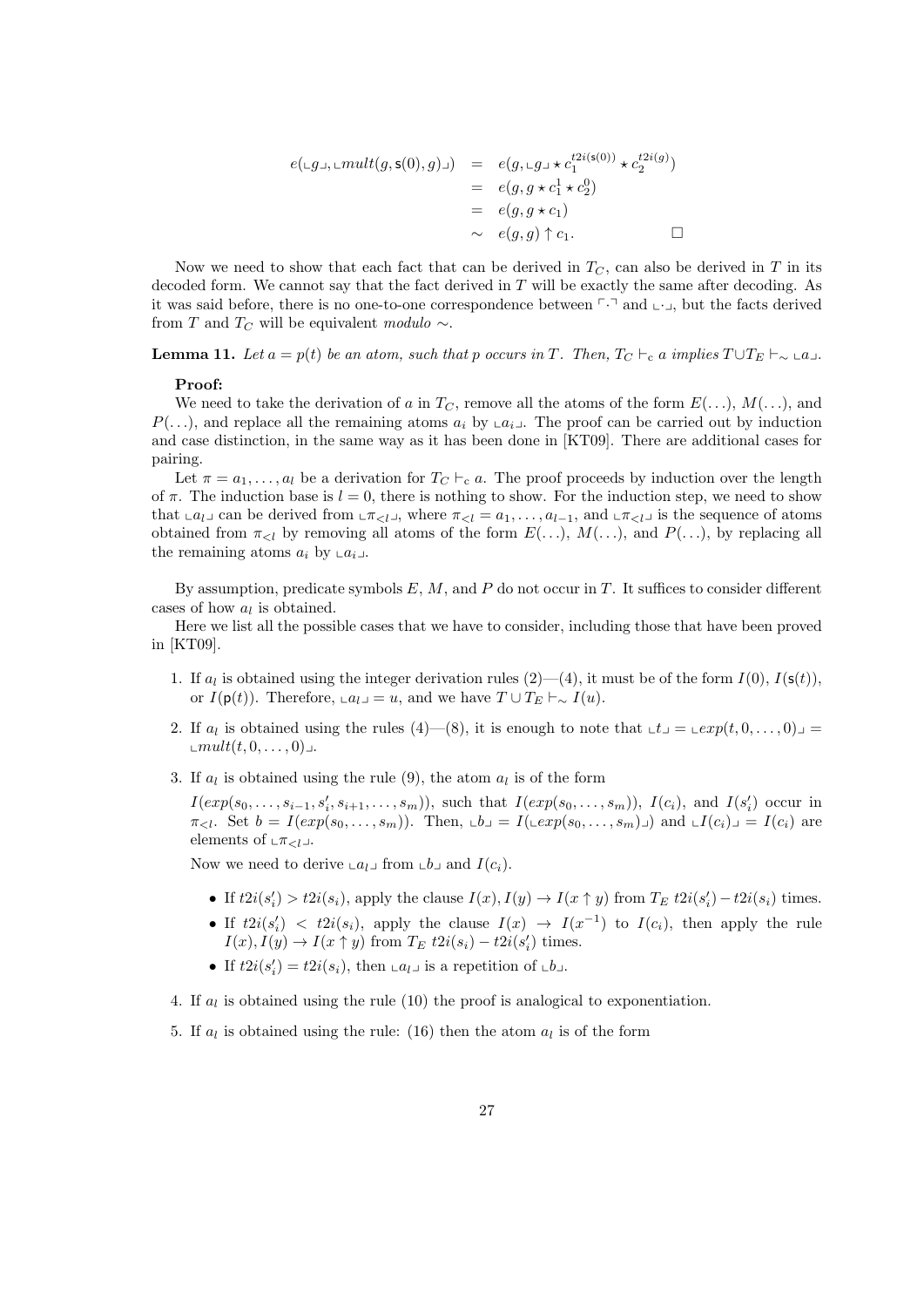$$
\begin{aligned}
e(\llcorner g \lrcorner, \llcorner mult(g, \mathsf{s}(0), g) \lrcorner) &= e(g, \llcorner g \lrcorner \star c_1^{t2i(\mathsf{s}(0))} \star c_2^{t2i(g)}) \\
&= e(g, g \star c_1^1 \star c_2^0) \\
&= e(g, g \star c_1) \\
&\sim e(g, g) \uparrow c_1. \qquad \square
\end{aligned}
$$

Now we need to show that each fact that can be derived in $T_C$, can also be derived in $T$ in its decoded form. We cannot say that the fact derived in $T$ will be exactly the same after decoding. As it was said before, there is no one-to-one correspondence between $\ulcorner \cdot \urcorner$ and $\llcorner \cdot \lrcorner$, but the facts derived from $T$ and $T_C$ will be equivalent *modulo* $\sim$.

**Lemma 11.** *Let $a = p(t)$ be an atom, such that $p$ occurs in $T$. Then, $T_C \vdash_{\mathrm{c}} a$ implies $T \cup T_E \vdash_{\sim} \llcorner a \lrcorner$.*

**Proof:**
We need to take the derivation of $a$ in $T_C$, remove all the atoms of the form $E(\ldots)$, $M(\ldots)$, and $P(\ldots)$, and replace all the remaining atoms $a_i$ by $\llcorner a_i \lrcorner$. The proof can be carried out by induction and case distinction, in the same way as it has been done in [KT09]. There are additional cases for pairing.

Let $\pi = a_1, \ldots, a_l$ be a derivation for $T_C \vdash_{\mathrm{c}} a$. The proof proceeds by induction over the length of $\pi$. The induction base is $l = 0$, there is nothing to show. For the induction step, we need to show that $\llcorner a_l \lrcorner$ can be derived from $\llcorner \pi_{<l} \lrcorner$, where $\pi_{<l} = a_1, \ldots, a_{l-1}$, and $\llcorner \pi_{<l} \lrcorner$ is the sequence of atoms obtained from $\pi_{<l}$ by removing all atoms of the form $E(\ldots)$, $M(\ldots)$, and $P(\ldots)$, by replacing all the remaining atoms $a_i$ by $\llcorner a_i \lrcorner$.

By assumption, predicate symbols $E$, $M$, and $P$ do not occur in $T$. It suffices to consider different cases of how $a_l$ is obtained.

Here we list all the possible cases that we have to consider, including those that have been proved in [KT09].

1. If $a_l$ is obtained using the integer derivation rules (2)—(4), it must be of the form $I(0)$, $I(\mathsf{s}(t))$, or $I(\mathsf{p}(t))$. Therefore, $\llcorner a_l \lrcorner = u$, and we have $T \cup T_E \vdash_{\sim} I(u)$.
2. If $a_l$ is obtained using the rules (4)—(8), it is enough to note that $\llcorner t \lrcorner = \llcorner exp(t, 0, \ldots, 0) \lrcorner = \llcorner mult(t, 0, \ldots, 0) \lrcorner$.
3. If $a_l$ is obtained using the rule (9), the atom $a_l$ is of the form

   $I(exp(s_0, \ldots, s_{i-1}, s_i', s_{i+1}, \ldots, s_m))$, such that $I(exp(s_0, \ldots, s_m))$, $I(c_i)$, and $I(s_i')$ occur in $\pi_{<l}$. Set $b = I(exp(s_0, \ldots, s_m))$. Then, $\llcorner b \lrcorner = I(\llcorner exp(s_0, \ldots, s_m) \lrcorner)$ and $\llcorner I(c_i) \lrcorner = I(c_i)$ are elements of $\llcorner \pi_{<l} \lrcorner$.

   Now we need to derive $\llcorner a_l \lrcorner$ from $\llcorner b \lrcorner$ and $I(c_i)$.

   - If $t2i(s_i') > t2i(s_i)$, apply the clause $I(x), I(y) \to I(x \uparrow y)$ from $T_E$ $t2i(s_i') - t2i(s_i)$ times.
   - If $t2i(s_i') < t2i(s_i)$, apply the clause $I(x) \to I(x^{-1})$ to $I(c_i)$, then apply the rule $I(x), I(y) \to I(x \uparrow y)$ from $T_E$ $t2i(s_i) - t2i(s_i')$ times.
   - If $t2i(s_i') = t2i(s_i)$, then $\llcorner a_l \lrcorner$ is a repetition of $\llcorner b \lrcorner$.
4. If $a_l$ is obtained using the rule (10) the proof is analogical to exponentiation.
5. If $a_l$ is obtained using the rule: (16) then the atom $a_l$ is of the form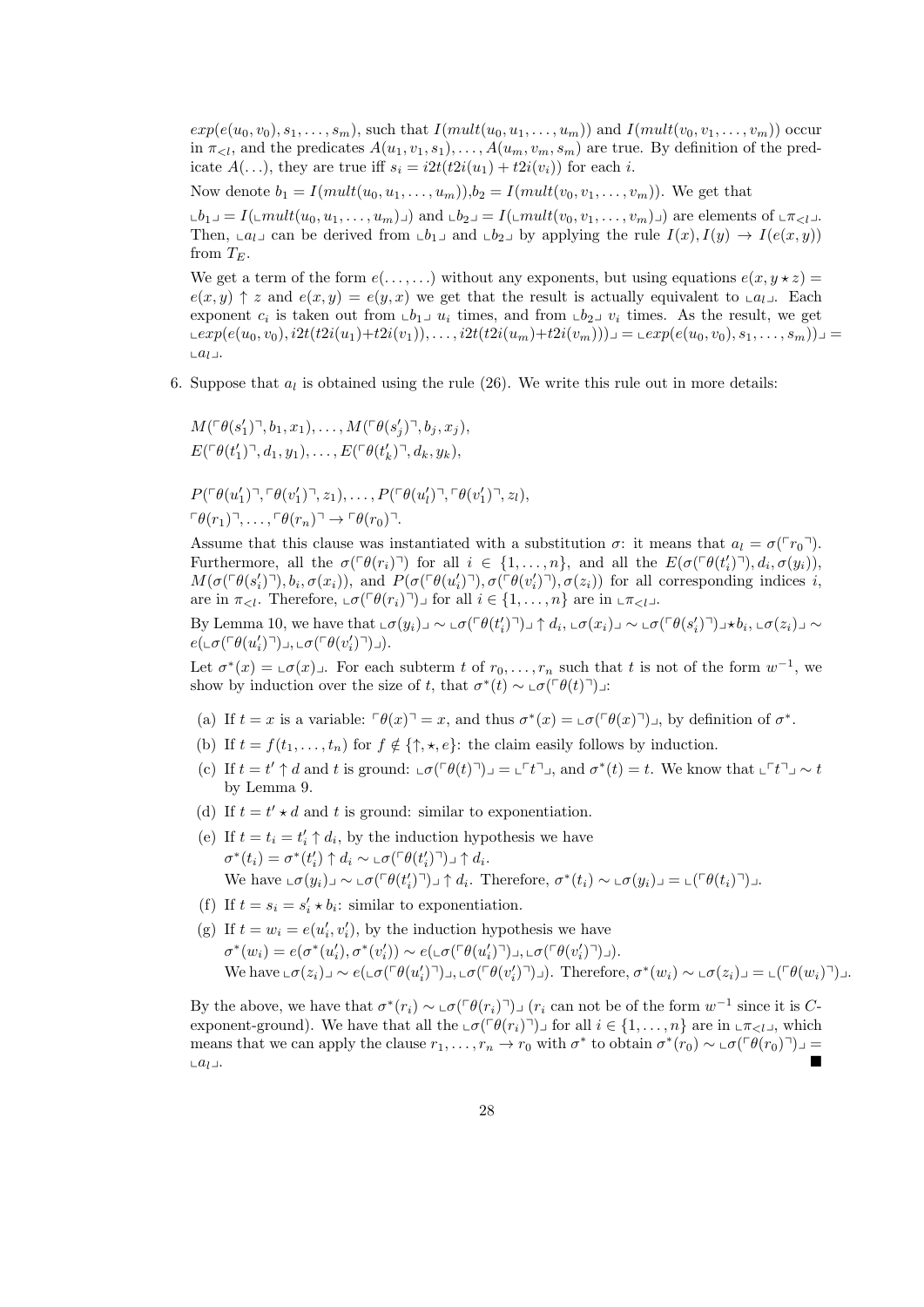$exp(e(u_0, v_0), s_1, \ldots, s_m)$, such that $I(mult(u_0, u_1, \ldots, u_m))$ and $I(mult(v_0, v_1, \ldots, v_m))$ occur in $\pi_{<l}$, and the predicates $A(u_1, v_1, s_1), \ldots, A(u_m, v_m, s_m)$ are true. By definition of the predicate $A(\ldots)$, they are true iff $s_i = i2t(t2i(u_1) + t2i(v_i))$ for each $i$.

Now denote $b_1 = I(mult(u_0, u_1, \ldots, u_m))$, $b_2 = I(mult(v_0, v_1, \ldots, v_m))$. We get that

$\llcorner b_1 \lrcorner = I(\llcorner mult(u_0, u_1, \ldots, u_m) \lrcorner)$ and $\llcorner b_2 \lrcorner = I(\llcorner mult(v_0, v_1, \ldots, v_m) \lrcorner)$ are elements of $\llcorner \pi_{<l} \lrcorner$. Then, $\llcorner a_l \lrcorner$ can be derived from $\llcorner b_1 \lrcorner$ and $\llcorner b_2 \lrcorner$ by applying the rule $I(x), I(y) \to I(e(x,y))$ from $T_E$.

We get a term of the form $e(\ldots, \ldots)$ without any exponents, but using equations $e(x, y \star z) = e(x,y) \uparrow z$ and $e(x,y) = e(y,x)$ we get that the result is actually equivalent to $\llcorner a_l \lrcorner$. Each exponent $c_i$ is taken out from $\llcorner b_1 \lrcorner$ $u_i$ times, and from $\llcorner b_2 \lrcorner$ $v_i$ times. As the result, we get $\llcorner exp(e(u_0, v_0), i2t(t2i(u_1)+t2i(v_1)), \ldots, i2t(t2i(u_m)+t2i(v_m))) \lrcorner = \llcorner exp(e(u_0, v_0), s_1, \ldots, s_m)) \lrcorner = \llcorner a_l \lrcorner$.

6. Suppose that $a_l$ is obtained using the rule (26). We write this rule out in more details:

$$M(\ulcorner \theta(s'_1) \urcorner, b_1, x_1), \ldots, M(\ulcorner \theta(s'_j) \urcorner, b_j, x_j),$$
$$E(\ulcorner \theta(t'_1) \urcorner, d_1, y_1), \ldots, E(\ulcorner \theta(t'_k) \urcorner, d_k, y_k),$$

$$P(\ulcorner \theta(u'_1) \urcorner, \ulcorner \theta(v'_1) \urcorner, z_1), \ldots, P(\ulcorner \theta(u'_l) \urcorner, \ulcorner \theta(v'_1) \urcorner, z_l),$$
$$\ulcorner \theta(r_1) \urcorner, \ldots, \ulcorner \theta(r_n) \urcorner \to \ulcorner \theta(r_0) \urcorner.$$

Assume that this clause was instantiated with a substitution $\sigma$: it means that $a_l = \sigma(\ulcorner r_0 \urcorner)$. Furthermore, all the $\sigma(\ulcorner \theta(r_i) \urcorner)$ for all $i \in \{1, \ldots, n\}$, and all the $E(\sigma(\ulcorner \theta(t'_i) \urcorner), d_i, \sigma(y_i))$, $M(\sigma(\ulcorner \theta(s'_i) \urcorner), b_i, \sigma(x_i))$, and $P(\sigma(\ulcorner \theta(u'_i) \urcorner), \sigma(\ulcorner \theta(v'_i) \urcorner), \sigma(z_i))$ for all corresponding indices $i$, are in $\pi_{<l}$. Therefore, $\llcorner \sigma(\ulcorner \theta(r_i) \urcorner) \lrcorner$ for all $i \in \{1, \ldots, n\}$ are in $\llcorner \pi_{<l} \lrcorner$.

By Lemma 10, we have that $\llcorner \sigma(y_i) \lrcorner \sim \llcorner \sigma(\ulcorner \theta(t'_i) \urcorner) \lrcorner \uparrow d_i$, $\llcorner \sigma(x_i) \lrcorner \sim \llcorner \sigma(\ulcorner \theta(s'_i) \urcorner) \lrcorner \star b_i$, $\llcorner \sigma(z_i) \lrcorner \sim e(\llcorner \sigma(\ulcorner \theta(u'_i) \urcorner) \lrcorner, \llcorner \sigma(\ulcorner \theta(v'_i) \urcorner) \lrcorner)$.

Let $\sigma^*(x) = \llcorner \sigma(x) \lrcorner$. For each subterm $t$ of $r_0, \ldots, r_n$ such that $t$ is not of the form $w^{-1}$, we show by induction over the size of $t$, that $\sigma^*(t) \sim \llcorner \sigma(\ulcorner \theta(t) \urcorner) \lrcorner$:

(a) If $t = x$ is a variable: $\ulcorner \theta(x) \urcorner = x$, and thus $\sigma^*(x) = \llcorner \sigma(\ulcorner \theta(x) \urcorner) \lrcorner$, by definition of $\sigma^*$.

(b) If $t = f(t_1, \ldots, t_n)$ for $f \notin \{\uparrow, \star, e\}$: the claim easily follows by induction.

(c) If $t = t' \uparrow d$ and $t$ is ground: $\llcorner \sigma(\ulcorner \theta(t) \urcorner) \lrcorner = \llcorner \ulcorner t \urcorner \lrcorner$, and $\sigma^*(t) = t$. We know that $\llcorner \ulcorner t \urcorner \lrcorner \sim t$ by Lemma 9.

(d) If $t = t' \star d$ and $t$ is ground: similar to exponentiation.

(e) If $t = t_i = t'_i \uparrow d_i$, by the induction hypothesis we have $\sigma^*(t_i) = \sigma^*(t'_i) \uparrow d_i \sim \llcorner \sigma(\ulcorner \theta(t'_i) \urcorner) \lrcorner \uparrow d_i$.
We have $\llcorner \sigma(y_i) \lrcorner \sim \llcorner \sigma(\ulcorner \theta(t'_i) \urcorner) \lrcorner \uparrow d_i$. Therefore, $\sigma^*(t_i) \sim \llcorner \sigma(y_i) \lrcorner = \llcorner (\ulcorner \theta(t_i) \urcorner) \lrcorner$.

(f) If $t = s_i = s'_i \star b_i$: similar to exponentiation.

(g) If $t = w_i = e(u'_i, v'_i)$, by the induction hypothesis we have $\sigma^*(w_i) = e(\sigma^*(u'_i), \sigma^*(v'_i)) \sim e(\llcorner \sigma(\ulcorner \theta(u'_i) \urcorner) \lrcorner, \llcorner \sigma(\ulcorner \theta(v'_i) \urcorner) \lrcorner)$.
We have $\llcorner \sigma(z_i) \lrcorner \sim e(\llcorner \sigma(\ulcorner \theta(u'_i) \urcorner) \lrcorner, \llcorner \sigma(\ulcorner \theta(v'_i) \urcorner) \lrcorner)$. Therefore, $\sigma^*(w_i) \sim \llcorner \sigma(z_i) \lrcorner = \llcorner (\ulcorner \theta(w_i) \urcorner) \lrcorner$.

By the above, we have that $\sigma^*(r_i) \sim \llcorner \sigma(\ulcorner \theta(r_i) \urcorner) \lrcorner$ ($r_i$ can not be of the form $w^{-1}$ since it is $C$-exponent-ground). We have that all the $\llcorner \sigma(\ulcorner \theta(r_i) \urcorner) \lrcorner$ for all $i \in \{1, \ldots, n\}$ are in $\llcorner \pi_{<l} \lrcorner$, which means that we can apply the clause $r_1, \ldots, r_n \to r_0$ with $\sigma^*$ to obtain $\sigma^*(r_0) \sim \llcorner \sigma(\ulcorner \theta(r_0) \urcorner) \lrcorner = \llcorner a_l \lrcorner$. ■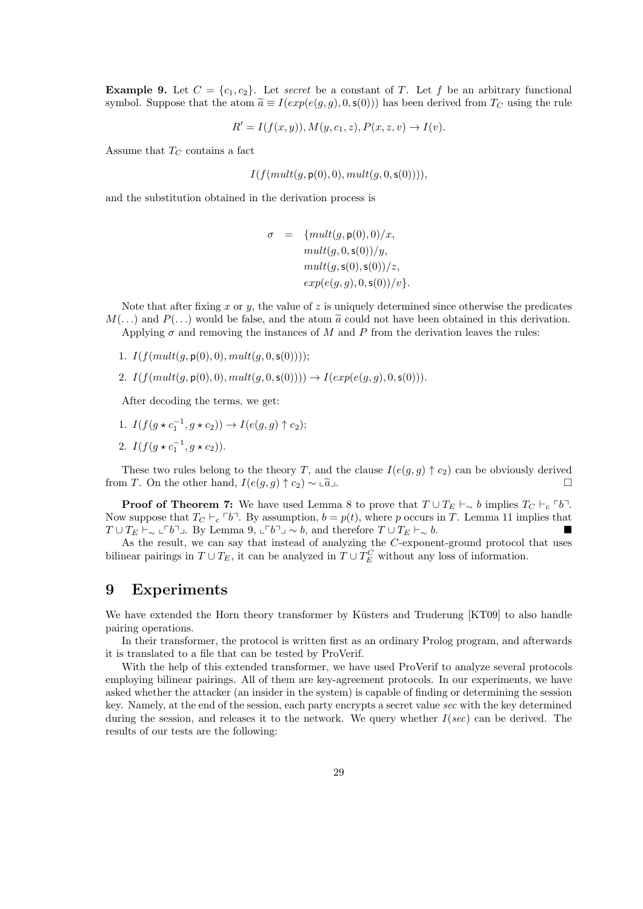**Example 9.** Let $C = \{c_1, c_2\}$. Let *secret* be a constant of $T$. Let $f$ be an arbitrary functional symbol. Suppose that the atom $\widetilde{a} \equiv I(exp(e(g,g), 0, \mathsf{s}(0)))$ has been derived from $T_C$ using the rule

$$R' = I(f(x,y)), M(y, c_1, z), P(x, z, v) \rightarrow I(v).$$

Assume that $T_C$ contains a fact

$$I(f(mult(g, \mathsf{p}(0), 0), mult(g, 0, \mathsf{s}(0)))),$$

and the substitution obtained in the derivation process is

$$\begin{aligned} \sigma \;\; = \;\; & \{mult(g, \mathsf{p}(0), 0)/x, \\ & mult(g, 0, \mathsf{s}(0))/y, \\ & mult(g, \mathsf{s}(0), \mathsf{s}(0))/z, \\ & exp(e(g,g), 0, \mathsf{s}(0))/v\}. \end{aligned}$$

Note that after fixing $x$ or $y$, the value of $z$ is uniquely determined since otherwise the predicates $M(\ldots)$ and $P(\ldots)$ would be false, and the atom $\widetilde{a}$ could not have been obtained in this derivation.

Applying $\sigma$ and removing the instances of $M$ and $P$ from the derivation leaves the rules:

1. $I(f(mult(g, \mathsf{p}(0), 0), mult(g, 0, \mathsf{s}(0))))$;
2. $I(f(mult(g, \mathsf{p}(0), 0), mult(g, 0, \mathsf{s}(0)))) \rightarrow I(exp(e(g,g), 0, \mathsf{s}(0)))$.

After decoding the terms, we get:

1. $I(f(g \star c_1^{-1}, g \star c_2)) \rightarrow I(e(g,g) \uparrow c_2)$;
2. $I(f(g \star c_1^{-1}, g \star c_2))$.

These two rules belong to the theory $T$, and the clause $I(e(g,g) \uparrow c_2)$ can be obviously derived from $T$. On the other hand, $I(e(g,g) \uparrow c_2) \sim \llcorner \widetilde{a} \lrcorner$. □

**Proof of Theorem 7:** We have used Lemma 8 to prove that $T \cup T_E \vdash_\sim b$ implies $T_C \vdash_{\mathrm{c}} \ulcorner b \urcorner$. Now suppose that $T_C \vdash_{\mathrm{c}} \ulcorner b \urcorner$. By assumption, $b = p(t)$, where $p$ occurs in $T$. Lemma 11 implies that $T \cup T_E \vdash_\sim \llcorner \ulcorner b \urcorner \lrcorner$. By Lemma 9, $\llcorner \ulcorner b \urcorner \lrcorner \sim b$, and therefore $T \cup T_E \vdash_\sim b$. ■

As the result, we can say that instead of analyzing the $C$-exponent-ground protocol that uses bilinear pairings in $T \cup T_E$, it can be analyzed in $T \cup T_E^C$ without any loss of information.

# 9 Experiments

We have extended the Horn theory transformer by Küsters and Truderung [KT09] to also handle pairing operations.

In their transformer, the protocol is written first as an ordinary Prolog program, and afterwards it is translated to a file that can be tested by ProVerif.

With the help of this extended transformer, we have used ProVerif to analyze several protocols employing bilinear pairings. All of them are key-agreement protocols. In our experiments, we have asked whether the attacker (an insider in the system) is capable of finding or determining the session key. Namely, at the end of the session, each party encrypts a secret value *sec* with the key determined during the session, and releases it to the network. We query whether $I(sec)$ can be derived. The results of our tests are the following: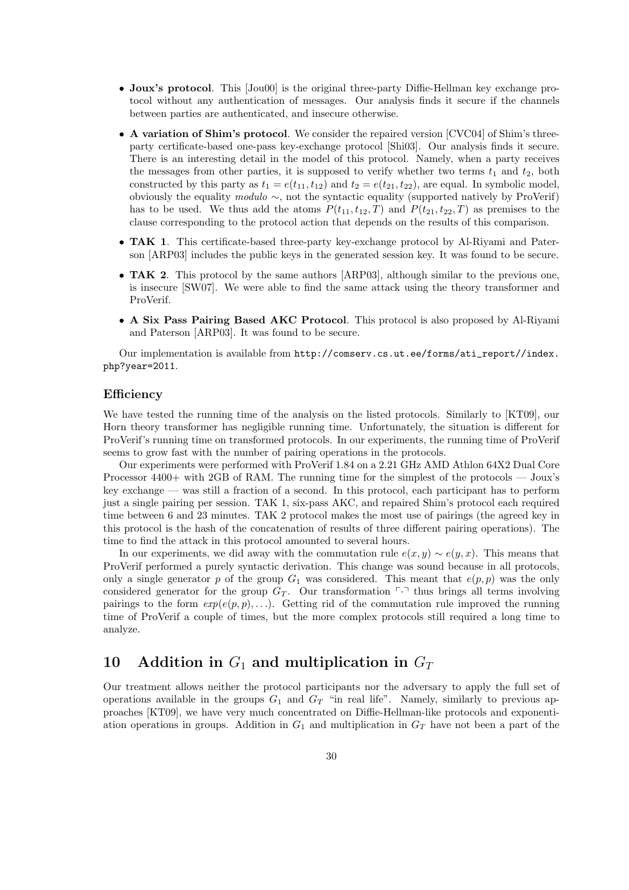- **Joux's protocol**. This [Jou00] is the original three-party Diffie-Hellman key exchange protocol without any authentication of messages. Our analysis finds it secure if the channels between parties are authenticated, and insecure otherwise.
- **A variation of Shim's protocol**. We consider the repaired version [CVC04] of Shim's three-party certificate-based one-pass key-exchange protocol [Shi03]. Our analysis finds it secure. There is an interesting detail in the model of this protocol. Namely, when a party receives the messages from other parties, it is supposed to verify whether two terms $t_1$ and $t_2$, both constructed by this party as $t_1 = e(t_{11}, t_{12})$ and $t_2 = e(t_{21}, t_{22})$, are equal. In symbolic model, obviously the equality *modulo* $\sim$, not the syntactic equality (supported natively by ProVerif) has to be used. We thus add the atoms $P(t_{11}, t_{12}, T)$ and $P(t_{21}, t_{22}, T)$ as premises to the clause corresponding to the protocol action that depends on the results of this comparison.
- **TAK 1**. This certificate-based three-party key-exchange protocol by Al-Riyami and Paterson [ARP03] includes the public keys in the generated session key. It was found to be secure.
- **TAK 2**. This protocol by the same authors [ARP03], although similar to the previous one, is insecure [SW07]. We were able to find the same attack using the theory transformer and ProVerif.
- **A Six Pass Pairing Based AKC Protocol**. This protocol is also proposed by Al-Riyami and Paterson [ARP03]. It was found to be secure.

Our implementation is available from `http://comserv.cs.ut.ee/forms/ati_report//index.php?year=2011`.

### Efficiency

We have tested the running time of the analysis on the listed protocols. Similarly to [KT09], our Horn theory transformer has negligible running time. Unfortunately, the situation is different for ProVerif's running time on transformed protocols. In our experiments, the running time of ProVerif seems to grow fast with the number of pairing operations in the protocols.

Our experiments were performed with ProVerif 1.84 on a 2.21 GHz AMD Athlon 64X2 Dual Core Processor 4400+ with 2GB of RAM. The running time for the simplest of the protocols — Joux's key exchange — was still a fraction of a second. In this protocol, each participant has to perform just a single pairing per session. TAK 1, six-pass AKC, and repaired Shim's protocol each required time between 6 and 23 minutes. TAK 2 protocol makes the most use of pairings (the agreed key in this protocol is the hash of the concatenation of results of three different pairing operations). The time to find the attack in this protocol amounted to several hours.

In our experiments, we did away with the commutation rule $e(x, y) \sim e(y, x)$. This means that ProVerif performed a purely syntactic derivation. This change was sound because in all protocols, only a single generator $p$ of the group $G_1$ was considered. This meant that $e(p, p)$ was the only considered generator for the group $G_T$. Our transformation $\ulcorner\cdot\urcorner$ thus brings all terms involving pairings to the form $exp(e(p, p), \ldots)$. Getting rid of the commutation rule improved the running time of ProVerif a couple of times, but the more complex protocols still required a long time to analyze.

## 10 Addition in $G_1$ and multiplication in $G_T$

Our treatment allows neither the protocol participants nor the adversary to apply the full set of operations available in the groups $G_1$ and $G_T$ "in real life". Namely, similarly to previous approaches [KT09], we have very much concentrated on Diffie-Hellman-like protocols and exponentiation operations in groups. Addition in $G_1$ and multiplication in $G_T$ have not been a part of the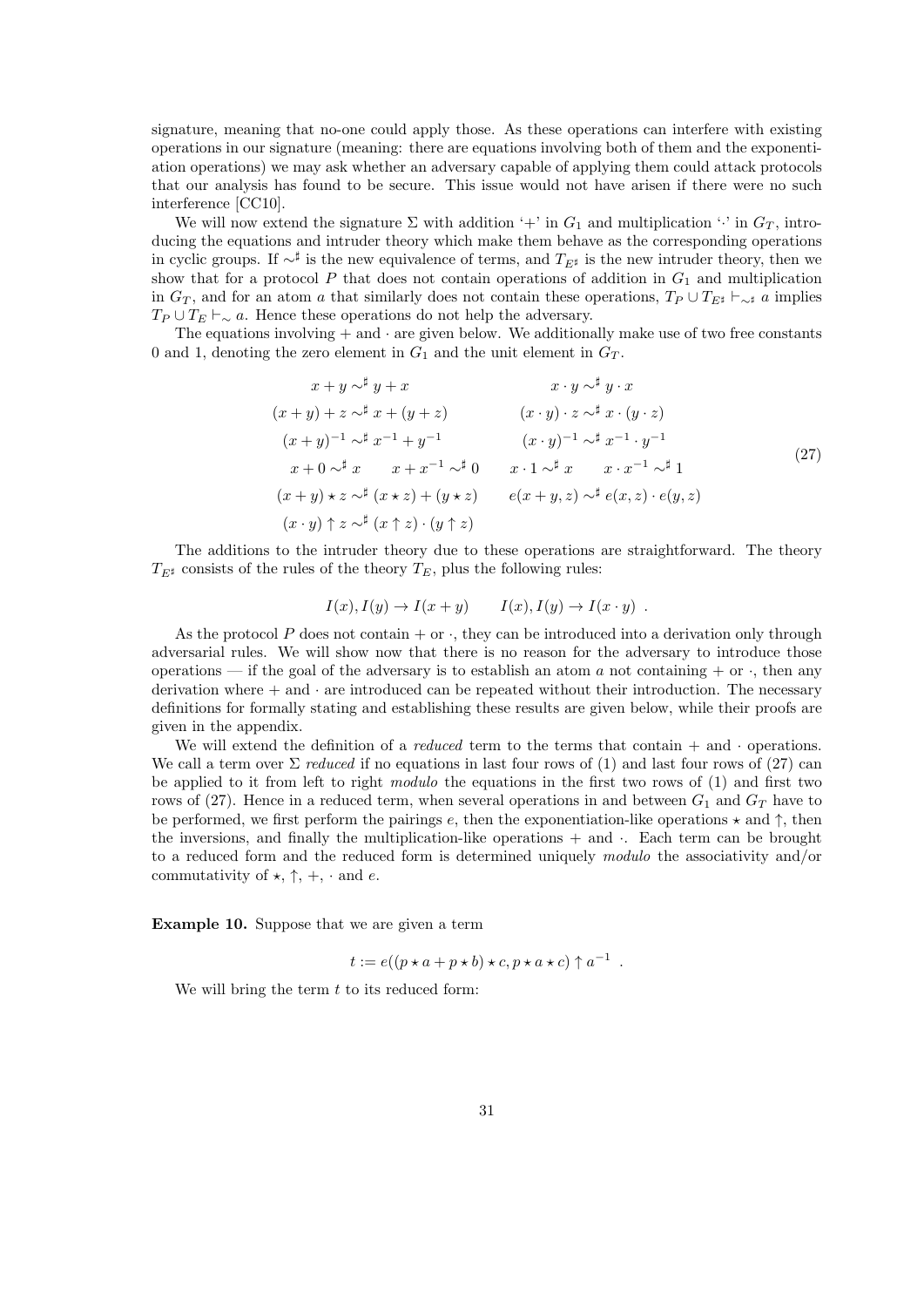signature, meaning that no-one could apply those. As these operations can interfere with existing operations in our signature (meaning: there are equations involving both of them and the exponentiation operations) we may ask whether an adversary capable of applying them could attack protocols that our analysis has found to be secure. This issue would not have arisen if there were no such interference [CC10].

We will now extend the signature $\Sigma$ with addition '$+$' in $G_1$ and multiplication '$\cdot$' in $G_T$, introducing the equations and intruder theory which make them behave as the corresponding operations in cyclic groups. If $\sim^\sharp$ is the new equivalence of terms, and $T_{E^\sharp}$ is the new intruder theory, then we show that for a protocol $P$ that does not contain operations of addition in $G_1$ and multiplication in $G_T$, and for an atom $a$ that similarly does not contain these operations, $T_P \cup T_{E^\sharp} \vdash_{\sim^\sharp} a$ implies $T_P \cup T_E \vdash_{\sim} a$. Hence these operations do not help the adversary.

The equations involving $+$ and $\cdot$ are given below. We additionally make use of two free constants 0 and 1, denoting the zero element in $G_1$ and the unit element in $G_T$.

$$
\begin{array}{cc}
x + y \sim^\sharp y + x & x \cdot y \sim^\sharp y \cdot x \\
(x+y)+z \sim^\sharp x+(y+z) & (x \cdot y) \cdot z \sim^\sharp x \cdot (y \cdot z) \\
(x+y)^{-1} \sim^\sharp x^{-1} + y^{-1} & (x \cdot y)^{-1} \sim^\sharp x^{-1} \cdot y^{-1} \\
x + 0 \sim^\sharp x \qquad x + x^{-1} \sim^\sharp 0 & x \cdot 1 \sim^\sharp x \qquad x \cdot x^{-1} \sim^\sharp 1 \\
(x+y) \star z \sim^\sharp (x \star z) + (y \star z) & e(x+y,z) \sim^\sharp e(x,z) \cdot e(y,z) \\
(x \cdot y) \uparrow z \sim^\sharp (x \uparrow z) \cdot (y \uparrow z) &
\end{array}
\tag{27}
$$

The additions to the intruder theory due to these operations are straightforward. The theory $T_{E^\sharp}$ consists of the rules of the theory $T_E$, plus the following rules:

$$
I(x), I(y) \to I(x+y) \qquad I(x), I(y) \to I(x \cdot y) \ .
$$

As the protocol $P$ does not contain $+$ or $\cdot$, they can be introduced into a derivation only through adversarial rules. We will show now that there is no reason for the adversary to introduce those operations — if the goal of the adversary is to establish an atom $a$ not containing $+$ or $\cdot$, then any derivation where $+$ and $\cdot$ are introduced can be repeated without their introduction. The necessary definitions for formally stating and establishing these results are given below, while their proofs are given in the appendix.

We will extend the definition of a *reduced* term to the terms that contain $+$ and $\cdot$ operations. We call a term over $\Sigma$ *reduced* if no equations in last four rows of (1) and last four rows of (27) can be applied to it from left to right *modulo* the equations in the first two rows of (1) and first two rows of (27). Hence in a reduced term, when several operations in and between $G_1$ and $G_T$ have to be performed, we first perform the pairings $e$, then the exponentiation-like operations $\star$ and $\uparrow$, then the inversions, and finally the multiplication-like operations $+$ and $\cdot$. Each term can be brought to a reduced form and the reduced form is determined uniquely *modulo* the associativity and/or commutativity of $\star$, $\uparrow$, $+$, $\cdot$ and $e$.

**Example 10.** Suppose that we are given a term

$$
t := e((p \star a + p \star b) \star c, p \star a \star c) \uparrow a^{-1} \ .
$$

We will bring the term $t$ to its reduced form: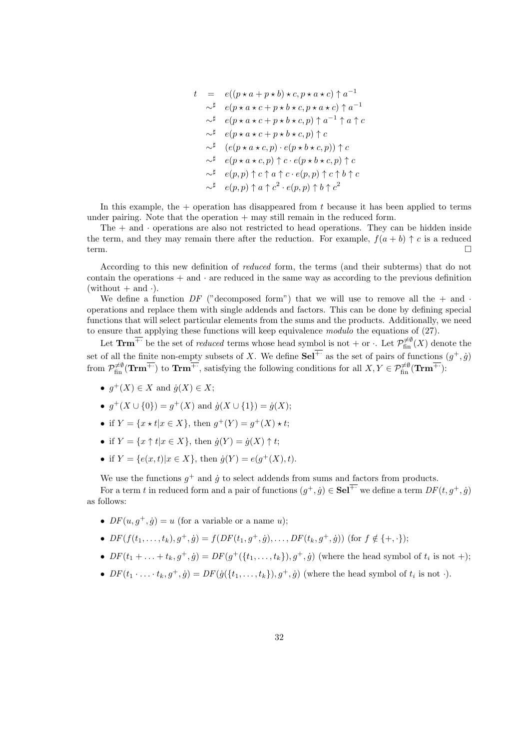$$
\begin{array}{rcl}
t & = & e((p \star a + p \star b) \star c, p \star a \star c) \uparrow a^{-1} \\
& \sim^\sharp & e(p \star a \star c + p \star b \star c, p \star a \star c) \uparrow a^{-1} \\
& \sim^\sharp & e(p \star a \star c + p \star b \star c, p) \uparrow a^{-1} \uparrow a \uparrow c \\
& \sim^\sharp & e(p \star a \star c + p \star b \star c, p) \uparrow c \\
& \sim^\sharp & (e(p \star a \star c, p) \cdot e(p \star b \star c, p)) \uparrow c \\
& \sim^\sharp & e(p \star a \star c, p) \uparrow c \cdot e(p \star b \star c, p) \uparrow c \\
& \sim^\sharp & e(p, p) \uparrow c \uparrow a \uparrow c \cdot e(p, p) \uparrow c \uparrow b \uparrow c \\
& \sim^\sharp & e(p, p) \uparrow a \uparrow c^2 \cdot e(p, p) \uparrow b \uparrow c^2
\end{array}
$$

In this example, the $+$ operation has disappeared from $t$ because it has been applied to terms under pairing. Note that the operation $+$ may still remain in the reduced form.

The $+$ and $\cdot$ operations are also not restricted to head operations. They can be hidden inside the term, and they may remain there after the reduction. For example, $f(a + b) \uparrow c$ is a reduced term. $\square$

According to this new definition of *reduced* form, the terms (and their subterms) that do not contain the operations $+$ and $\cdot$ are reduced in the same way as according to the previous definition (without $+$ and $\cdot$).

We define a function $DF$ ("decomposed form") that we will use to remove all the $+$ and $\cdot$ operations and replace them with single addends and factors. This can be done by defining special functions that will select particular elements from the sums and the products. Additionally, we need to ensure that applying these functions will keep equivalence *modulo* the equations of (27).

Let $\mathbf{Trm}^{\overline{+\cdot}}$ be the set of *reduced* terms whose head symbol is not $+$ or $\cdot$. Let $\mathcal{P}^{\neq\emptyset}_{\text{fin}}(X)$ denote the set of all the finite non-empty subsets of $X$. We define $\mathbf{Sel}^{\overline{+\cdot}}$ as the set of pairs of functions $(g^+, \dot{g})$ from $\mathcal{P}^{\neq\emptyset}_{\text{fin}}(\mathbf{Trm}^{\overline{+\cdot}})$ to $\mathbf{Trm}^{\overline{+\cdot}}$, satisfying the following conditions for all $X, Y \in \mathcal{P}^{\neq\emptyset}_{\text{fin}}(\mathbf{Trm}^{\overline{+\cdot}})$:

- $g^+(X) \in X$ and $\dot{g}(X) \in X$;
- $g^+(X \cup \{0\}) = g^+(X)$ and $\dot{g}(X \cup \{1\}) = \dot{g}(X)$;
- if $Y = \{x \star t | x \in X\}$, then $g^+(Y) = g^+(X) \star t$;
- if $Y = \{x \uparrow t | x \in X\}$, then $\dot{g}(Y) = \dot{g}(X) \uparrow t$;
- if $Y = \{e(x, t) | x \in X\}$, then $\dot{g}(Y) = e(g^+(X), t)$.

We use the functions $g^+$ and $\dot{g}$ to select addends from sums and factors from products.

For a term $t$ in reduced form and a pair of functions $(g^+, \dot{g}) \in \mathbf{Sel}^{\overline{+\cdot}}$ we define a term $DF(t, g^+, \dot{g})$ as follows:

- $DF(u, g^+, \dot{g}) = u$ (for a variable or a name $u$);
- $DF(f(t_1, \ldots, t_k), g^+, \dot{g}) = f(DF(t_1, g^+, \dot{g}), \ldots, DF(t_k, g^+, \dot{g}))$ (for $f \notin \{+, \cdot\}$);
- $DF(t_1 + \ldots + t_k, g^+, \dot{g}) = DF(g^+(\{t_1, \ldots, t_k\}), g^+, \dot{g})$ (where the head symbol of $t_i$ is not $+$);
- $DF(t_1 \cdot \ldots \cdot t_k, g^+, \dot{g}) = DF(\dot{g}(\{t_1, \ldots, t_k\}), g^+, \dot{g})$ (where the head symbol of $t_i$ is not $\cdot$).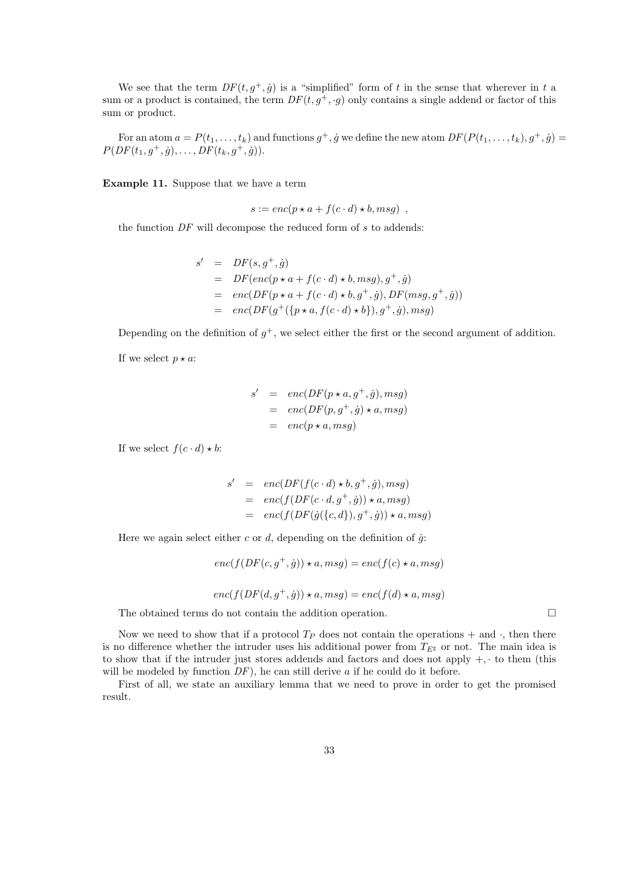We see that the term $DF(t, g^+, \dot{g})$ is a "simplified" form of $t$ in the sense that wherever in $t$ a sum or a product is contained, the term $DF(t, g^+, \cdot g)$ only contains a single addend or factor of this sum or product.

For an atom $a = P(t_1, \ldots, t_k)$ and functions $g^+, \dot{g}$ we define the new atom $DF(P(t_1, \ldots, t_k), g^+, \dot{g}) = P(DF(t_1, g^+, \dot{g}), \ldots, DF(t_k, g^+, \dot{g}))$.

**Example 11.** Suppose that we have a term

$$s := enc(p \star a + f(c \cdot d) \star b, msg) \enspace ,$$

the function $DF$ will decompose the reduced form of $s$ to addends:

$$\begin{aligned}
s' &= DF(s, g^+, \dot{g}) \\
&= DF(enc(p \star a + f(c \cdot d) \star b, msg), g^+, \dot{g}) \\
&= enc(DF(p \star a + f(c \cdot d) \star b, g^+, \dot{g}), DF(msg, g^+, \dot{g})) \\
&= enc(DF(g^+(\{p \star a, f(c \cdot d) \star b\}), g^+, \dot{g}), msg)
\end{aligned}$$

Depending on the definition of $g^+$, we select either the first or the second argument of addition.

If we select $p \star a$:

$$\begin{aligned}
s' &= enc(DF(p \star a, g^+, \dot{g}), msg) \\
&= enc(DF(p, g^+, \dot{g}) \star a, msg) \\
&= enc(p \star a, msg)
\end{aligned}$$

If we select $f(c \cdot d) \star b$:

$$\begin{aligned}
s' &= enc(DF(f(c \cdot d) \star b, g^+, \dot{g}), msg) \\
&= enc(f(DF(c \cdot d, g^+, \dot{g})) \star a, msg) \\
&= enc(f(DF(\dot{g}(\{c, d\}), g^+, \dot{g})) \star a, msg)
\end{aligned}$$

Here we again select either $c$ or $d$, depending on the definition of $\dot{g}$:

$$enc(f(DF(c, g^+, \dot{g})) \star a, msg) = enc(f(c) \star a, msg)$$

$$enc(f(DF(d, g^+, \dot{g})) \star a, msg) = enc(f(d) \star a, msg)$$

The obtained terms do not contain the addition operation. □

Now we need to show that if a protocol $T_P$ does not contain the operations $+$ and $\cdot$, then there is no difference whether the intruder uses his additional power from $T_{E^\sharp}$ or not. The main idea is to show that if the intruder just stores addends and factors and does not apply $+, \cdot$ to them (this will be modeled by function $DF$), he can still derive $a$ if he could do it before.

First of all, we state an auxiliary lemma that we need to prove in order to get the promised result.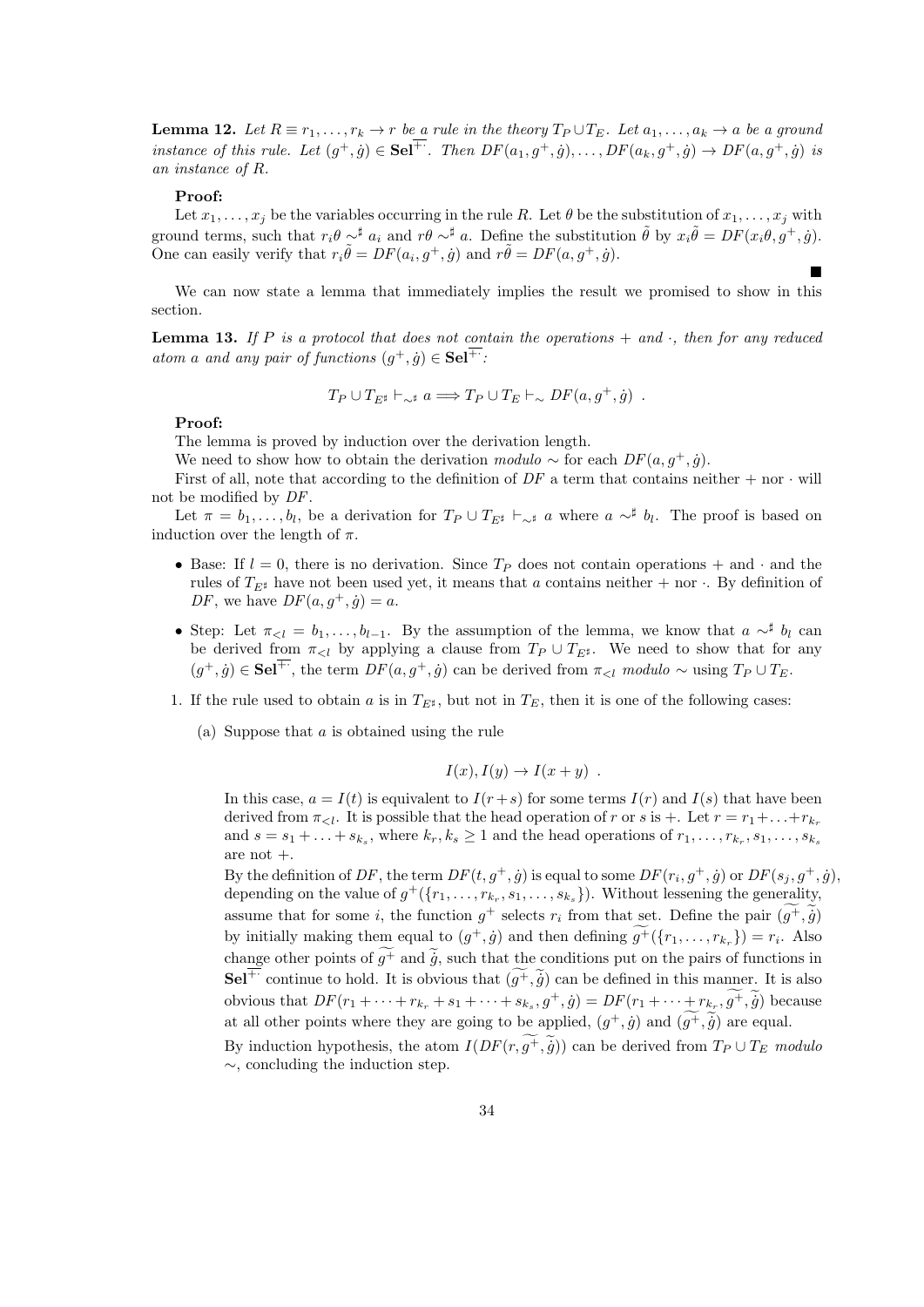**Lemma 12.** *Let $R \equiv r_1, \ldots, r_k \to r$ be a rule in the theory $T_P \cup T_E$. Let $a_1, \ldots, a_k \to a$ be a ground instance of this rule. Let $(g^+, \dot{g}) \in \mathbf{Sel}^{\overline{+\cdot}}$. Then $DF(a_1, g^+, \dot{g}), \ldots, DF(a_k, g^+, \dot{g}) \to DF(a, g^+, \dot{g})$ is an instance of $R$.*

**Proof:**

Let $x_1, \ldots, x_j$ be the variables occurring in the rule $R$. Let $\theta$ be the substitution of $x_1, \ldots, x_j$ with ground terms, such that $r_i\theta \sim^\sharp a_i$ and $r\theta \sim^\sharp a$. Define the substitution $\tilde{\theta}$ by $x_i\tilde{\theta} = DF(x_i\theta, g^+, \dot{g})$. One can easily verify that $r_i\tilde{\theta} = DF(a_i, g^+, \dot{g})$ and $r\tilde{\theta} = DF(a, g^+, \dot{g})$.

■

We can now state a lemma that immediately implies the result we promised to show in this section.

**Lemma 13.** *If $P$ is a protocol that does not contain the operations $+$ and $\cdot$, then for any reduced atom $a$ and any pair of functions $(g^+, \dot{g}) \in \mathbf{Sel}^{\overline{+\cdot}}$:*

$$T_P \cup T_{E^\sharp} \vdash_{\sim^\sharp} a \Longrightarrow T_P \cup T_E \vdash_\sim DF(a, g^+, \dot{g}) \ .$$

**Proof:**

The lemma is proved by induction over the derivation length.

We need to show how to obtain the derivation *modulo* $\sim$ for each $DF(a, g^+, \dot{g})$.

First of all, note that according to the definition of $DF$ a term that contains neither $+$ nor $\cdot$ will not be modified by $DF$.

Let $\pi = b_1, \ldots, b_l$, be a derivation for $T_P \cup T_{E^\sharp} \vdash_{\sim^\sharp} a$ where $a \sim^\sharp b_l$. The proof is based on induction over the length of $\pi$.

- Base: If $l = 0$, there is no derivation. Since $T_P$ does not contain operations $+$ and $\cdot$ and the rules of $T_{E^\sharp}$ have not been used yet, it means that $a$ contains neither $+$ nor $\cdot$. By definition of $DF$, we have $DF(a, g^+, \dot{g}) = a$.
- Step: Let $\pi_{<l} = b_1, \ldots, b_{l-1}$. By the assumption of the lemma, we know that $a \sim^\sharp b_l$ can be derived from $\pi_{<l}$ by applying a clause from $T_P \cup T_{E^\sharp}$. We need to show that for any $(g^+, \dot{g}) \in \mathbf{Sel}^{\overline{+\cdot}}$, the term $DF(a, g^+, \dot{g})$ can be derived from $\pi_{<l}$ *modulo* $\sim$ using $T_P \cup T_E$.

1. If the rule used to obtain $a$ is in $T_{E^\sharp}$, but not in $T_E$, then it is one of the following cases:

   (a) Suppose that $a$ is obtained using the rule

   $$I(x), I(y) \to I(x + y) \ .$$

   In this case, $a = I(t)$ is equivalent to $I(r+s)$ for some terms $I(r)$ and $I(s)$ that have been derived from $\pi_{<l}$. It is possible that the head operation of $r$ or $s$ is $+$. Let $r = r_1 + \ldots + r_{k_r}$ and $s = s_1 + \ldots + s_{k_s}$, where $k_r, k_s \geq 1$ and the head operations of $r_1, \ldots, r_{k_r}, s_1, \ldots, s_{k_s}$ are not $+$.

   By the definition of $DF$, the term $DF(t, g^+, \dot{g})$ is equal to some $DF(r_i, g^+, \dot{g})$ or $DF(s_j, g^+, \dot{g})$, depending on the value of $g^+(\{r_1, \ldots, r_{k_r}, s_1, \ldots, s_{k_s}\})$. Without lessening the generality, assume that for some $i$, the function $g^+$ selects $r_i$ from that set. Define the pair $(\widetilde{g^+}, \tilde{\dot{g}})$ by initially making them equal to $(g^+, \dot{g})$ and then defining $\widetilde{g^+}(\{r_1, \ldots, r_{k_r}\}) = r_i$. Also change other points of $\widetilde{g^+}$ and $\tilde{\dot{g}}$, such that the conditions put on the pairs of functions in $\mathbf{Sel}^{\overline{+\cdot}}$ continue to hold. It is obvious that $(\widetilde{g^+}, \tilde{\dot{g}})$ can be defined in this manner. It is also obvious that $DF(r_1 + \cdots + r_{k_r} + s_1 + \cdots + s_{k_s}, g^+, \dot{g}) = DF(r_1 + \cdots + r_{k_r}, \widetilde{g^+}, \tilde{\dot{g}})$ because at all other points where they are going to be applied, $(g^+, \dot{g})$ and $(\widetilde{g^+}, \tilde{\dot{g}})$ are equal.

   By induction hypothesis, the atom $I(DF(r, \widetilde{g^+}, \tilde{\dot{g}}))$ can be derived from $T_P \cup T_E$ *modulo* $\sim$, concluding the induction step.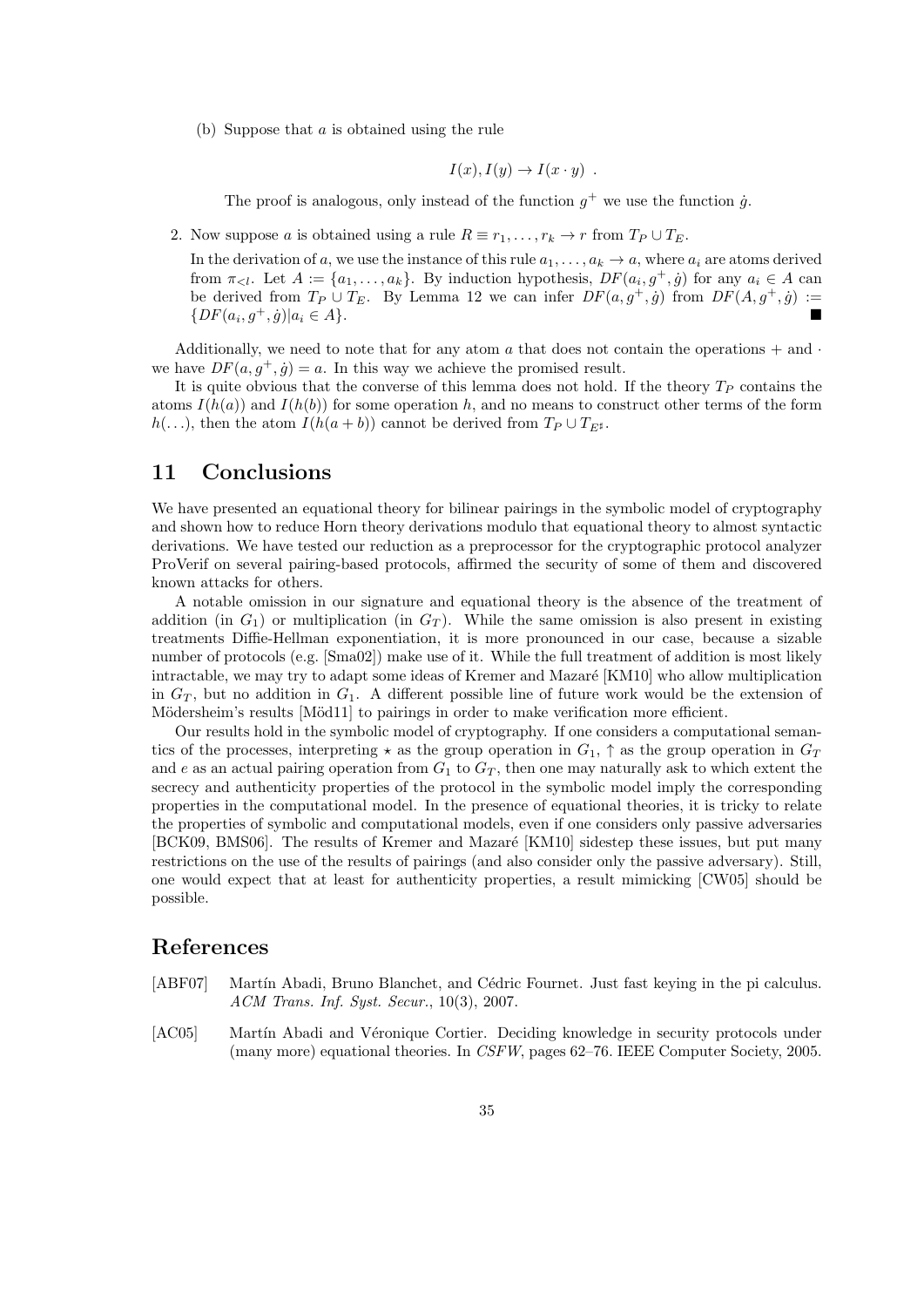(b) Suppose that $a$ is obtained using the rule

$$I(x), I(y) \rightarrow I(x \cdot y) \ .$$

The proof is analogous, only instead of the function $g^+$ we use the function $\dot{g}$.

2. Now suppose $a$ is obtained using a rule $R \equiv r_1, \ldots, r_k \rightarrow r$ from $T_P \cup T_E$.

   In the derivation of $a$, we use the instance of this rule $a_1, \ldots, a_k \rightarrow a$, where $a_i$ are atoms derived from $\pi_{<l}$. Let $A := \{a_1, \ldots, a_k\}$. By induction hypothesis, $DF(a_i, g^+, \dot{g})$ for any $a_i \in A$ can be derived from $T_P \cup T_E$. By Lemma 12 we can infer $DF(a, g^+, \dot{g})$ from $DF(A, g^+, \dot{g}) := \{DF(a_i, g^+, \dot{g}) | a_i \in A\}$. ■

Additionally, we need to note that for any atom $a$ that does not contain the operations $+$ and $\cdot$ we have $DF(a, g^+, \dot{g}) = a$. In this way we achieve the promised result.

It is quite obvious that the converse of this lemma does not hold. If the theory $T_P$ contains the atoms $I(h(a))$ and $I(h(b))$ for some operation $h$, and no means to construct other terms of the form $h(\ldots)$, then the atom $I(h(a + b))$ cannot be derived from $T_P \cup T_{E^\sharp}$.

# 11 Conclusions

We have presented an equational theory for bilinear pairings in the symbolic model of cryptography and shown how to reduce Horn theory derivations modulo that equational theory to almost syntactic derivations. We have tested our reduction as a preprocessor for the cryptographic protocol analyzer ProVerif on several pairing-based protocols, affirmed the security of some of them and discovered known attacks for others.

A notable omission in our signature and equational theory is the absence of the treatment of addition (in $G_1$) or multiplication (in $G_T$). While the same omission is also present in existing treatments Diffie-Hellman exponentiation, it is more pronounced in our case, because a sizable number of protocols (e.g. [Sma02]) make use of it. While the full treatment of addition is most likely intractable, we may try to adapt some ideas of Kremer and Mazaré [KM10] who allow multiplication in $G_T$, but no addition in $G_1$. A different possible line of future work would be the extension of Mödersheim's results [Möd11] to pairings in order to make verification more efficient.

Our results hold in the symbolic model of cryptography. If one considers a computational semantics of the processes, interpreting $\star$ as the group operation in $G_1$, $\uparrow$ as the group operation in $G_T$ and $e$ as an actual pairing operation from $G_1$ to $G_T$, then one may naturally ask to which extent the secrecy and authenticity properties of the protocol in the symbolic model imply the corresponding properties in the computational model. In the presence of equational theories, it is tricky to relate the properties of symbolic and computational models, even if one considers only passive adversaries [BCK09, BMS06]. The results of Kremer and Mazaré [KM10] sidestep these issues, but put many restrictions on the use of the results of pairings (and also consider only the passive adversary). Still, one would expect that at least for authenticity properties, a result mimicking [CW05] should be possible.

# References

[ABF07] Martín Abadi, Bruno Blanchet, and Cédric Fournet. Just fast keying in the pi calculus. *ACM Trans. Inf. Syst. Secur.*, 10(3), 2007.

[AC05] Martín Abadi and Véronique Cortier. Deciding knowledge in security protocols under (many more) equational theories. In *CSFW*, pages 62–76. IEEE Computer Society, 2005.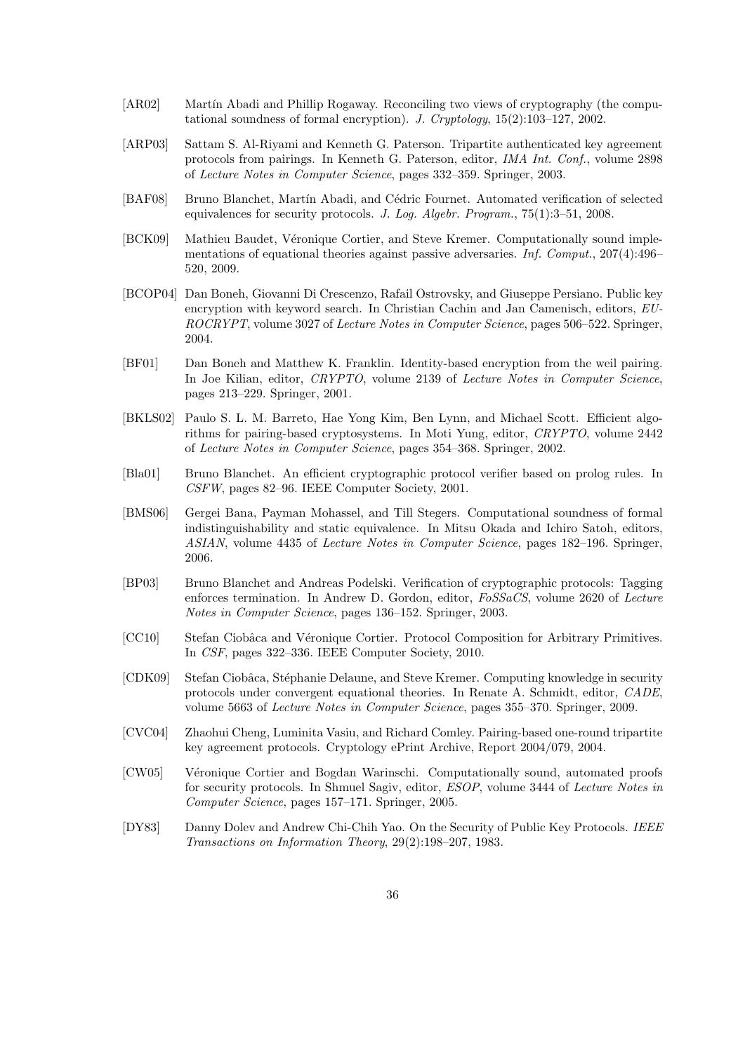- [AR02] Martín Abadi and Phillip Rogaway. Reconciling two views of cryptography (the computational soundness of formal encryption). *J. Cryptology*, 15(2):103–127, 2002.

- [ARP03] Sattam S. Al-Riyami and Kenneth G. Paterson. Tripartite authenticated key agreement protocols from pairings. In Kenneth G. Paterson, editor, *IMA Int. Conf.*, volume 2898 of *Lecture Notes in Computer Science*, pages 332–359. Springer, 2003.

- [BAF08] Bruno Blanchet, Martín Abadi, and Cédric Fournet. Automated verification of selected equivalences for security protocols. *J. Log. Algebr. Program.*, 75(1):3–51, 2008.

- [BCK09] Mathieu Baudet, Véronique Cortier, and Steve Kremer. Computationally sound implementations of equational theories against passive adversaries. *Inf. Comput.*, 207(4):496–520, 2009.

- [BCOP04] Dan Boneh, Giovanni Di Crescenzo, Rafail Ostrovsky, and Giuseppe Persiano. Public key encryption with keyword search. In Christian Cachin and Jan Camenisch, editors, *EUROCRYPT*, volume 3027 of *Lecture Notes in Computer Science*, pages 506–522. Springer, 2004.

- [BF01] Dan Boneh and Matthew K. Franklin. Identity-based encryption from the weil pairing. In Joe Kilian, editor, *CRYPTO*, volume 2139 of *Lecture Notes in Computer Science*, pages 213–229. Springer, 2001.

- [BKLS02] Paulo S. L. M. Barreto, Hae Yong Kim, Ben Lynn, and Michael Scott. Efficient algorithms for pairing-based cryptosystems. In Moti Yung, editor, *CRYPTO*, volume 2442 of *Lecture Notes in Computer Science*, pages 354–368. Springer, 2002.

- [Bla01] Bruno Blanchet. An efficient cryptographic protocol verifier based on prolog rules. In *CSFW*, pages 82–96. IEEE Computer Society, 2001.

- [BMS06] Gergei Bana, Payman Mohassel, and Till Stegers. Computational soundness of formal indistinguishability and static equivalence. In Mitsu Okada and Ichiro Satoh, editors, *ASIAN*, volume 4435 of *Lecture Notes in Computer Science*, pages 182–196. Springer, 2006.

- [BP03] Bruno Blanchet and Andreas Podelski. Verification of cryptographic protocols: Tagging enforces termination. In Andrew D. Gordon, editor, *FoSSaCS*, volume 2620 of *Lecture Notes in Computer Science*, pages 136–152. Springer, 2003.

- [CC10] Stefan Ciobâca and Véronique Cortier. Protocol Composition for Arbitrary Primitives. In *CSF*, pages 322–336. IEEE Computer Society, 2010.

- [CDK09] Stefan Ciobâca, Stéphanie Delaune, and Steve Kremer. Computing knowledge in security protocols under convergent equational theories. In Renate A. Schmidt, editor, *CADE*, volume 5663 of *Lecture Notes in Computer Science*, pages 355–370. Springer, 2009.

- [CVC04] Zhaohui Cheng, Luminita Vasiu, and Richard Comley. Pairing-based one-round tripartite key agreement protocols. Cryptology ePrint Archive, Report 2004/079, 2004.

- [CW05] Véronique Cortier and Bogdan Warinschi. Computationally sound, automated proofs for security protocols. In Shmuel Sagiv, editor, *ESOP*, volume 3444 of *Lecture Notes in Computer Science*, pages 157–171. Springer, 2005.

- [DY83] Danny Dolev and Andrew Chi-Chih Yao. On the Security of Public Key Protocols. *IEEE Transactions on Information Theory*, 29(2):198–207, 1983.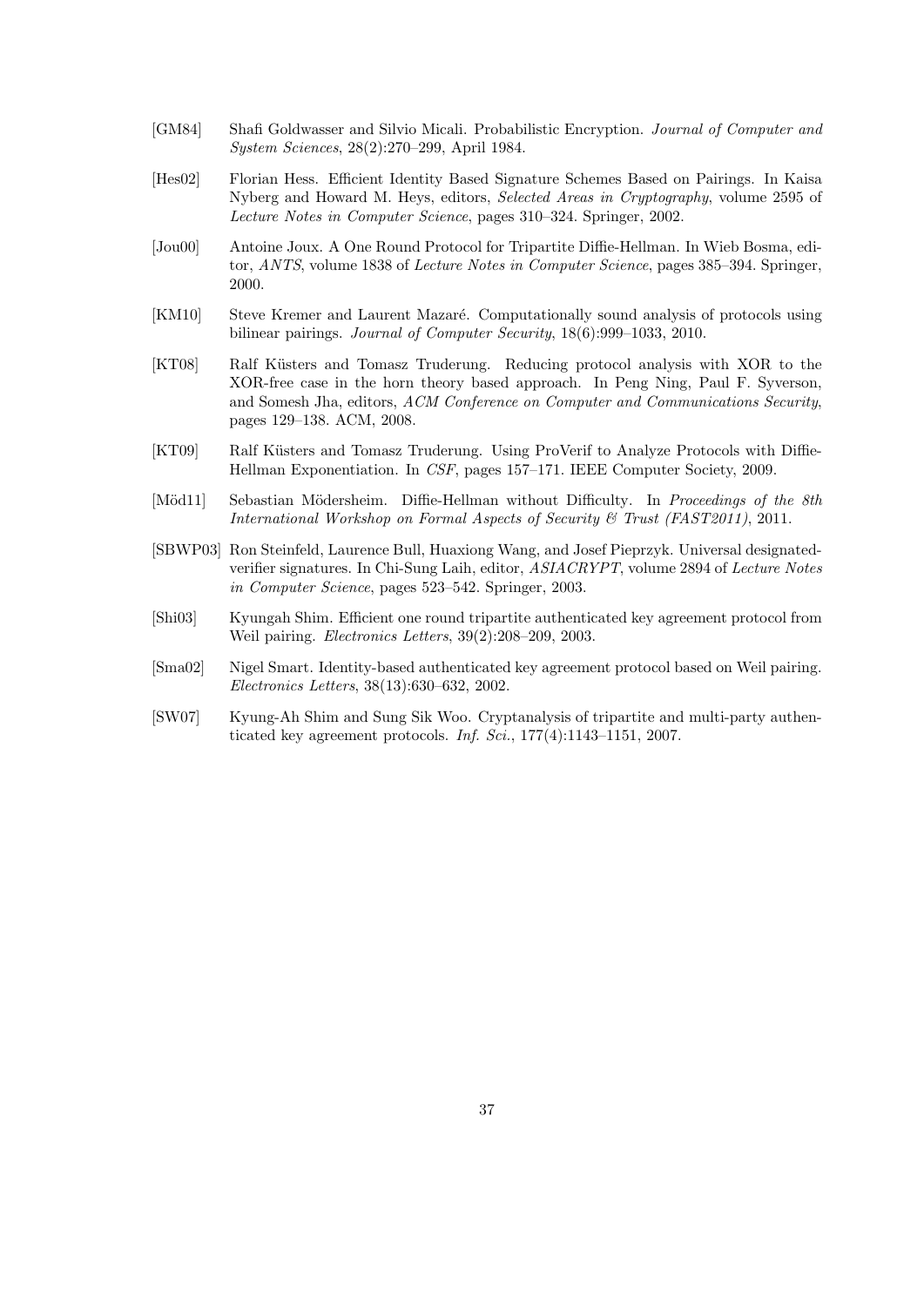[GM84] Shafi Goldwasser and Silvio Micali. Probabilistic Encryption. *Journal of Computer and System Sciences*, 28(2):270–299, April 1984.

[Hes02] Florian Hess. Efficient Identity Based Signature Schemes Based on Pairings. In Kaisa Nyberg and Howard M. Heys, editors, *Selected Areas in Cryptography*, volume 2595 of *Lecture Notes in Computer Science*, pages 310–324. Springer, 2002.

[Jou00] Antoine Joux. A One Round Protocol for Tripartite Diffie-Hellman. In Wieb Bosma, editor, *ANTS*, volume 1838 of *Lecture Notes in Computer Science*, pages 385–394. Springer, 2000.

[KM10] Steve Kremer and Laurent Mazaré. Computationally sound analysis of protocols using bilinear pairings. *Journal of Computer Security*, 18(6):999–1033, 2010.

[KT08] Ralf Küsters and Tomasz Truderung. Reducing protocol analysis with XOR to the XOR-free case in the horn theory based approach. In Peng Ning, Paul F. Syverson, and Somesh Jha, editors, *ACM Conference on Computer and Communications Security*, pages 129–138. ACM, 2008.

[KT09] Ralf Küsters and Tomasz Truderung. Using ProVerif to Analyze Protocols with Diffie-Hellman Exponentiation. In *CSF*, pages 157–171. IEEE Computer Society, 2009.

[Möd11] Sebastian Mödersheim. Diffie-Hellman without Difficulty. In *Proceedings of the 8th International Workshop on Formal Aspects of Security & Trust (FAST2011)*, 2011.

[SBWP03] Ron Steinfeld, Laurence Bull, Huaxiong Wang, and Josef Pieprzyk. Universal designated-verifier signatures. In Chi-Sung Laih, editor, *ASIACRYPT*, volume 2894 of *Lecture Notes in Computer Science*, pages 523–542. Springer, 2003.

[Shi03] Kyungah Shim. Efficient one round tripartite authenticated key agreement protocol from Weil pairing. *Electronics Letters*, 39(2):208–209, 2003.

[Sma02] Nigel Smart. Identity-based authenticated key agreement protocol based on Weil pairing. *Electronics Letters*, 38(13):630–632, 2002.

[SW07] Kyung-Ah Shim and Sung Sik Woo. Cryptanalysis of tripartite and multi-party authenticated key agreement protocols. *Inf. Sci.*, 177(4):1143–1151, 2007.